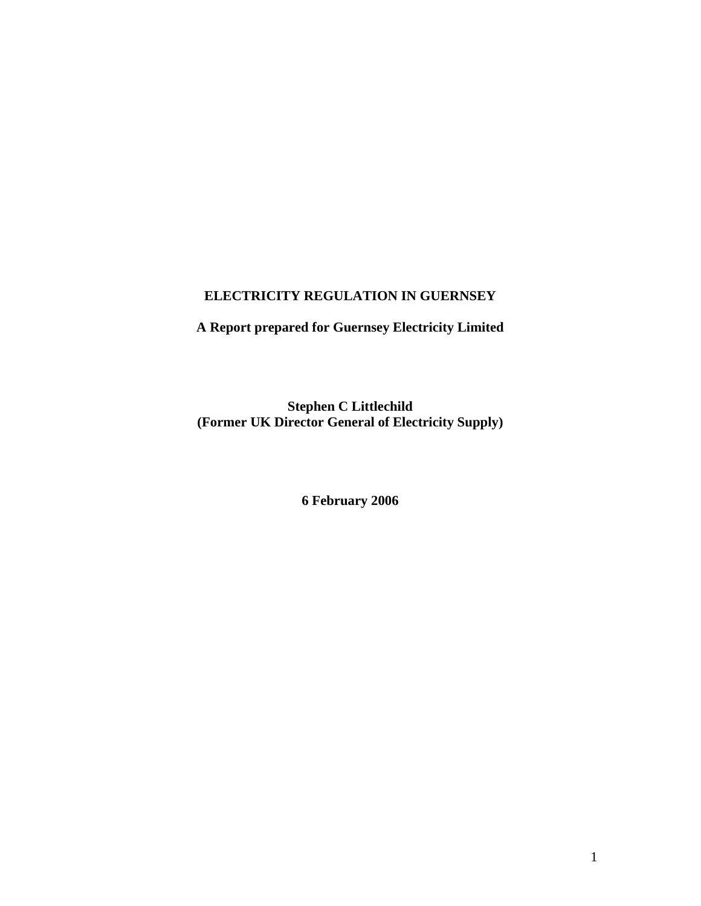# ELECTRICITY REGULATION IN GUERNSEY

**A Report prepared for Guernsey Electricity Limited**

**Stephen C Littlechild**
**(Former UK Director General of Electricity Supply)**

**6 February 2006**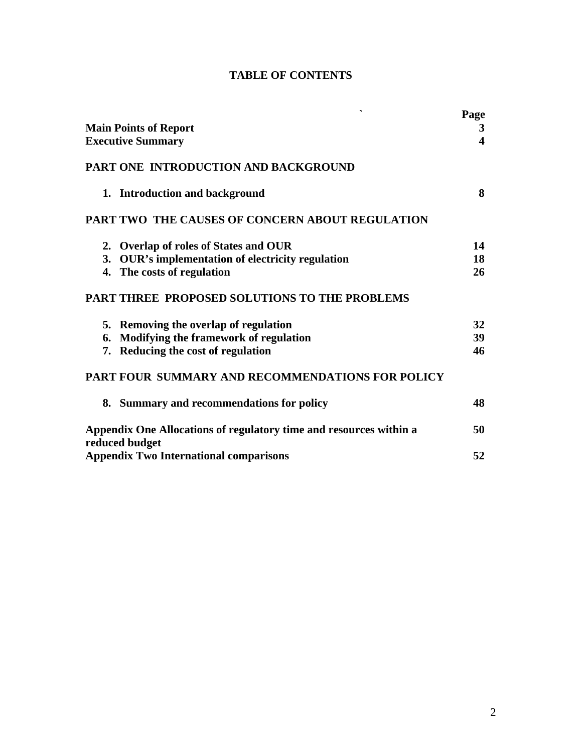# TABLE OF CONTENTS

| | Page |
|---|---|
| **Main Points of Report** | **3** |
| **Executive Summary** | **4** |
| **PART ONE INTRODUCTION AND BACKGROUND** | |
| **1. Introduction and background** | **8** |
| **PART TWO THE CAUSES OF CONCERN ABOUT REGULATION** | |
| **2. Overlap of roles of States and OUR** | **14** |
| **3. OUR's implementation of electricity regulation** | **18** |
| **4. The costs of regulation** | **26** |
| **PART THREE PROPOSED SOLUTIONS TO THE PROBLEMS** | |
| **5. Removing the overlap of regulation** | **32** |
| **6. Modifying the framework of regulation** | **39** |
| **7. Reducing the cost of regulation** | **46** |
| **PART FOUR SUMMARY AND RECOMMENDATIONS FOR POLICY** | |
| **8. Summary and recommendations for policy** | **48** |
| **Appendix One Allocations of regulatory time and resources within a reduced budget** | **50** |
| **Appendix Two International comparisons** | **52** |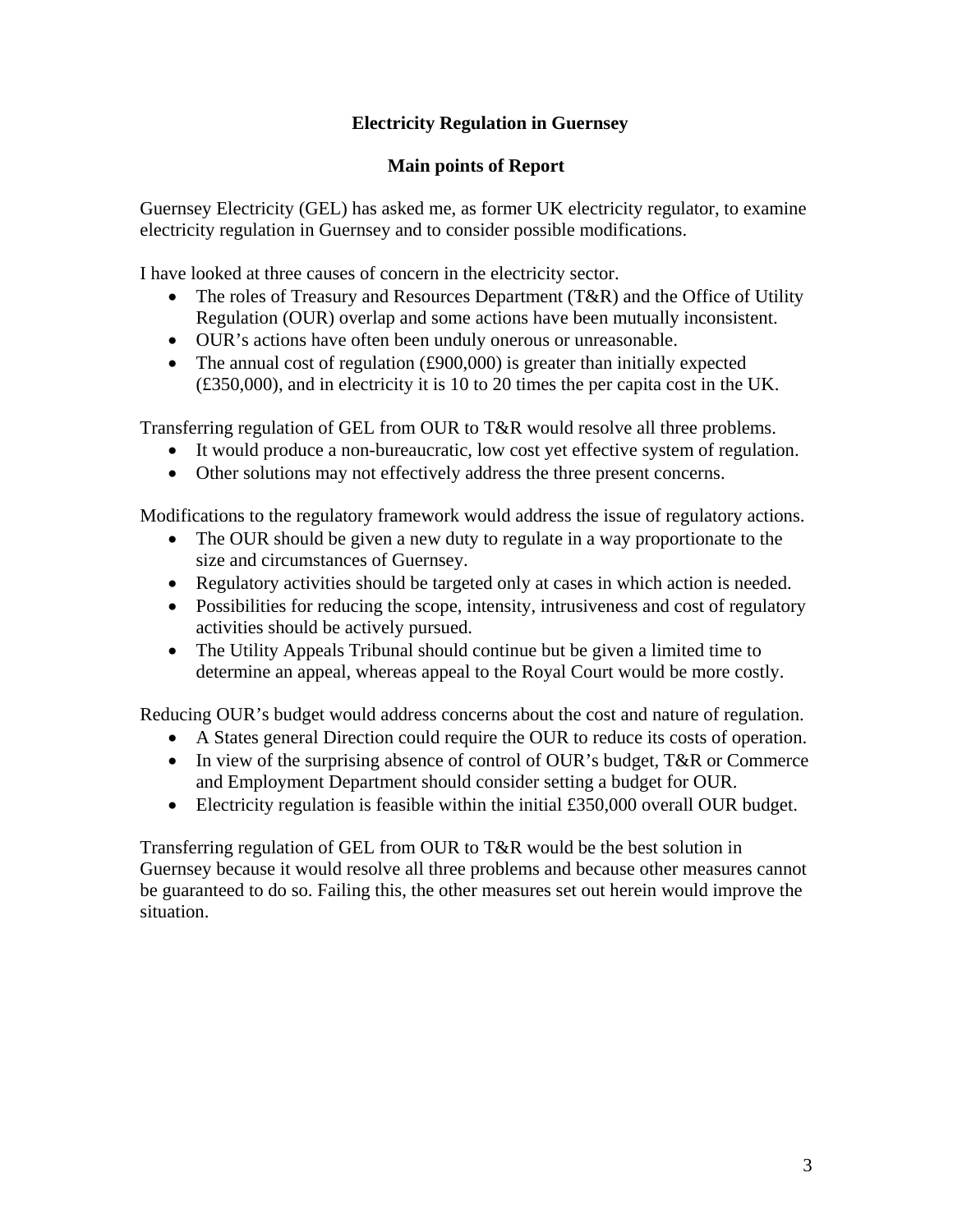## Electricity Regulation in Guernsey

### Main points of Report

Guernsey Electricity (GEL) has asked me, as former UK electricity regulator, to examine electricity regulation in Guernsey and to consider possible modifications.

I have looked at three causes of concern in the electricity sector.

- The roles of Treasury and Resources Department (T&R) and the Office of Utility Regulation (OUR) overlap and some actions have been mutually inconsistent.
- OUR's actions have often been unduly onerous or unreasonable.
- The annual cost of regulation (£900,000) is greater than initially expected (£350,000), and in electricity it is 10 to 20 times the per capita cost in the UK.

Transferring regulation of GEL from OUR to T&R would resolve all three problems.

- It would produce a non-bureaucratic, low cost yet effective system of regulation.
- Other solutions may not effectively address the three present concerns.

Modifications to the regulatory framework would address the issue of regulatory actions.

- The OUR should be given a new duty to regulate in a way proportionate to the size and circumstances of Guernsey.
- Regulatory activities should be targeted only at cases in which action is needed.
- Possibilities for reducing the scope, intensity, intrusiveness and cost of regulatory activities should be actively pursued.
- The Utility Appeals Tribunal should continue but be given a limited time to determine an appeal, whereas appeal to the Royal Court would be more costly.

Reducing OUR's budget would address concerns about the cost and nature of regulation.

- A States general Direction could require the OUR to reduce its costs of operation.
- In view of the surprising absence of control of OUR's budget, T&R or Commerce and Employment Department should consider setting a budget for OUR.
- Electricity regulation is feasible within the initial £350,000 overall OUR budget.

Transferring regulation of GEL from OUR to T&R would be the best solution in Guernsey because it would resolve all three problems and because other measures cannot be guaranteed to do so. Failing this, the other measures set out herein would improve the situation.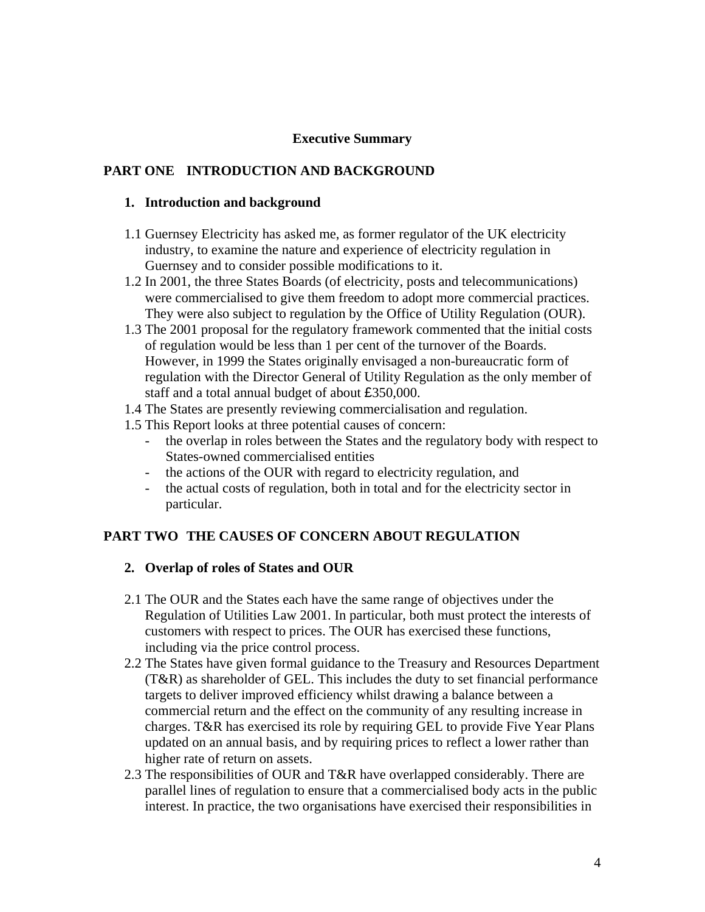## Executive Summary

## PART ONE INTRODUCTION AND BACKGROUND

### 1. Introduction and background

1.1 Guernsey Electricity has asked me, as former regulator of the UK electricity industry, to examine the nature and experience of electricity regulation in Guernsey and to consider possible modifications to it.

1.2 In 2001, the three States Boards (of electricity, posts and telecommunications) were commercialised to give them freedom to adopt more commercial practices. They were also subject to regulation by the Office of Utility Regulation (OUR).

1.3 The 2001 proposal for the regulatory framework commented that the initial costs of regulation would be less than 1 per cent of the turnover of the Boards. However, in 1999 the States originally envisaged a non-bureaucratic form of regulation with the Director General of Utility Regulation as the only member of staff and a total annual budget of about £350,000.

1.4 The States are presently reviewing commercialisation and regulation.

1.5 This Report looks at three potential causes of concern:

- the overlap in roles between the States and the regulatory body with respect to States-owned commercialised entities
- the actions of the OUR with regard to electricity regulation, and
- the actual costs of regulation, both in total and for the electricity sector in particular.

## PART TWO THE CAUSES OF CONCERN ABOUT REGULATION

### 2. Overlap of roles of States and OUR

2.1 The OUR and the States each have the same range of objectives under the Regulation of Utilities Law 2001. In particular, both must protect the interests of customers with respect to prices. The OUR has exercised these functions, including via the price control process.

2.2 The States have given formal guidance to the Treasury and Resources Department (T&R) as shareholder of GEL. This includes the duty to set financial performance targets to deliver improved efficiency whilst drawing a balance between a commercial return and the effect on the community of any resulting increase in charges. T&R has exercised its role by requiring GEL to provide Five Year Plans updated on an annual basis, and by requiring prices to reflect a lower rather than higher rate of return on assets.

2.3 The responsibilities of OUR and T&R have overlapped considerably. There are parallel lines of regulation to ensure that a commercialised body acts in the public interest. In practice, the two organisations have exercised their responsibilities in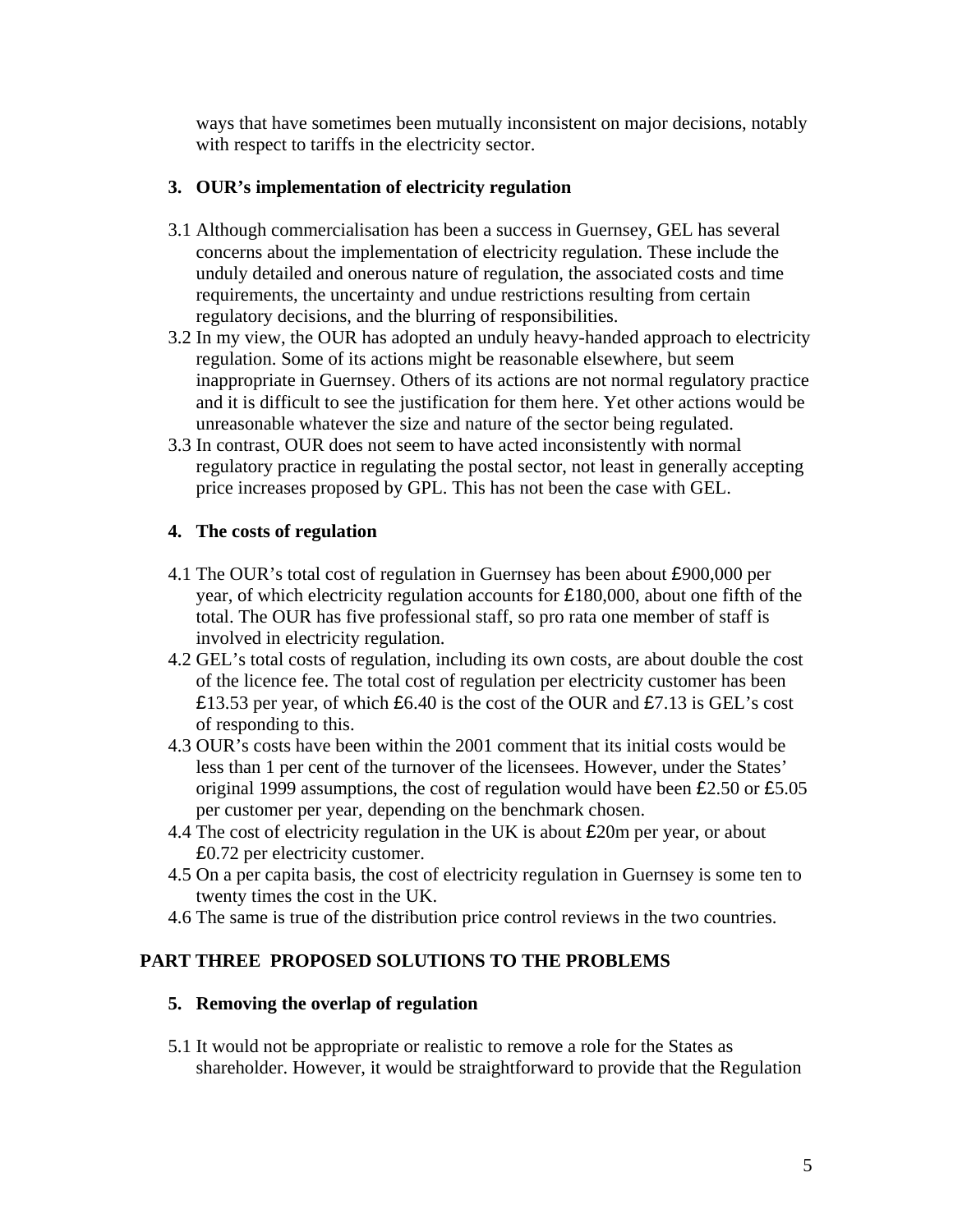ways that have sometimes been mutually inconsistent on major decisions, notably with respect to tariffs in the electricity sector.

### 3. OUR's implementation of electricity regulation

3.1 Although commercialisation has been a success in Guernsey, GEL has several concerns about the implementation of electricity regulation. These include the unduly detailed and onerous nature of regulation, the associated costs and time requirements, the uncertainty and undue restrictions resulting from certain regulatory decisions, and the blurring of responsibilities.

3.2 In my view, the OUR has adopted an unduly heavy-handed approach to electricity regulation. Some of its actions might be reasonable elsewhere, but seem inappropriate in Guernsey. Others of its actions are not normal regulatory practice and it is difficult to see the justification for them here. Yet other actions would be unreasonable whatever the size and nature of the sector being regulated.

3.3 In contrast, OUR does not seem to have acted inconsistently with normal regulatory practice in regulating the postal sector, not least in generally accepting price increases proposed by GPL. This has not been the case with GEL.

### 4. The costs of regulation

4.1 The OUR's total cost of regulation in Guernsey has been about £900,000 per year, of which electricity regulation accounts for £180,000, about one fifth of the total. The OUR has five professional staff, so pro rata one member of staff is involved in electricity regulation.

4.2 GEL's total costs of regulation, including its own costs, are about double the cost of the licence fee. The total cost of regulation per electricity customer has been £13.53 per year, of which £6.40 is the cost of the OUR and £7.13 is GEL's cost of responding to this.

4.3 OUR's costs have been within the 2001 comment that its initial costs would be less than 1 per cent of the turnover of the licensees. However, under the States' original 1999 assumptions, the cost of regulation would have been £2.50 or £5.05 per customer per year, depending on the benchmark chosen.

4.4 The cost of electricity regulation in the UK is about £20m per year, or about £0.72 per electricity customer.

4.5 On a per capita basis, the cost of electricity regulation in Guernsey is some ten to twenty times the cost in the UK.

4.6 The same is true of the distribution price control reviews in the two countries.

## PART THREE PROPOSED SOLUTIONS TO THE PROBLEMS

### 5. Removing the overlap of regulation

5.1 It would not be appropriate or realistic to remove a role for the States as shareholder. However, it would be straightforward to provide that the Regulation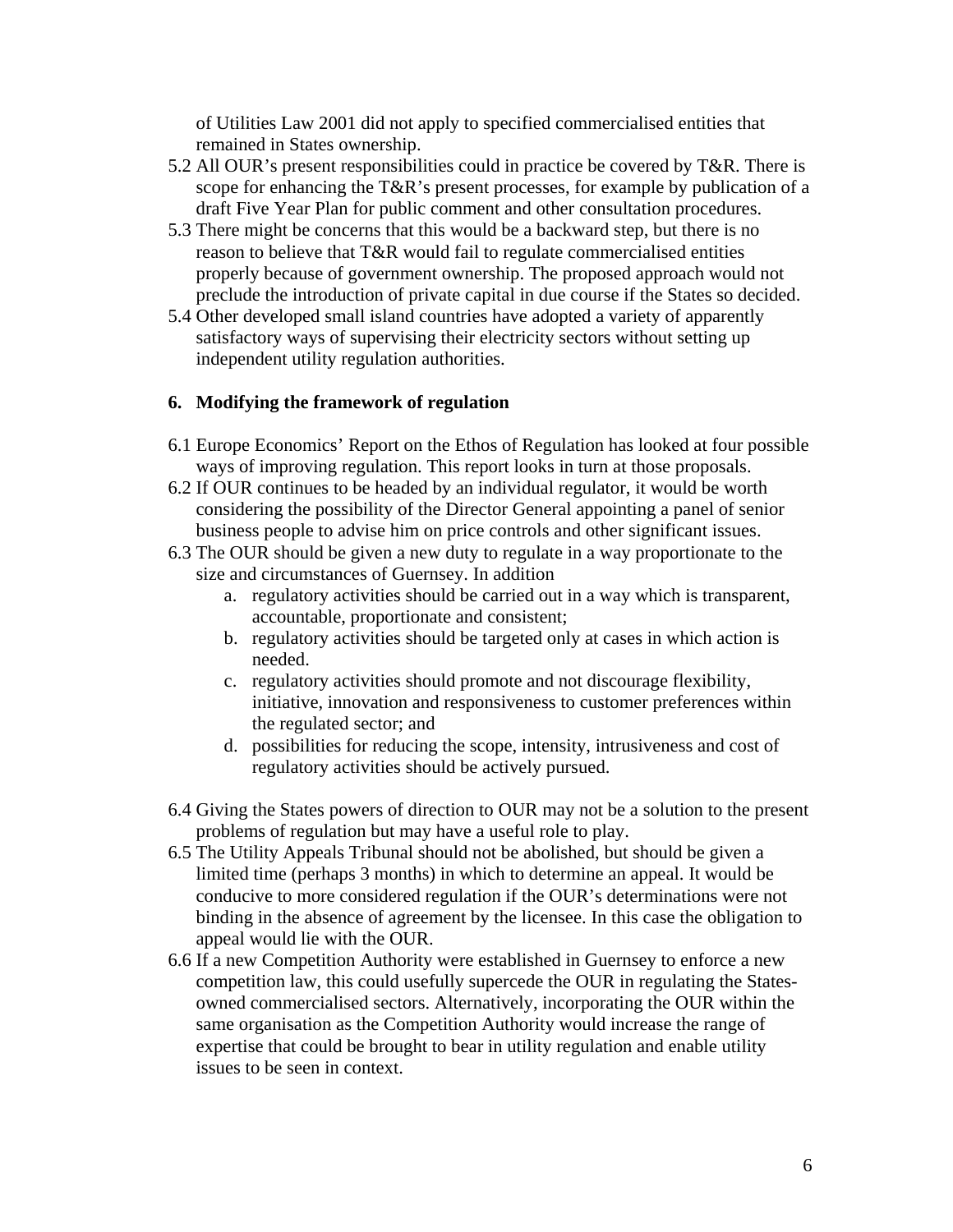of Utilities Law 2001 did not apply to specified commercialised entities that remained in States ownership.

5.2 All OUR's present responsibilities could in practice be covered by T&R. There is scope for enhancing the T&R's present processes, for example by publication of a draft Five Year Plan for public comment and other consultation procedures.

5.3 There might be concerns that this would be a backward step, but there is no reason to believe that T&R would fail to regulate commercialised entities properly because of government ownership. The proposed approach would not preclude the introduction of private capital in due course if the States so decided.

5.4 Other developed small island countries have adopted a variety of apparently satisfactory ways of supervising their electricity sectors without setting up independent utility regulation authorities.

## 6. Modifying the framework of regulation

6.1 Europe Economics' Report on the Ethos of Regulation has looked at four possible ways of improving regulation. This report looks in turn at those proposals.

6.2 If OUR continues to be headed by an individual regulator, it would be worth considering the possibility of the Director General appointing a panel of senior business people to advise him on price controls and other significant issues.

6.3 The OUR should be given a new duty to regulate in a way proportionate to the size and circumstances of Guernsey. In addition

   a. regulatory activities should be carried out in a way which is transparent, accountable, proportionate and consistent;
   b. regulatory activities should be targeted only at cases in which action is needed.
   c. regulatory activities should promote and not discourage flexibility, initiative, innovation and responsiveness to customer preferences within the regulated sector; and
   d. possibilities for reducing the scope, intensity, intrusiveness and cost of regulatory activities should be actively pursued.

6.4 Giving the States powers of direction to OUR may not be a solution to the present problems of regulation but may have a useful role to play.

6.5 The Utility Appeals Tribunal should not be abolished, but should be given a limited time (perhaps 3 months) in which to determine an appeal. It would be conducive to more considered regulation if the OUR's determinations were not binding in the absence of agreement by the licensee. In this case the obligation to appeal would lie with the OUR.

6.6 If a new Competition Authority were established in Guernsey to enforce a new competition law, this could usefully supercede the OUR in regulating the States-owned commercialised sectors. Alternatively, incorporating the OUR within the same organisation as the Competition Authority would increase the range of expertise that could be brought to bear in utility regulation and enable utility issues to be seen in context.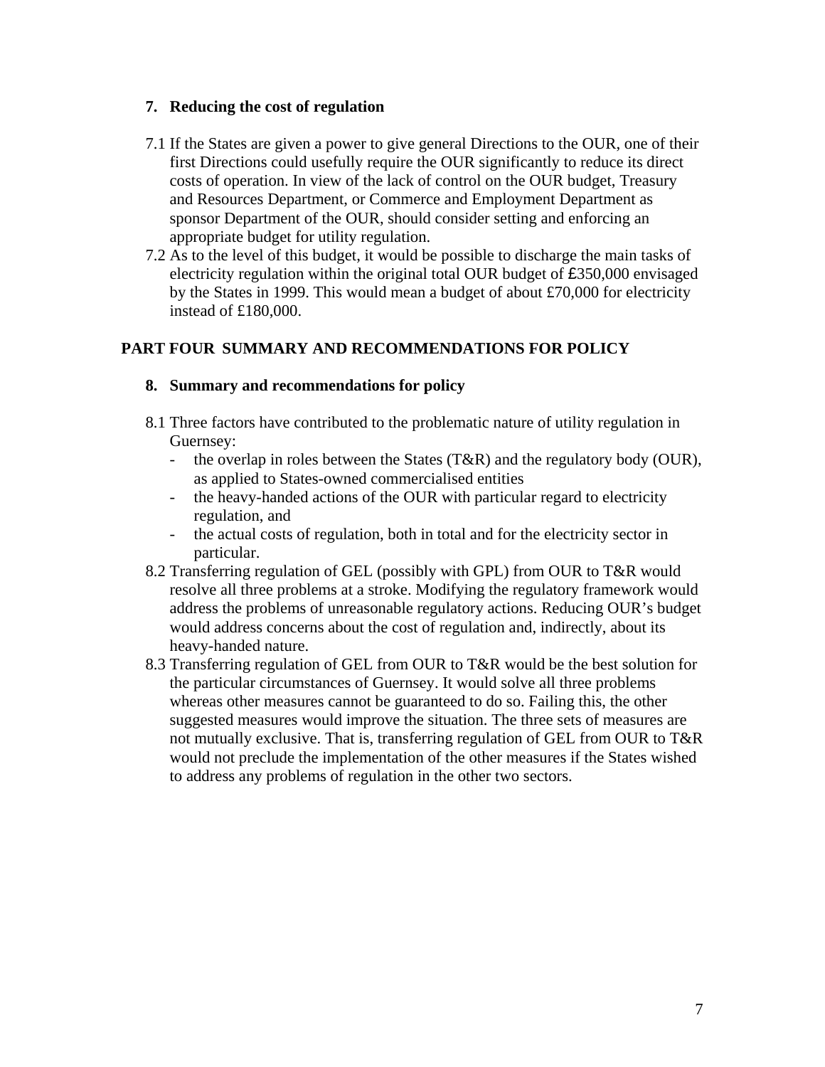### 7. Reducing the cost of regulation

7.1 If the States are given a power to give general Directions to the OUR, one of their first Directions could usefully require the OUR significantly to reduce its direct costs of operation. In view of the lack of control on the OUR budget, Treasury and Resources Department, or Commerce and Employment Department as sponsor Department of the OUR, should consider setting and enforcing an appropriate budget for utility regulation.

7.2 As to the level of this budget, it would be possible to discharge the main tasks of electricity regulation within the original total OUR budget of £350,000 envisaged by the States in 1999. This would mean a budget of about £70,000 for electricity instead of £180,000.

## PART FOUR SUMMARY AND RECOMMENDATIONS FOR POLICY

### 8. Summary and recommendations for policy

8.1 Three factors have contributed to the problematic nature of utility regulation in Guernsey:
- the overlap in roles between the States (T&R) and the regulatory body (OUR), as applied to States-owned commercialised entities
- the heavy-handed actions of the OUR with particular regard to electricity regulation, and
- the actual costs of regulation, both in total and for the electricity sector in particular.

8.2 Transferring regulation of GEL (possibly with GPL) from OUR to T&R would resolve all three problems at a stroke. Modifying the regulatory framework would address the problems of unreasonable regulatory actions. Reducing OUR's budget would address concerns about the cost of regulation and, indirectly, about its heavy-handed nature.

8.3 Transferring regulation of GEL from OUR to T&R would be the best solution for the particular circumstances of Guernsey. It would solve all three problems whereas other measures cannot be guaranteed to do so. Failing this, the other suggested measures would improve the situation. The three sets of measures are not mutually exclusive. That is, transferring regulation of GEL from OUR to T&R would not preclude the implementation of the other measures if the States wished to address any problems of regulation in the other two sectors.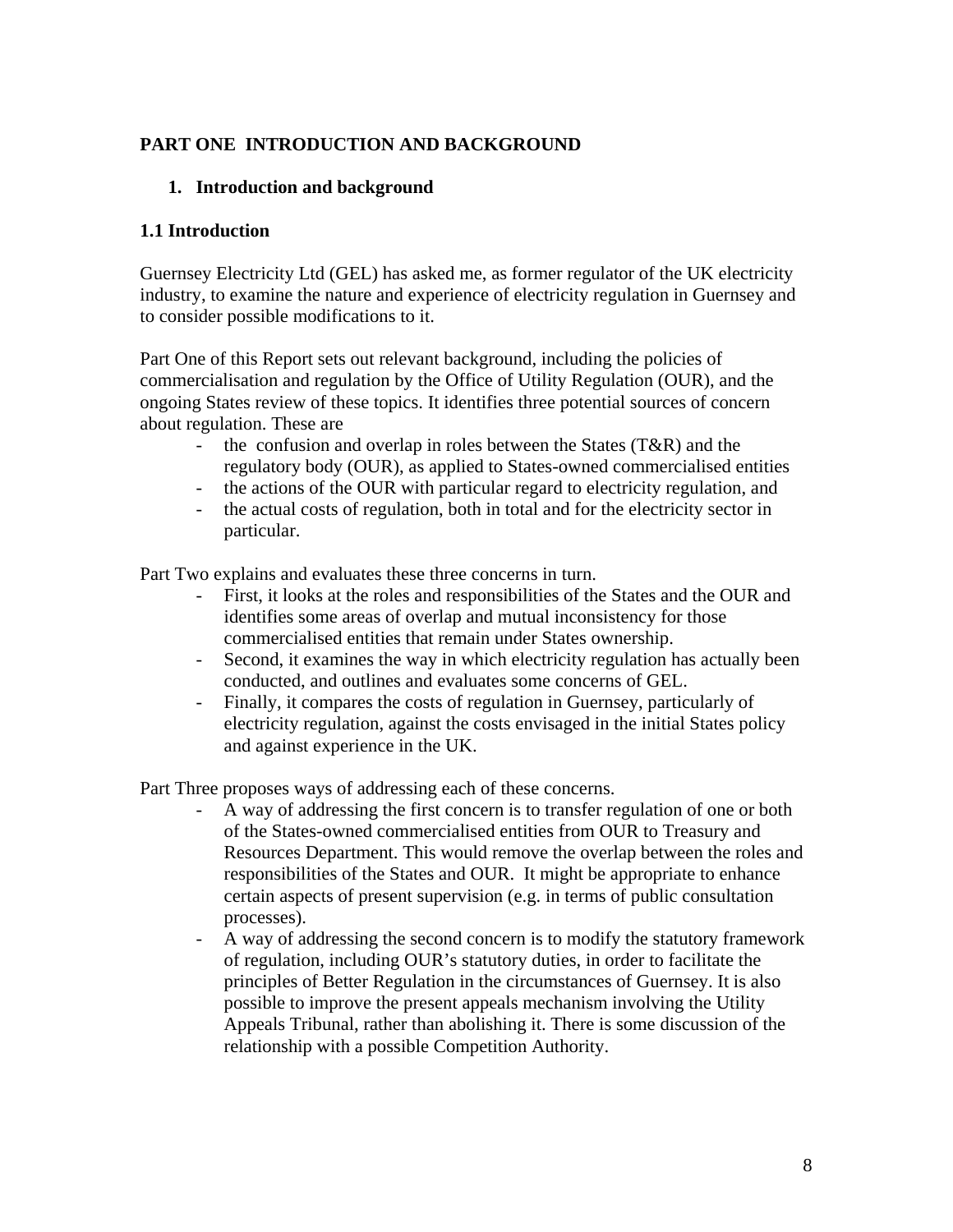# PART ONE  INTRODUCTION AND BACKGROUND

## 1. Introduction and background

### 1.1 Introduction

Guernsey Electricity Ltd (GEL) has asked me, as former regulator of the UK electricity industry, to examine the nature and experience of electricity regulation in Guernsey and to consider possible modifications to it.

Part One of this Report sets out relevant background, including the policies of commercialisation and regulation by the Office of Utility Regulation (OUR), and the ongoing States review of these topics. It identifies three potential sources of concern about regulation. These are

- the confusion and overlap in roles between the States (T&R) and the regulatory body (OUR), as applied to States-owned commercialised entities
- the actions of the OUR with particular regard to electricity regulation, and
- the actual costs of regulation, both in total and for the electricity sector in particular.

Part Two explains and evaluates these three concerns in turn.

- First, it looks at the roles and responsibilities of the States and the OUR and identifies some areas of overlap and mutual inconsistency for those commercialised entities that remain under States ownership.
- Second, it examines the way in which electricity regulation has actually been conducted, and outlines and evaluates some concerns of GEL.
- Finally, it compares the costs of regulation in Guernsey, particularly of electricity regulation, against the costs envisaged in the initial States policy and against experience in the UK.

Part Three proposes ways of addressing each of these concerns.

- A way of addressing the first concern is to transfer regulation of one or both of the States-owned commercialised entities from OUR to Treasury and Resources Department. This would remove the overlap between the roles and responsibilities of the States and OUR. It might be appropriate to enhance certain aspects of present supervision (e.g. in terms of public consultation processes).
- A way of addressing the second concern is to modify the statutory framework of regulation, including OUR's statutory duties, in order to facilitate the principles of Better Regulation in the circumstances of Guernsey. It is also possible to improve the present appeals mechanism involving the Utility Appeals Tribunal, rather than abolishing it. There is some discussion of the relationship with a possible Competition Authority.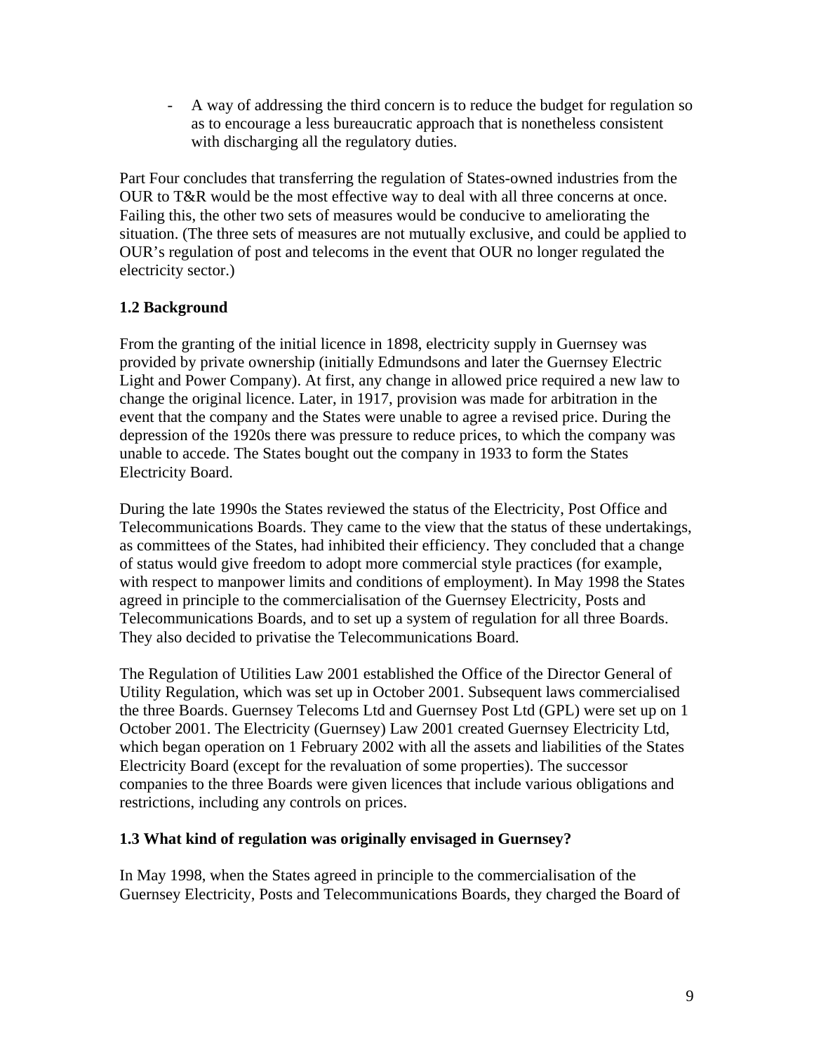- A way of addressing the third concern is to reduce the budget for regulation so as to encourage a less bureaucratic approach that is nonetheless consistent with discharging all the regulatory duties.

Part Four concludes that transferring the regulation of States-owned industries from the OUR to T&R would be the most effective way to deal with all three concerns at once. Failing this, the other two sets of measures would be conducive to ameliorating the situation. (The three sets of measures are not mutually exclusive, and could be applied to OUR's regulation of post and telecoms in the event that OUR no longer regulated the electricity sector.)

### 1.2 Background

From the granting of the initial licence in 1898, electricity supply in Guernsey was provided by private ownership (initially Edmundsons and later the Guernsey Electric Light and Power Company). At first, any change in allowed price required a new law to change the original licence. Later, in 1917, provision was made for arbitration in the event that the company and the States were unable to agree a revised price. During the depression of the 1920s there was pressure to reduce prices, to which the company was unable to accede. The States bought out the company in 1933 to form the States Electricity Board.

During the late 1990s the States reviewed the status of the Electricity, Post Office and Telecommunications Boards. They came to the view that the status of these undertakings, as committees of the States, had inhibited their efficiency. They concluded that a change of status would give freedom to adopt more commercial style practices (for example, with respect to manpower limits and conditions of employment). In May 1998 the States agreed in principle to the commercialisation of the Guernsey Electricity, Posts and Telecommunications Boards, and to set up a system of regulation for all three Boards. They also decided to privatise the Telecommunications Board.

The Regulation of Utilities Law 2001 established the Office of the Director General of Utility Regulation, which was set up in October 2001. Subsequent laws commercialised the three Boards. Guernsey Telecoms Ltd and Guernsey Post Ltd (GPL) were set up on 1 October 2001. The Electricity (Guernsey) Law 2001 created Guernsey Electricity Ltd, which began operation on 1 February 2002 with all the assets and liabilities of the States Electricity Board (except for the revaluation of some properties). The successor companies to the three Boards were given licences that include various obligations and restrictions, including any controls on prices.

### 1.3 What kind of regulation was originally envisaged in Guernsey?

In May 1998, when the States agreed in principle to the commercialisation of the Guernsey Electricity, Posts and Telecommunications Boards, they charged the Board of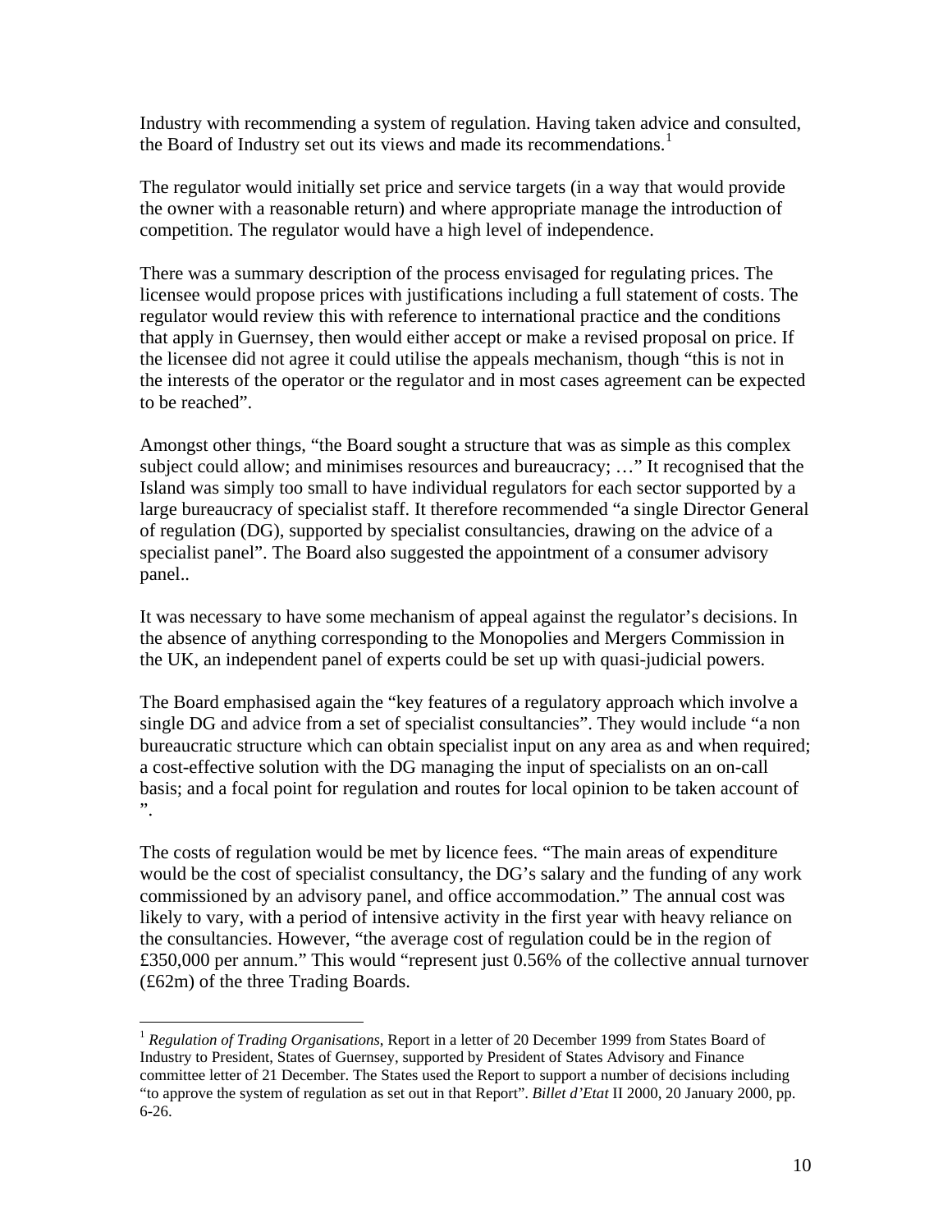Industry with recommending a system of regulation. Having taken advice and consulted, the Board of Industry set out its views and made its recommendations.[1]

The regulator would initially set price and service targets (in a way that would provide the owner with a reasonable return) and where appropriate manage the introduction of competition. The regulator would have a high level of independence.

There was a summary description of the process envisaged for regulating prices. The licensee would propose prices with justifications including a full statement of costs. The regulator would review this with reference to international practice and the conditions that apply in Guernsey, then would either accept or make a revised proposal on price. If the licensee did not agree it could utilise the appeals mechanism, though "this is not in the interests of the operator or the regulator and in most cases agreement can be expected to be reached".

Amongst other things, "the Board sought a structure that was as simple as this complex subject could allow; and minimises resources and bureaucracy; …" It recognised that the Island was simply too small to have individual regulators for each sector supported by a large bureaucracy of specialist staff. It therefore recommended "a single Director General of regulation (DG), supported by specialist consultancies, drawing on the advice of a specialist panel". The Board also suggested the appointment of a consumer advisory panel..

It was necessary to have some mechanism of appeal against the regulator's decisions. In the absence of anything corresponding to the Monopolies and Mergers Commission in the UK, an independent panel of experts could be set up with quasi-judicial powers.

The Board emphasised again the "key features of a regulatory approach which involve a single DG and advice from a set of specialist consultancies". They would include "a non bureaucratic structure which can obtain specialist input on any area as and when required; a cost-effective solution with the DG managing the input of specialists on an on-call basis; and a focal point for regulation and routes for local opinion to be taken account of ".

The costs of regulation would be met by licence fees. "The main areas of expenditure would be the cost of specialist consultancy, the DG's salary and the funding of any work commissioned by an advisory panel, and office accommodation." The annual cost was likely to vary, with a period of intensive activity in the first year with heavy reliance on the consultancies. However, "the average cost of regulation could be in the region of £350,000 per annum." This would "represent just 0.56% of the collective annual turnover (£62m) of the three Trading Boards.

---

[1] *Regulation of Trading Organisations*, Report in a letter of 20 December 1999 from States Board of Industry to President, States of Guernsey, supported by President of States Advisory and Finance committee letter of 21 December. The States used the Report to support a number of decisions including "to approve the system of regulation as set out in that Report". *Billet d'Etat* II 2000, 20 January 2000, pp. 6-26.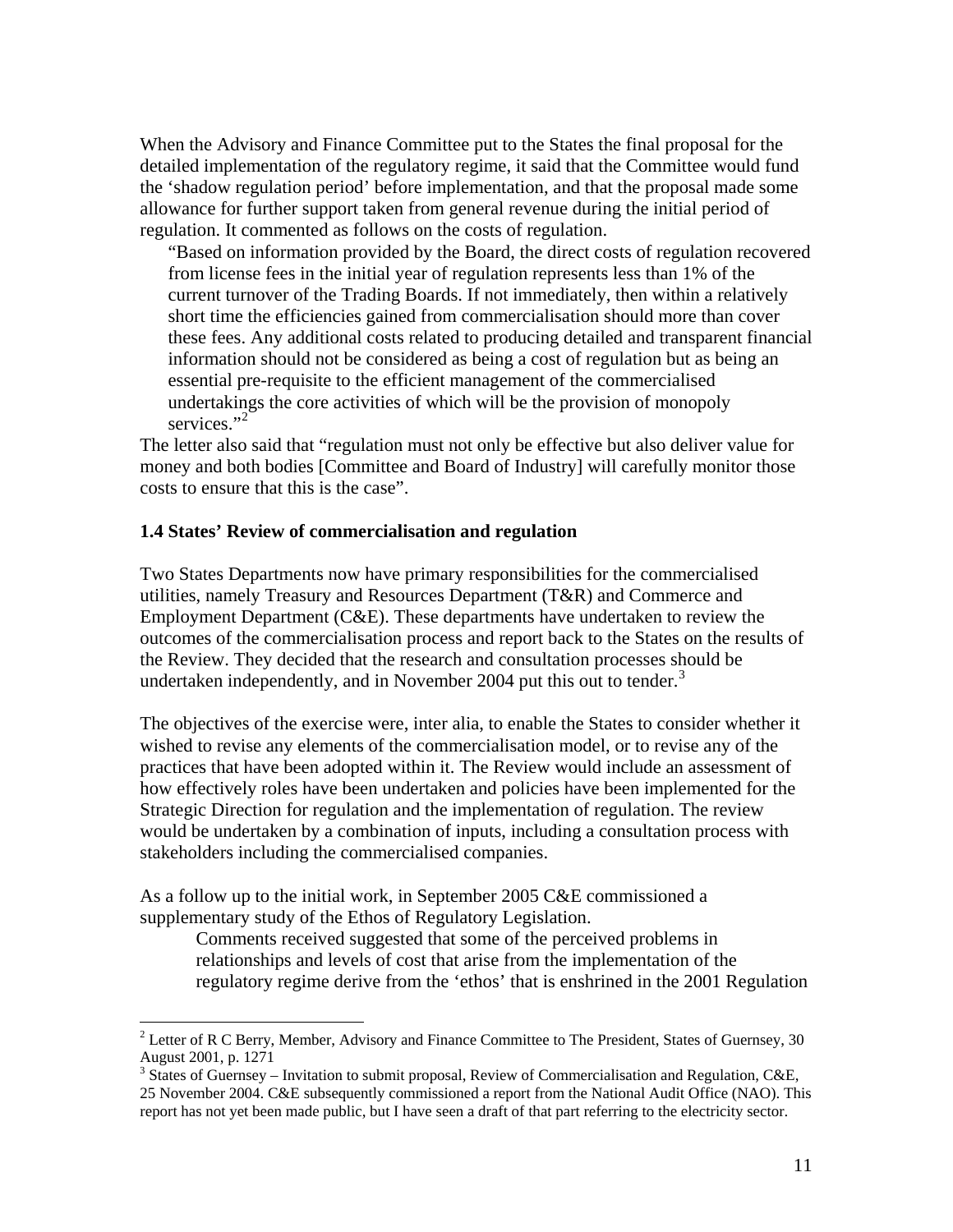When the Advisory and Finance Committee put to the States the final proposal for the detailed implementation of the regulatory regime, it said that the Committee would fund the 'shadow regulation period' before implementation, and that the proposal made some allowance for further support taken from general revenue during the initial period of regulation. It commented as follows on the costs of regulation.

> "Based on information provided by the Board, the direct costs of regulation recovered from license fees in the initial year of regulation represents less than 1% of the current turnover of the Trading Boards. If not immediately, then within a relatively short time the efficiencies gained from commercialisation should more than cover these fees. Any additional costs related to producing detailed and transparent financial information should not be considered as being a cost of regulation but as being an essential pre-requisite to the efficient management of the commercialised undertakings the core activities of which will be the provision of monopoly services."[2]

The letter also said that "regulation must not only be effective but also deliver value for money and both bodies [Committee and Board of Industry] will carefully monitor those costs to ensure that this is the case".

### 1.4 States' Review of commercialisation and regulation

Two States Departments now have primary responsibilities for the commercialised utilities, namely Treasury and Resources Department (T&R) and Commerce and Employment Department (C&E). These departments have undertaken to review the outcomes of the commercialisation process and report back to the States on the results of the Review. They decided that the research and consultation processes should be undertaken independently, and in November 2004 put this out to tender.[3]

The objectives of the exercise were, inter alia, to enable the States to consider whether it wished to revise any elements of the commercialisation model, or to revise any of the practices that have been adopted within it. The Review would include an assessment of how effectively roles have been undertaken and policies have been implemented for the Strategic Direction for regulation and the implementation of regulation. The review would be undertaken by a combination of inputs, including a consultation process with stakeholders including the commercialised companies.

As a follow up to the initial work, in September 2005 C&E commissioned a supplementary study of the Ethos of Regulatory Legislation.

> Comments received suggested that some of the perceived problems in relationships and levels of cost that arise from the implementation of the regulatory regime derive from the 'ethos' that is enshrined in the 2001 Regulation

---

[2] Letter of R C Berry, Member, Advisory and Finance Committee to The President, States of Guernsey, 30 August 2001, p. 1271

[3] States of Guernsey – Invitation to submit proposal, Review of Commercialisation and Regulation, C&E, 25 November 2004. C&E subsequently commissioned a report from the National Audit Office (NAO). This report has not yet been made public, but I have seen a draft of that part referring to the electricity sector.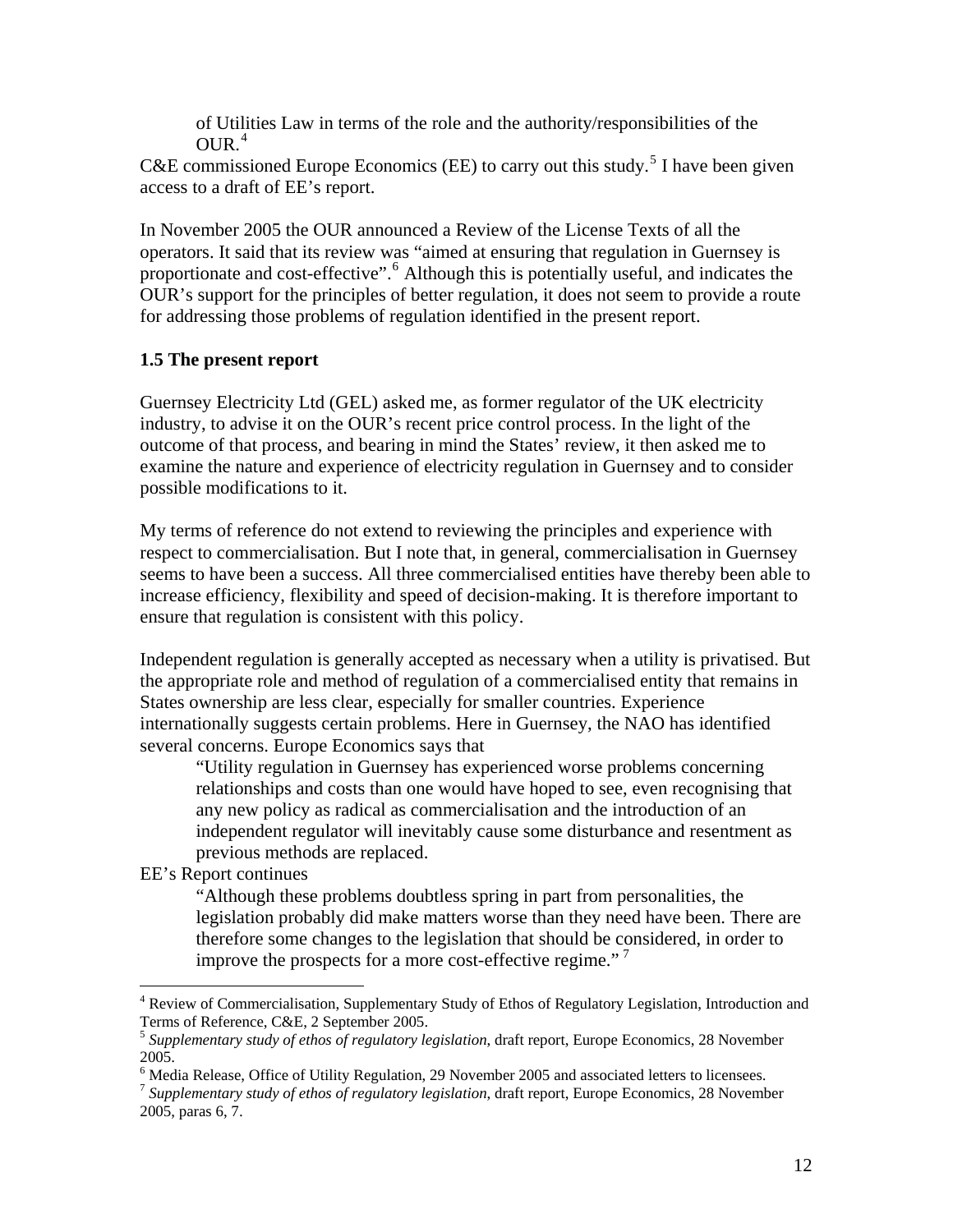of Utilities Law in terms of the role and the authority/responsibilities of the OUR.[4]

C&E commissioned Europe Economics (EE) to carry out this study.[5] I have been given access to a draft of EE's report.

In November 2005 the OUR announced a Review of the License Texts of all the operators. It said that its review was "aimed at ensuring that regulation in Guernsey is proportionate and cost-effective".[6] Although this is potentially useful, and indicates the OUR's support for the principles of better regulation, it does not seem to provide a route for addressing those problems of regulation identified in the present report.

### 1.5 The present report

Guernsey Electricity Ltd (GEL) asked me, as former regulator of the UK electricity industry, to advise it on the OUR's recent price control process. In the light of the outcome of that process, and bearing in mind the States' review, it then asked me to examine the nature and experience of electricity regulation in Guernsey and to consider possible modifications to it.

My terms of reference do not extend to reviewing the principles and experience with respect to commercialisation. But I note that, in general, commercialisation in Guernsey seems to have been a success. All three commercialised entities have thereby been able to increase efficiency, flexibility and speed of decision-making. It is therefore important to ensure that regulation is consistent with this policy.

Independent regulation is generally accepted as necessary when a utility is privatised. But the appropriate role and method of regulation of a commercialised entity that remains in States ownership are less clear, especially for smaller countries. Experience internationally suggests certain problems. Here in Guernsey, the NAO has identified several concerns. Europe Economics says that

> "Utility regulation in Guernsey has experienced worse problems concerning relationships and costs than one would have hoped to see, even recognising that any new policy as radical as commercialisation and the introduction of an independent regulator will inevitably cause some disturbance and resentment as previous methods are replaced.

EE's Report continues

> "Although these problems doubtless spring in part from personalities, the legislation probably did make matters worse than they need have been. There are therefore some changes to the legislation that should be considered, in order to improve the prospects for a more cost-effective regime." [7]

---

[4] Review of Commercialisation, Supplementary Study of Ethos of Regulatory Legislation, Introduction and Terms of Reference, C&E, 2 September 2005.

[5] *Supplementary study of ethos of regulatory legislation*, draft report, Europe Economics, 28 November 2005.

[6] Media Release, Office of Utility Regulation, 29 November 2005 and associated letters to licensees.

[7] *Supplementary study of ethos of regulatory legislation*, draft report, Europe Economics, 28 November 2005, paras 6, 7.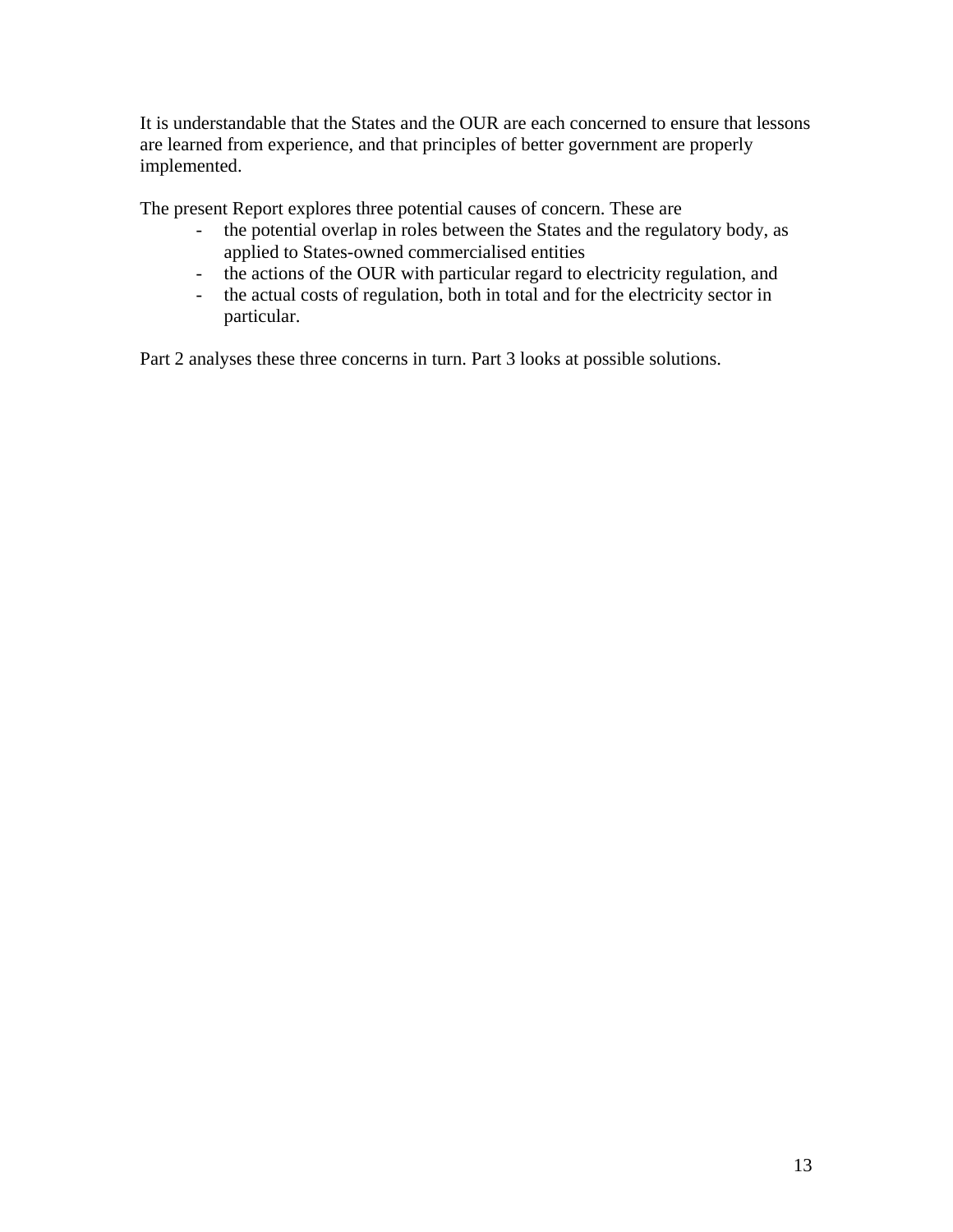It is understandable that the States and the OUR are each concerned to ensure that lessons are learned from experience, and that principles of better government are properly implemented.

The present Report explores three potential causes of concern. These are

- the potential overlap in roles between the States and the regulatory body, as applied to States-owned commercialised entities
- the actions of the OUR with particular regard to electricity regulation, and
- the actual costs of regulation, both in total and for the electricity sector in particular.

Part 2 analyses these three concerns in turn. Part 3 looks at possible solutions.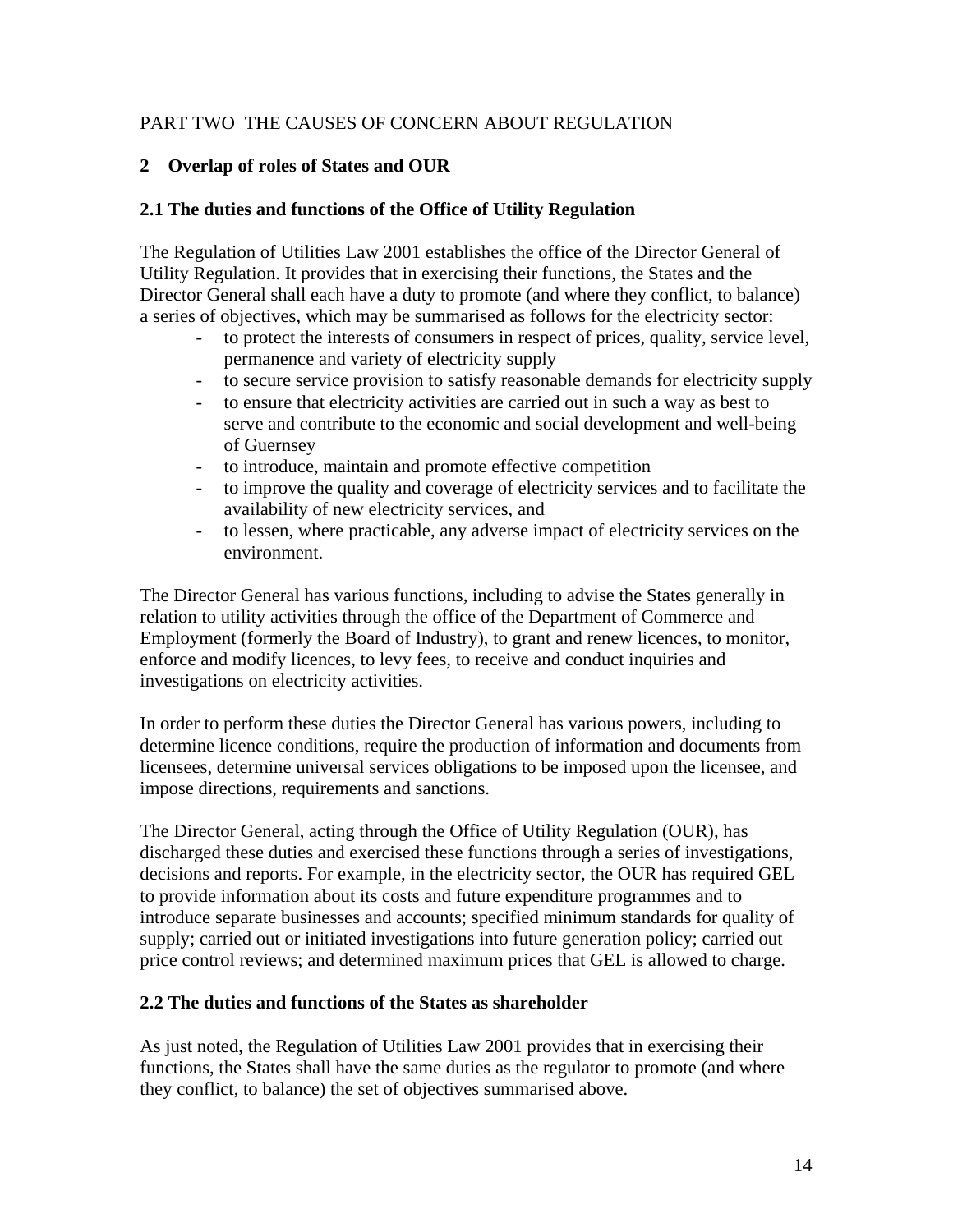PART TWO THE CAUSES OF CONCERN ABOUT REGULATION

## 2 Overlap of roles of States and OUR

### 2.1 The duties and functions of the Office of Utility Regulation

The Regulation of Utilities Law 2001 establishes the office of the Director General of Utility Regulation. It provides that in exercising their functions, the States and the Director General shall each have a duty to promote (and where they conflict, to balance) a series of objectives, which may be summarised as follows for the electricity sector:

- to protect the interests of consumers in respect of prices, quality, service level, permanence and variety of electricity supply
- to secure service provision to satisfy reasonable demands for electricity supply
- to ensure that electricity activities are carried out in such a way as best to serve and contribute to the economic and social development and well-being of Guernsey
- to introduce, maintain and promote effective competition
- to improve the quality and coverage of electricity services and to facilitate the availability of new electricity services, and
- to lessen, where practicable, any adverse impact of electricity services on the environment.

The Director General has various functions, including to advise the States generally in relation to utility activities through the office of the Department of Commerce and Employment (formerly the Board of Industry), to grant and renew licences, to monitor, enforce and modify licences, to levy fees, to receive and conduct inquiries and investigations on electricity activities.

In order to perform these duties the Director General has various powers, including to determine licence conditions, require the production of information and documents from licensees, determine universal services obligations to be imposed upon the licensee, and impose directions, requirements and sanctions.

The Director General, acting through the Office of Utility Regulation (OUR), has discharged these duties and exercised these functions through a series of investigations, decisions and reports. For example, in the electricity sector, the OUR has required GEL to provide information about its costs and future expenditure programmes and to introduce separate businesses and accounts; specified minimum standards for quality of supply; carried out or initiated investigations into future generation policy; carried out price control reviews; and determined maximum prices that GEL is allowed to charge.

### 2.2 The duties and functions of the States as shareholder

As just noted, the Regulation of Utilities Law 2001 provides that in exercising their functions, the States shall have the same duties as the regulator to promote (and where they conflict, to balance) the set of objectives summarised above.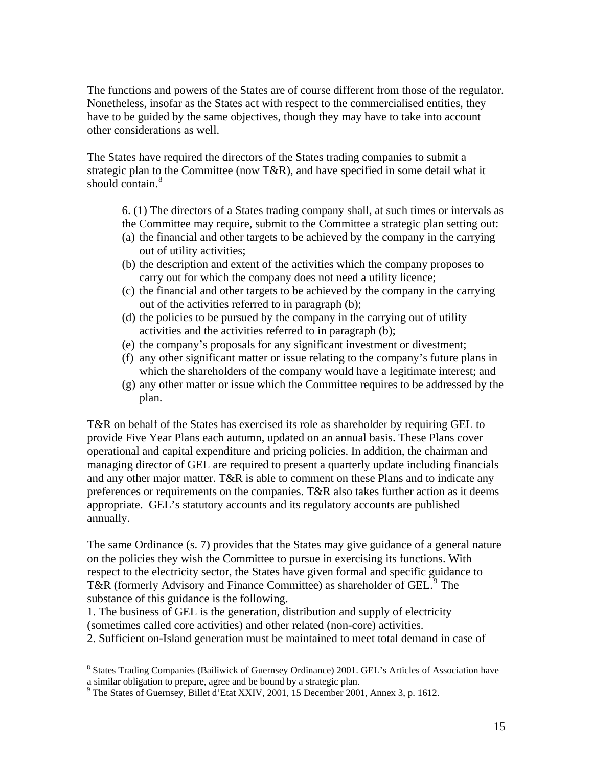The functions and powers of the States are of course different from those of the regulator. Nonetheless, insofar as the States act with respect to the commercialised entities, they have to be guided by the same objectives, though they may have to take into account other considerations as well.

The States have required the directors of the States trading companies to submit a strategic plan to the Committee (now T&R), and have specified in some detail what it should contain.[8]

> 6. (1) The directors of a States trading company shall, at such times or intervals as the Committee may require, submit to the Committee a strategic plan setting out:
> (a) the financial and other targets to be achieved by the company in the carrying out of utility activities;
> (b) the description and extent of the activities which the company proposes to carry out for which the company does not need a utility licence;
> (c) the financial and other targets to be achieved by the company in the carrying out of the activities referred to in paragraph (b);
> (d) the policies to be pursued by the company in the carrying out of utility activities and the activities referred to in paragraph (b);
> (e) the company's proposals for any significant investment or divestment;
> (f) any other significant matter or issue relating to the company's future plans in which the shareholders of the company would have a legitimate interest; and
> (g) any other matter or issue which the Committee requires to be addressed by the plan.

T&R on behalf of the States has exercised its role as shareholder by requiring GEL to provide Five Year Plans each autumn, updated on an annual basis. These Plans cover operational and capital expenditure and pricing policies. In addition, the chairman and managing director of GEL are required to present a quarterly update including financials and any other major matter. T&R is able to comment on these Plans and to indicate any preferences or requirements on the companies. T&R also takes further action as it deems appropriate. GEL's statutory accounts and its regulatory accounts are published annually.

The same Ordinance (s. 7) provides that the States may give guidance of a general nature on the policies they wish the Committee to pursue in exercising its functions. With respect to the electricity sector, the States have given formal and specific guidance to T&R (formerly Advisory and Finance Committee) as shareholder of GEL.[9] The substance of this guidance is the following.

1. The business of GEL is the generation, distribution and supply of electricity (sometimes called core activities) and other related (non-core) activities.
2. Sufficient on-Island generation must be maintained to meet total demand in case of

[8] States Trading Companies (Bailiwick of Guernsey Ordinance) 2001. GEL's Articles of Association have a similar obligation to prepare, agree and be bound by a strategic plan.

[9] The States of Guernsey, Billet d'Etat XXIV, 2001, 15 December 2001, Annex 3, p. 1612.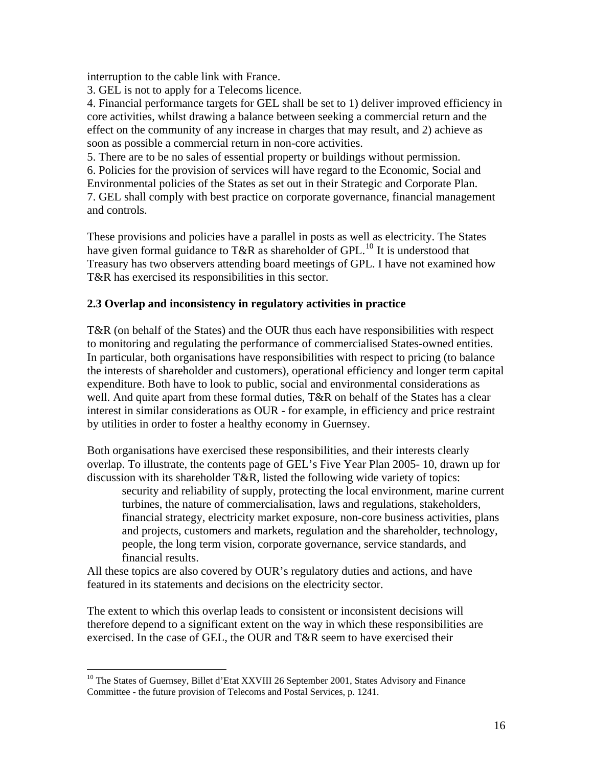interruption to the cable link with France.

3. GEL is not to apply for a Telecoms licence.

4. Financial performance targets for GEL shall be set to 1) deliver improved efficiency in core activities, whilst drawing a balance between seeking a commercial return and the effect on the community of any increase in charges that may result, and 2) achieve as soon as possible a commercial return in non-core activities.

5. There are to be no sales of essential property or buildings without permission.

6. Policies for the provision of services will have regard to the Economic, Social and Environmental policies of the States as set out in their Strategic and Corporate Plan.

7. GEL shall comply with best practice on corporate governance, financial management and controls.

These provisions and policies have a parallel in posts as well as electricity. The States have given formal guidance to T&R as shareholder of GPL.[10] It is understood that Treasury has two observers attending board meetings of GPL. I have not examined how T&R has exercised its responsibilities in this sector.

### 2.3 Overlap and inconsistency in regulatory activities in practice

T&R (on behalf of the States) and the OUR thus each have responsibilities with respect to monitoring and regulating the performance of commercialised States-owned entities. In particular, both organisations have responsibilities with respect to pricing (to balance the interests of shareholder and customers), operational efficiency and longer term capital expenditure. Both have to look to public, social and environmental considerations as well. And quite apart from these formal duties, T&R on behalf of the States has a clear interest in similar considerations as OUR - for example, in efficiency and price restraint by utilities in order to foster a healthy economy in Guernsey.

Both organisations have exercised these responsibilities, and their interests clearly overlap. To illustrate, the contents page of GEL's Five Year Plan 2005- 10, drawn up for discussion with its shareholder T&R, listed the following wide variety of topics:

> security and reliability of supply, protecting the local environment, marine current turbines, the nature of commercialisation, laws and regulations, stakeholders, financial strategy, electricity market exposure, non-core business activities, plans and projects, customers and markets, regulation and the shareholder, technology, people, the long term vision, corporate governance, service standards, and financial results.

All these topics are also covered by OUR's regulatory duties and actions, and have featured in its statements and decisions on the electricity sector.

The extent to which this overlap leads to consistent or inconsistent decisions will therefore depend to a significant extent on the way in which these responsibilities are exercised. In the case of GEL, the OUR and T&R seem to have exercised their

[10] The States of Guernsey, Billet d'Etat XXVIII 26 September 2001, States Advisory and Finance Committee - the future provision of Telecoms and Postal Services, p. 1241.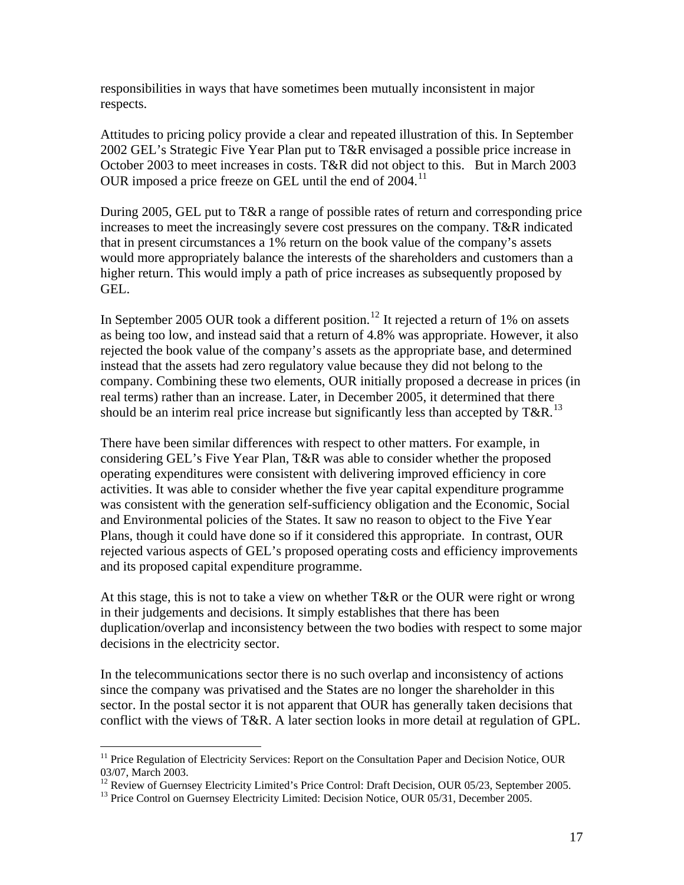responsibilities in ways that have sometimes been mutually inconsistent in major respects.

Attitudes to pricing policy provide a clear and repeated illustration of this. In September 2002 GEL's Strategic Five Year Plan put to T&R envisaged a possible price increase in October 2003 to meet increases in costs. T&R did not object to this. But in March 2003 OUR imposed a price freeze on GEL until the end of 2004.[11]

During 2005, GEL put to T&R a range of possible rates of return and corresponding price increases to meet the increasingly severe cost pressures on the company. T&R indicated that in present circumstances a 1% return on the book value of the company's assets would more appropriately balance the interests of the shareholders and customers than a higher return. This would imply a path of price increases as subsequently proposed by GEL.

In September 2005 OUR took a different position.[12] It rejected a return of 1% on assets as being too low, and instead said that a return of 4.8% was appropriate. However, it also rejected the book value of the company's assets as the appropriate base, and determined instead that the assets had zero regulatory value because they did not belong to the company. Combining these two elements, OUR initially proposed a decrease in prices (in real terms) rather than an increase. Later, in December 2005, it determined that there should be an interim real price increase but significantly less than accepted by T&R.[13]

There have been similar differences with respect to other matters. For example, in considering GEL's Five Year Plan, T&R was able to consider whether the proposed operating expenditures were consistent with delivering improved efficiency in core activities. It was able to consider whether the five year capital expenditure programme was consistent with the generation self-sufficiency obligation and the Economic, Social and Environmental policies of the States. It saw no reason to object to the Five Year Plans, though it could have done so if it considered this appropriate. In contrast, OUR rejected various aspects of GEL's proposed operating costs and efficiency improvements and its proposed capital expenditure programme.

At this stage, this is not to take a view on whether T&R or the OUR were right or wrong in their judgements and decisions. It simply establishes that there has been duplication/overlap and inconsistency between the two bodies with respect to some major decisions in the electricity sector.

In the telecommunications sector there is no such overlap and inconsistency of actions since the company was privatised and the States are no longer the shareholder in this sector. In the postal sector it is not apparent that OUR has generally taken decisions that conflict with the views of T&R. A later section looks in more detail at regulation of GPL.

---

[11] Price Regulation of Electricity Services: Report on the Consultation Paper and Decision Notice, OUR 03/07, March 2003.

[12] Review of Guernsey Electricity Limited's Price Control: Draft Decision, OUR 05/23, September 2005.

[13] Price Control on Guernsey Electricity Limited: Decision Notice, OUR 05/31, December 2005.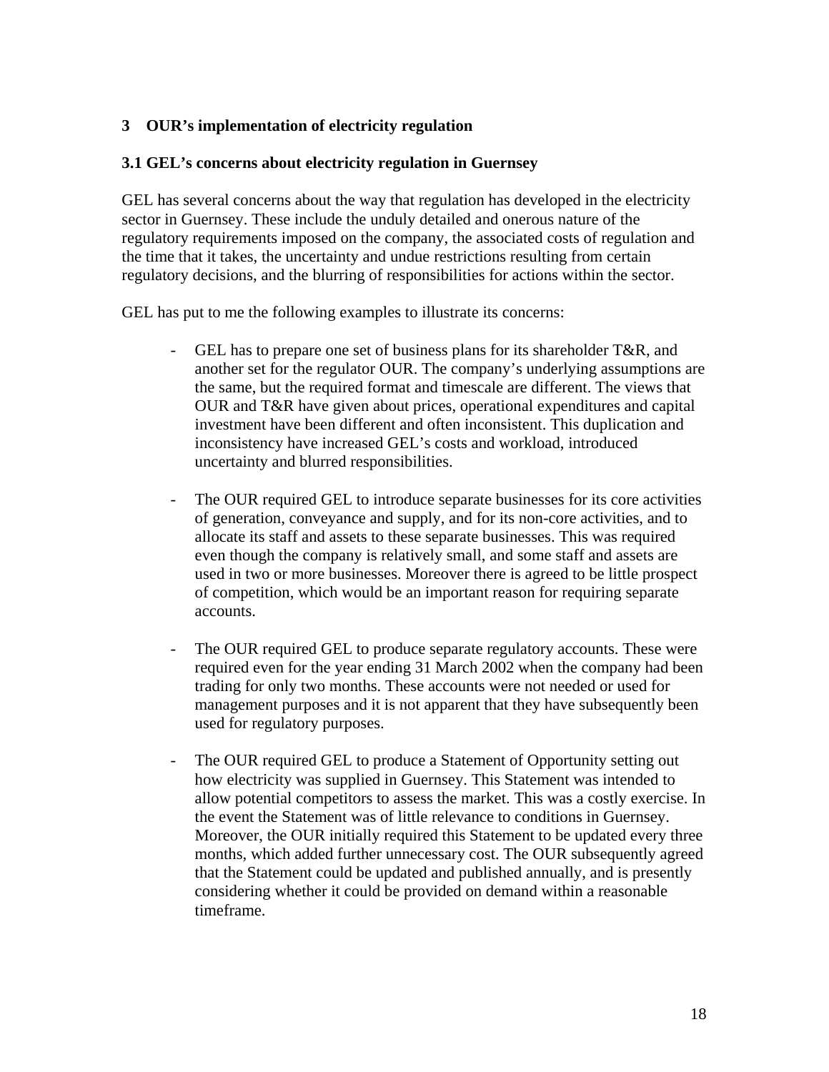# 3 OUR's implementation of electricity regulation

## 3.1 GEL's concerns about electricity regulation in Guernsey

GEL has several concerns about the way that regulation has developed in the electricity sector in Guernsey. These include the unduly detailed and onerous nature of the regulatory requirements imposed on the company, the associated costs of regulation and the time that it takes, the uncertainty and undue restrictions resulting from certain regulatory decisions, and the blurring of responsibilities for actions within the sector.

GEL has put to me the following examples to illustrate its concerns:

- GEL has to prepare one set of business plans for its shareholder T&R, and another set for the regulator OUR. The company's underlying assumptions are the same, but the required format and timescale are different. The views that OUR and T&R have given about prices, operational expenditures and capital investment have been different and often inconsistent. This duplication and inconsistency have increased GEL's costs and workload, introduced uncertainty and blurred responsibilities.

- The OUR required GEL to introduce separate businesses for its core activities of generation, conveyance and supply, and for its non-core activities, and to allocate its staff and assets to these separate businesses. This was required even though the company is relatively small, and some staff and assets are used in two or more businesses. Moreover there is agreed to be little prospect of competition, which would be an important reason for requiring separate accounts.

- The OUR required GEL to produce separate regulatory accounts. These were required even for the year ending 31 March 2002 when the company had been trading for only two months. These accounts were not needed or used for management purposes and it is not apparent that they have subsequently been used for regulatory purposes.

- The OUR required GEL to produce a Statement of Opportunity setting out how electricity was supplied in Guernsey. This Statement was intended to allow potential competitors to assess the market. This was a costly exercise. In the event the Statement was of little relevance to conditions in Guernsey. Moreover, the OUR initially required this Statement to be updated every three months, which added further unnecessary cost. The OUR subsequently agreed that the Statement could be updated and published annually, and is presently considering whether it could be provided on demand within a reasonable timeframe.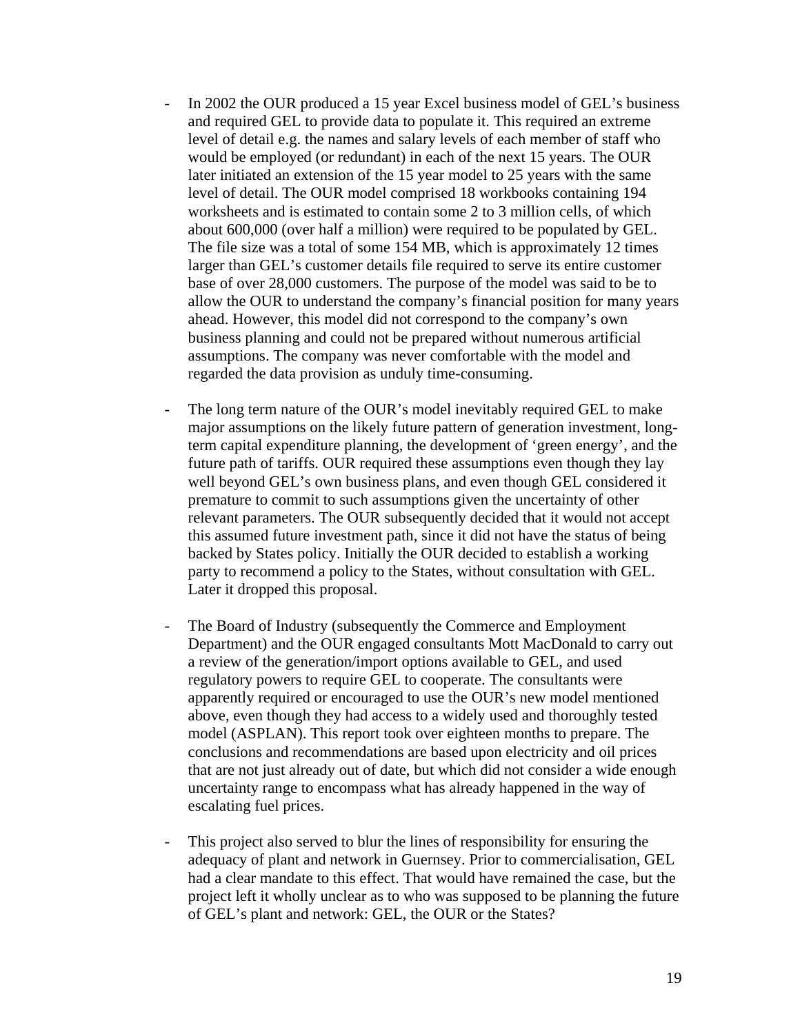- In 2002 the OUR produced a 15 year Excel business model of GEL's business and required GEL to provide data to populate it. This required an extreme level of detail e.g. the names and salary levels of each member of staff who would be employed (or redundant) in each of the next 15 years. The OUR later initiated an extension of the 15 year model to 25 years with the same level of detail. The OUR model comprised 18 workbooks containing 194 worksheets and is estimated to contain some 2 to 3 million cells, of which about 600,000 (over half a million) were required to be populated by GEL. The file size was a total of some 154 MB, which is approximately 12 times larger than GEL's customer details file required to serve its entire customer base of over 28,000 customers. The purpose of the model was said to be to allow the OUR to understand the company's financial position for many years ahead. However, this model did not correspond to the company's own business planning and could not be prepared without numerous artificial assumptions. The company was never comfortable with the model and regarded the data provision as unduly time-consuming.

- The long term nature of the OUR's model inevitably required GEL to make major assumptions on the likely future pattern of generation investment, long-term capital expenditure planning, the development of 'green energy', and the future path of tariffs. OUR required these assumptions even though they lay well beyond GEL's own business plans, and even though GEL considered it premature to commit to such assumptions given the uncertainty of other relevant parameters. The OUR subsequently decided that it would not accept this assumed future investment path, since it did not have the status of being backed by States policy. Initially the OUR decided to establish a working party to recommend a policy to the States, without consultation with GEL. Later it dropped this proposal.

- The Board of Industry (subsequently the Commerce and Employment Department) and the OUR engaged consultants Mott MacDonald to carry out a review of the generation/import options available to GEL, and used regulatory powers to require GEL to cooperate. The consultants were apparently required or encouraged to use the OUR's new model mentioned above, even though they had access to a widely used and thoroughly tested model (ASPLAN). This report took over eighteen months to prepare. The conclusions and recommendations are based upon electricity and oil prices that are not just already out of date, but which did not consider a wide enough uncertainty range to encompass what has already happened in the way of escalating fuel prices.

- This project also served to blur the lines of responsibility for ensuring the adequacy of plant and network in Guernsey. Prior to commercialisation, GEL had a clear mandate to this effect. That would have remained the case, but the project left it wholly unclear as to who was supposed to be planning the future of GEL's plant and network: GEL, the OUR or the States?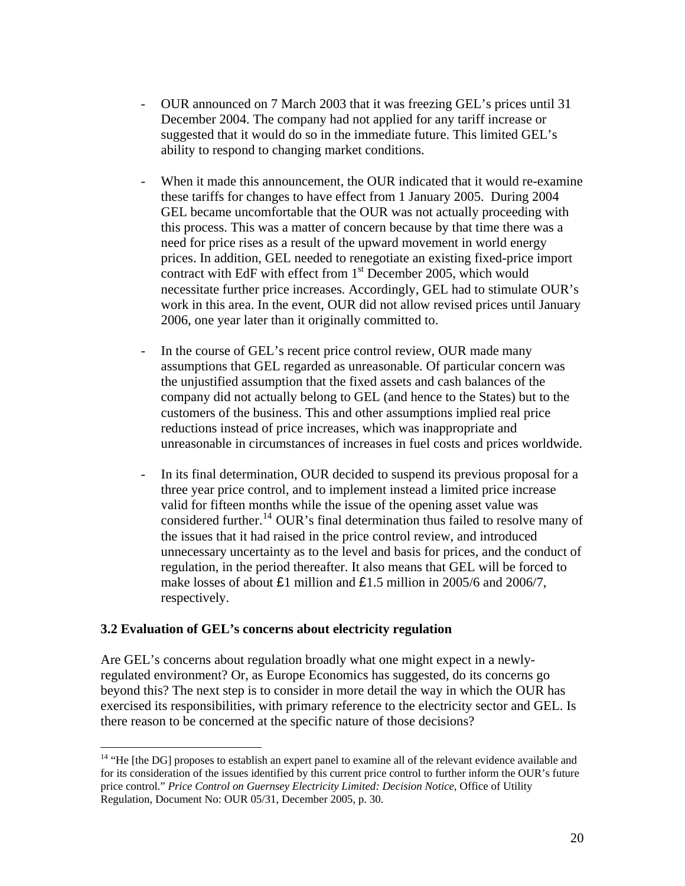- OUR announced on 7 March 2003 that it was freezing GEL's prices until 31 December 2004. The company had not applied for any tariff increase or suggested that it would do so in the immediate future. This limited GEL's ability to respond to changing market conditions.

- When it made this announcement, the OUR indicated that it would re-examine these tariffs for changes to have effect from 1 January 2005. During 2004 GEL became uncomfortable that the OUR was not actually proceeding with this process. This was a matter of concern because by that time there was a need for price rises as a result of the upward movement in world energy prices. In addition, GEL needed to renegotiate an existing fixed-price import contract with EdF with effect from 1st December 2005, which would necessitate further price increases. Accordingly, GEL had to stimulate OUR's work in this area. In the event, OUR did not allow revised prices until January 2006, one year later than it originally committed to.

- In the course of GEL's recent price control review, OUR made many assumptions that GEL regarded as unreasonable. Of particular concern was the unjustified assumption that the fixed assets and cash balances of the company did not actually belong to GEL (and hence to the States) but to the customers of the business. This and other assumptions implied real price reductions instead of price increases, which was inappropriate and unreasonable in circumstances of increases in fuel costs and prices worldwide.

- In its final determination, OUR decided to suspend its previous proposal for a three year price control, and to implement instead a limited price increase valid for fifteen months while the issue of the opening asset value was considered further.[14] OUR's final determination thus failed to resolve many of the issues that it had raised in the price control review, and introduced unnecessary uncertainty as to the level and basis for prices, and the conduct of regulation, in the period thereafter. It also means that GEL will be forced to make losses of about £1 million and £1.5 million in 2005/6 and 2006/7, respectively.

### 3.2 Evaluation of GEL's concerns about electricity regulation

Are GEL's concerns about regulation broadly what one might expect in a newly-regulated environment? Or, as Europe Economics has suggested, do its concerns go beyond this? The next step is to consider in more detail the way in which the OUR has exercised its responsibilities, with primary reference to the electricity sector and GEL. Is there reason to be concerned at the specific nature of those decisions?

[14] "He [the DG] proposes to establish an expert panel to examine all of the relevant evidence available and for its consideration of the issues identified by this current price control to further inform the OUR's future price control." *Price Control on Guernsey Electricity Limited: Decision Notice*, Office of Utility Regulation, Document No: OUR 05/31, December 2005, p. 30.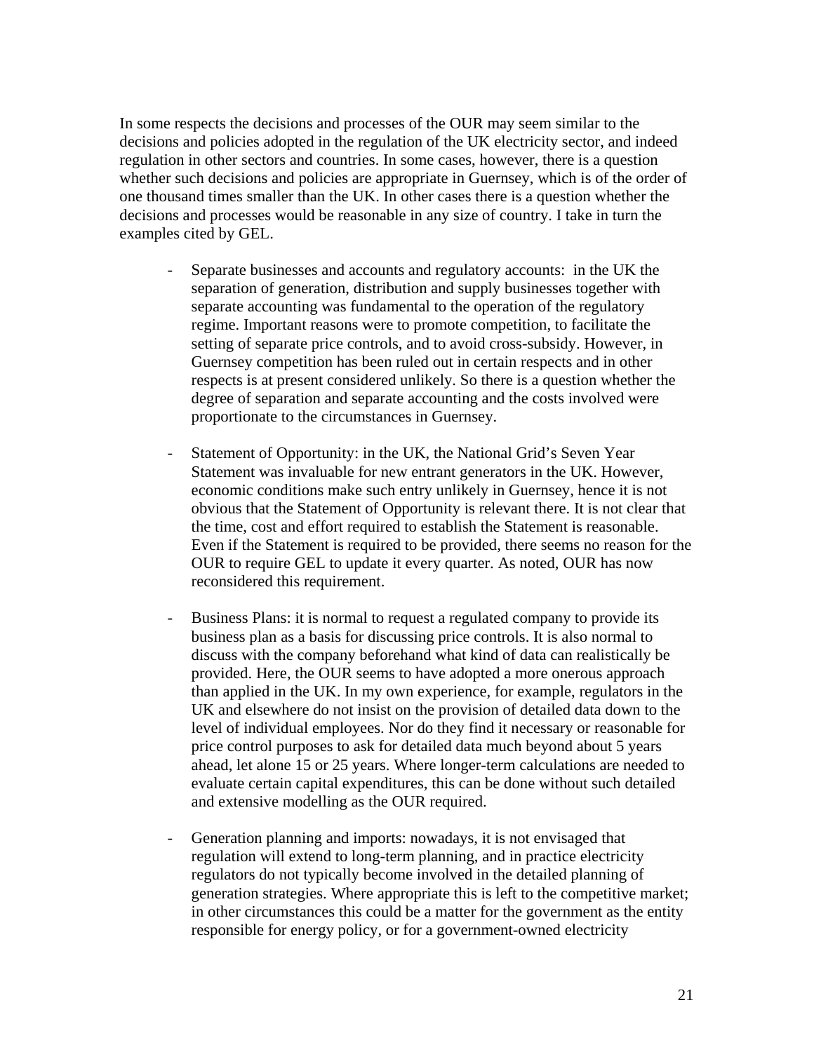In some respects the decisions and processes of the OUR may seem similar to the decisions and policies adopted in the regulation of the UK electricity sector, and indeed regulation in other sectors and countries. In some cases, however, there is a question whether such decisions and policies are appropriate in Guernsey, which is of the order of one thousand times smaller than the UK. In other cases there is a question whether the decisions and processes would be reasonable in any size of country. I take in turn the examples cited by GEL.

- Separate businesses and accounts and regulatory accounts: in the UK the separation of generation, distribution and supply businesses together with separate accounting was fundamental to the operation of the regulatory regime. Important reasons were to promote competition, to facilitate the setting of separate price controls, and to avoid cross-subsidy. However, in Guernsey competition has been ruled out in certain respects and in other respects is at present considered unlikely. So there is a question whether the degree of separation and separate accounting and the costs involved were proportionate to the circumstances in Guernsey.

- Statement of Opportunity: in the UK, the National Grid's Seven Year Statement was invaluable for new entrant generators in the UK. However, economic conditions make such entry unlikely in Guernsey, hence it is not obvious that the Statement of Opportunity is relevant there. It is not clear that the time, cost and effort required to establish the Statement is reasonable. Even if the Statement is required to be provided, there seems no reason for the OUR to require GEL to update it every quarter. As noted, OUR has now reconsidered this requirement.

- Business Plans: it is normal to request a regulated company to provide its business plan as a basis for discussing price controls. It is also normal to discuss with the company beforehand what kind of data can realistically be provided. Here, the OUR seems to have adopted a more onerous approach than applied in the UK. In my own experience, for example, regulators in the UK and elsewhere do not insist on the provision of detailed data down to the level of individual employees. Nor do they find it necessary or reasonable for price control purposes to ask for detailed data much beyond about 5 years ahead, let alone 15 or 25 years. Where longer-term calculations are needed to evaluate certain capital expenditures, this can be done without such detailed and extensive modelling as the OUR required.

- Generation planning and imports: nowadays, it is not envisaged that regulation will extend to long-term planning, and in practice electricity regulators do not typically become involved in the detailed planning of generation strategies. Where appropriate this is left to the competitive market; in other circumstances this could be a matter for the government as the entity responsible for energy policy, or for a government-owned electricity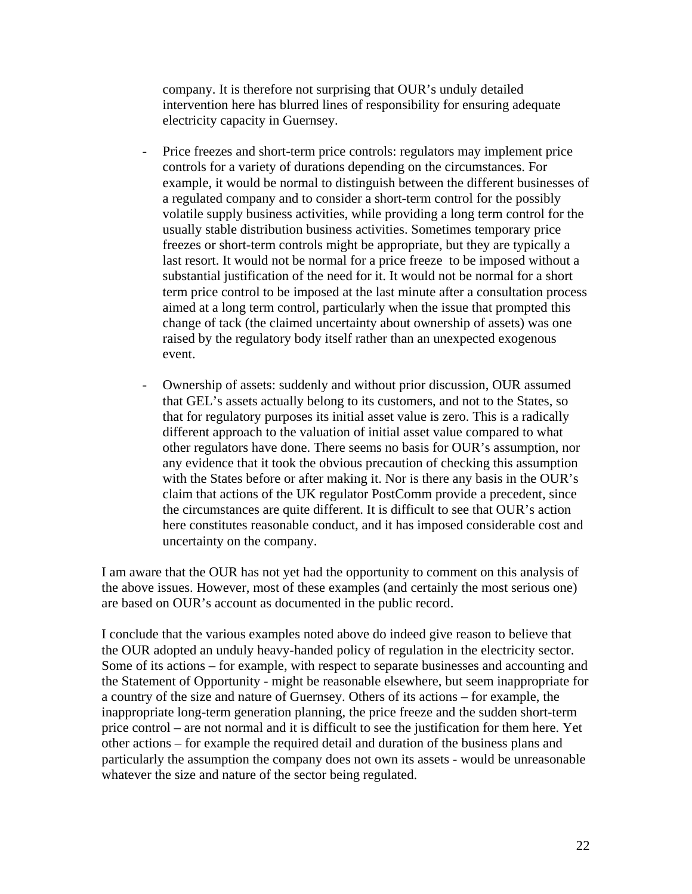company. It is therefore not surprising that OUR's unduly detailed intervention here has blurred lines of responsibility for ensuring adequate electricity capacity in Guernsey.

- Price freezes and short-term price controls: regulators may implement price controls for a variety of durations depending on the circumstances. For example, it would be normal to distinguish between the different businesses of a regulated company and to consider a short-term control for the possibly volatile supply business activities, while providing a long term control for the usually stable distribution business activities. Sometimes temporary price freezes or short-term controls might be appropriate, but they are typically a last resort. It would not be normal for a price freeze to be imposed without a substantial justification of the need for it. It would not be normal for a short term price control to be imposed at the last minute after a consultation process aimed at a long term control, particularly when the issue that prompted this change of tack (the claimed uncertainty about ownership of assets) was one raised by the regulatory body itself rather than an unexpected exogenous event.

- Ownership of assets: suddenly and without prior discussion, OUR assumed that GEL's assets actually belong to its customers, and not to the States, so that for regulatory purposes its initial asset value is zero. This is a radically different approach to the valuation of initial asset value compared to what other regulators have done. There seems no basis for OUR's assumption, nor any evidence that it took the obvious precaution of checking this assumption with the States before or after making it. Nor is there any basis in the OUR's claim that actions of the UK regulator PostComm provide a precedent, since the circumstances are quite different. It is difficult to see that OUR's action here constitutes reasonable conduct, and it has imposed considerable cost and uncertainty on the company.

I am aware that the OUR has not yet had the opportunity to comment on this analysis of the above issues. However, most of these examples (and certainly the most serious one) are based on OUR's account as documented in the public record.

I conclude that the various examples noted above do indeed give reason to believe that the OUR adopted an unduly heavy-handed policy of regulation in the electricity sector. Some of its actions – for example, with respect to separate businesses and accounting and the Statement of Opportunity - might be reasonable elsewhere, but seem inappropriate for a country of the size and nature of Guernsey. Others of its actions – for example, the inappropriate long-term generation planning, the price freeze and the sudden short-term price control – are not normal and it is difficult to see the justification for them here. Yet other actions – for example the required detail and duration of the business plans and particularly the assumption the company does not own its assets - would be unreasonable whatever the size and nature of the sector being regulated.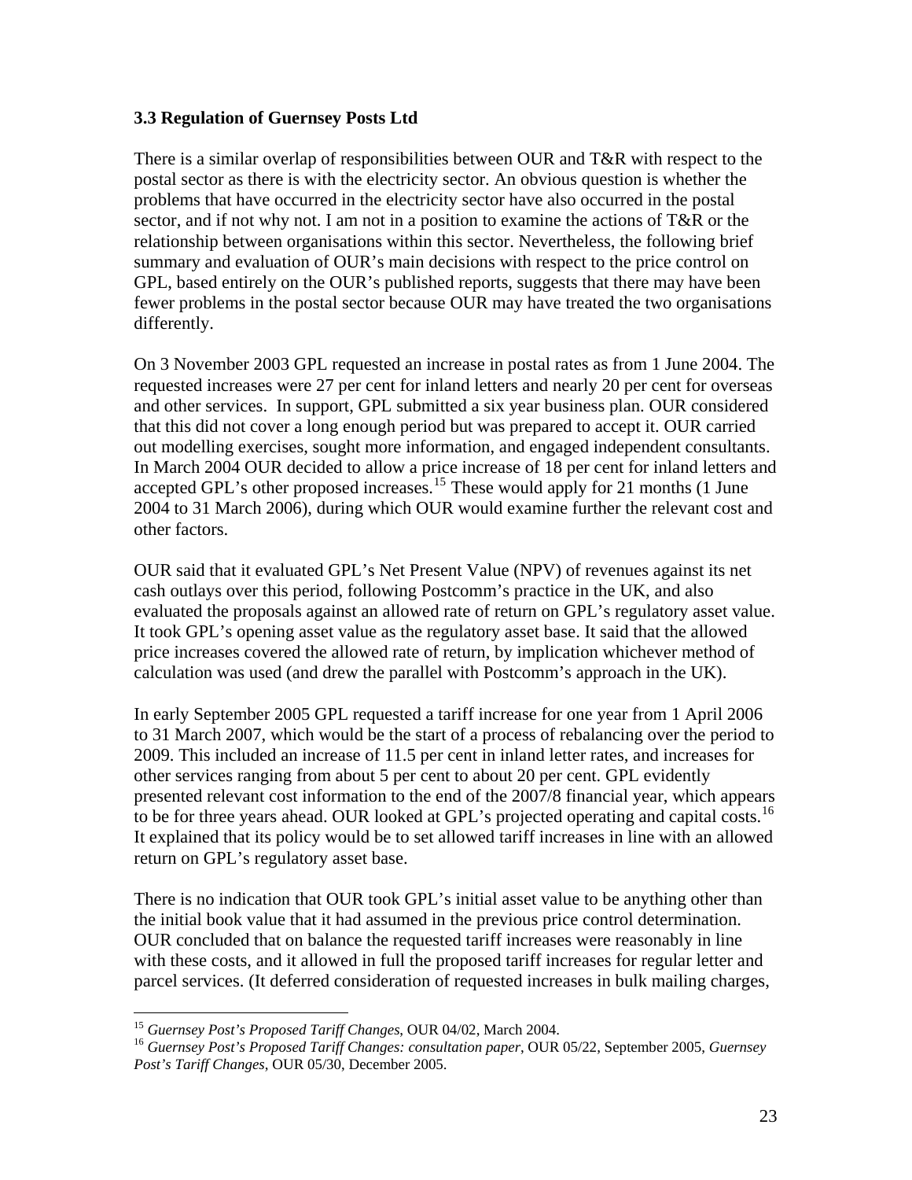### 3.3 Regulation of Guernsey Posts Ltd

There is a similar overlap of responsibilities between OUR and T&R with respect to the postal sector as there is with the electricity sector. An obvious question is whether the problems that have occurred in the electricity sector have also occurred in the postal sector, and if not why not. I am not in a position to examine the actions of T&R or the relationship between organisations within this sector. Nevertheless, the following brief summary and evaluation of OUR's main decisions with respect to the price control on GPL, based entirely on the OUR's published reports, suggests that there may have been fewer problems in the postal sector because OUR may have treated the two organisations differently.

On 3 November 2003 GPL requested an increase in postal rates as from 1 June 2004. The requested increases were 27 per cent for inland letters and nearly 20 per cent for overseas and other services. In support, GPL submitted a six year business plan. OUR considered that this did not cover a long enough period but was prepared to accept it. OUR carried out modelling exercises, sought more information, and engaged independent consultants. In March 2004 OUR decided to allow a price increase of 18 per cent for inland letters and accepted GPL's other proposed increases.[15] These would apply for 21 months (1 June 2004 to 31 March 2006), during which OUR would examine further the relevant cost and other factors.

OUR said that it evaluated GPL's Net Present Value (NPV) of revenues against its net cash outlays over this period, following Postcomm's practice in the UK, and also evaluated the proposals against an allowed rate of return on GPL's regulatory asset value. It took GPL's opening asset value as the regulatory asset base. It said that the allowed price increases covered the allowed rate of return, by implication whichever method of calculation was used (and drew the parallel with Postcomm's approach in the UK).

In early September 2005 GPL requested a tariff increase for one year from 1 April 2006 to 31 March 2007, which would be the start of a process of rebalancing over the period to 2009. This included an increase of 11.5 per cent in inland letter rates, and increases for other services ranging from about 5 per cent to about 20 per cent. GPL evidently presented relevant cost information to the end of the 2007/8 financial year, which appears to be for three years ahead. OUR looked at GPL's projected operating and capital costs.[16] It explained that its policy would be to set allowed tariff increases in line with an allowed return on GPL's regulatory asset base.

There is no indication that OUR took GPL's initial asset value to be anything other than the initial book value that it had assumed in the previous price control determination. OUR concluded that on balance the requested tariff increases were reasonably in line with these costs, and it allowed in full the proposed tariff increases for regular letter and parcel services. (It deferred consideration of requested increases in bulk mailing charges,

---

[15] *Guernsey Post's Proposed Tariff Changes*, OUR 04/02, March 2004.

[16] *Guernsey Post's Proposed Tariff Changes: consultation paper*, OUR 05/22, September 2005, *Guernsey Post's Tariff Changes*, OUR 05/30, December 2005.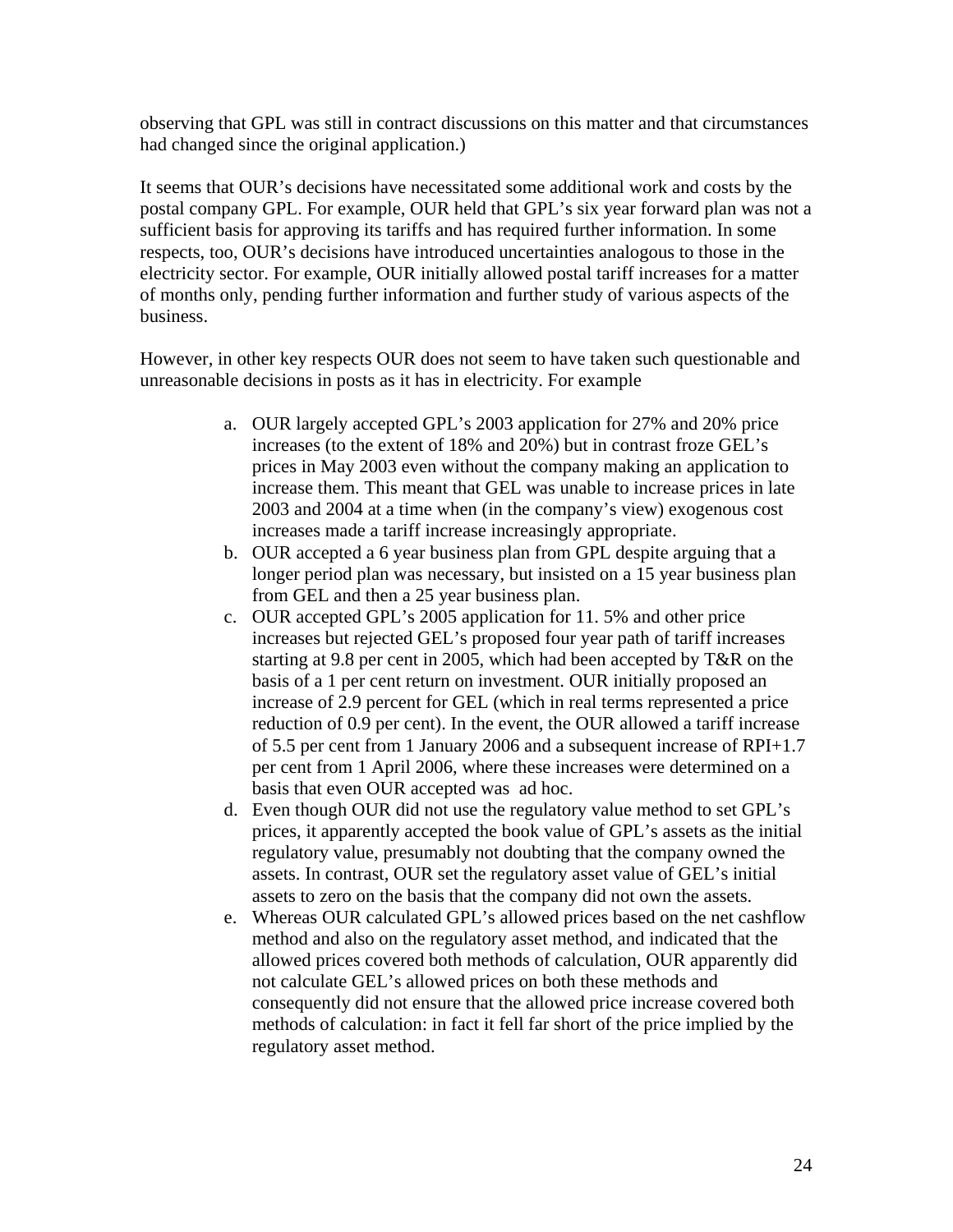observing that GPL was still in contract discussions on this matter and that circumstances had changed since the original application.)

It seems that OUR's decisions have necessitated some additional work and costs by the postal company GPL. For example, OUR held that GPL's six year forward plan was not a sufficient basis for approving its tariffs and has required further information. In some respects, too, OUR's decisions have introduced uncertainties analogous to those in the electricity sector. For example, OUR initially allowed postal tariff increases for a matter of months only, pending further information and further study of various aspects of the business.

However, in other key respects OUR does not seem to have taken such questionable and unreasonable decisions in posts as it has in electricity. For example

a. OUR largely accepted GPL's 2003 application for 27% and 20% price increases (to the extent of 18% and 20%) but in contrast froze GEL's prices in May 2003 even without the company making an application to increase them. This meant that GEL was unable to increase prices in late 2003 and 2004 at a time when (in the company's view) exogenous cost increases made a tariff increase increasingly appropriate.
b. OUR accepted a 6 year business plan from GPL despite arguing that a longer period plan was necessary, but insisted on a 15 year business plan from GEL and then a 25 year business plan.
c. OUR accepted GPL's 2005 application for 11. 5% and other price increases but rejected GEL's proposed four year path of tariff increases starting at 9.8 per cent in 2005, which had been accepted by T&R on the basis of a 1 per cent return on investment. OUR initially proposed an increase of 2.9 percent for GEL (which in real terms represented a price reduction of 0.9 per cent). In the event, the OUR allowed a tariff increase of 5.5 per cent from 1 January 2006 and a subsequent increase of RPI+1.7 per cent from 1 April 2006, where these increases were determined on a basis that even OUR accepted was ad hoc.
d. Even though OUR did not use the regulatory value method to set GPL's prices, it apparently accepted the book value of GPL's assets as the initial regulatory value, presumably not doubting that the company owned the assets. In contrast, OUR set the regulatory asset value of GEL's initial assets to zero on the basis that the company did not own the assets.
e. Whereas OUR calculated GPL's allowed prices based on the net cashflow method and also on the regulatory asset method, and indicated that the allowed prices covered both methods of calculation, OUR apparently did not calculate GEL's allowed prices on both these methods and consequently did not ensure that the allowed price increase covered both methods of calculation: in fact it fell far short of the price implied by the regulatory asset method.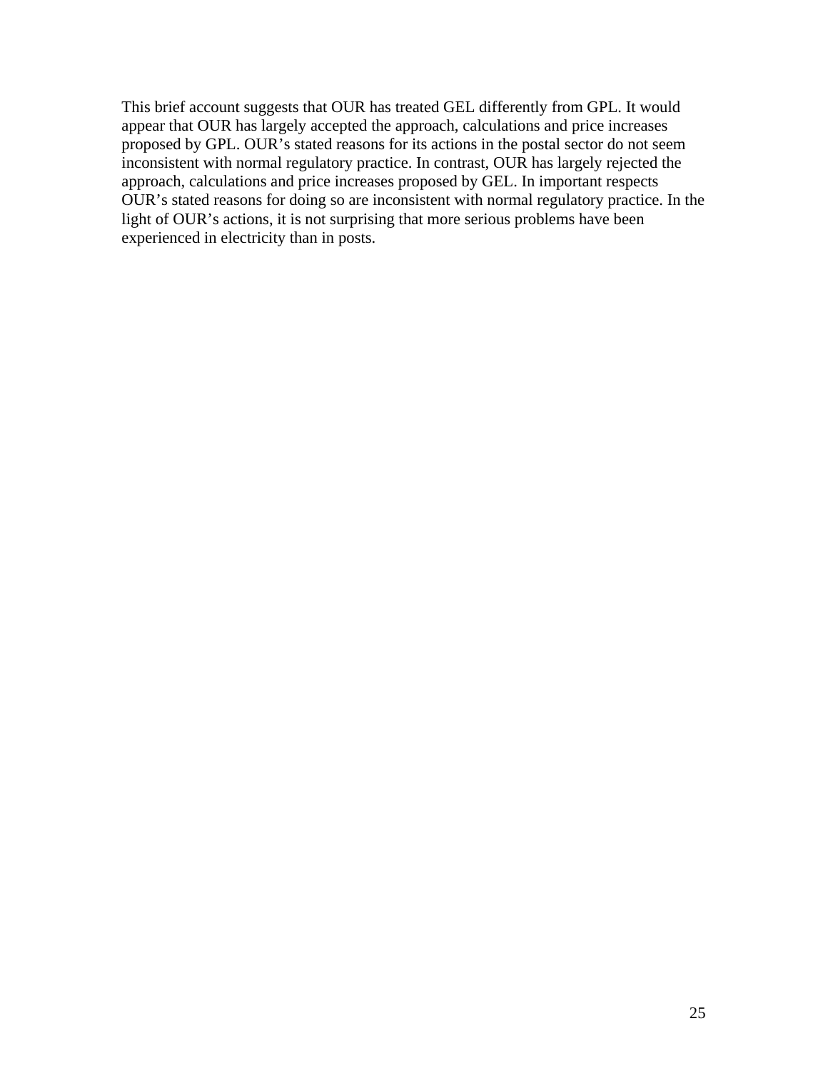This brief account suggests that OUR has treated GEL differently from GPL. It would appear that OUR has largely accepted the approach, calculations and price increases proposed by GPL. OUR's stated reasons for its actions in the postal sector do not seem inconsistent with normal regulatory practice. In contrast, OUR has largely rejected the approach, calculations and price increases proposed by GEL. In important respects OUR's stated reasons for doing so are inconsistent with normal regulatory practice. In the light of OUR's actions, it is not surprising that more serious problems have been experienced in electricity than in posts.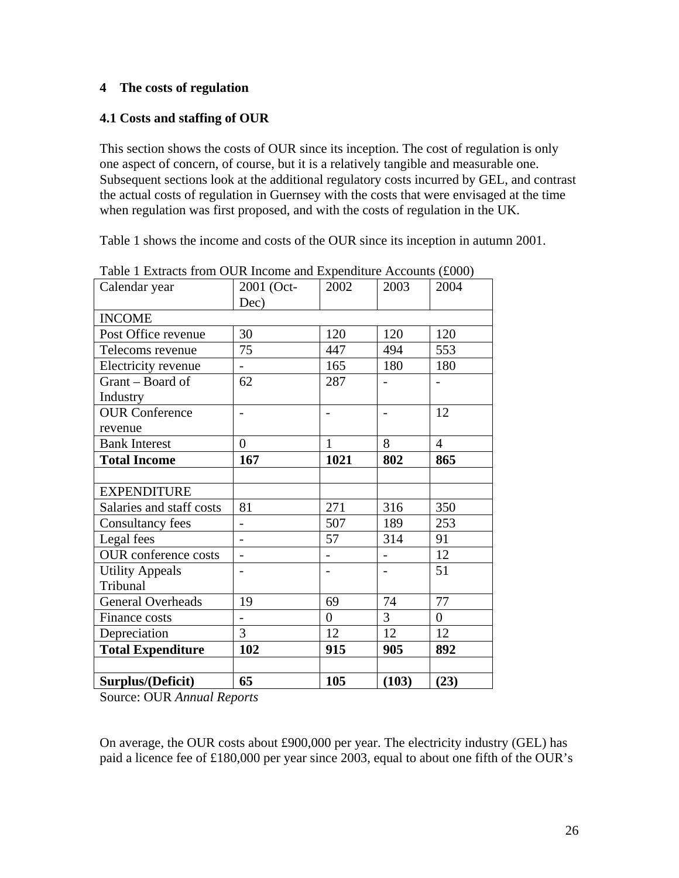## 4 The costs of regulation

### 4.1 Costs and staffing of OUR

This section shows the costs of OUR since its inception. The cost of regulation is only one aspect of concern, of course, but it is a relatively tangible and measurable one. Subsequent sections look at the additional regulatory costs incurred by GEL, and contrast the actual costs of regulation in Guernsey with the costs that were envisaged at the time when regulation was first proposed, and with the costs of regulation in the UK.

Table 1 shows the income and costs of the OUR since its inception in autumn 2001.

Table 1 Extracts from OUR Income and Expenditure Accounts (£000)

| Calendar year | 2001 (Oct-Dec) | 2002 | 2003 | 2004 |
|---|---|---|---|---|
| INCOME | | | | |
| Post Office revenue | 30 | 120 | 120 | 120 |
| Telecoms revenue | 75 | 447 | 494 | 553 |
| Electricity revenue | - | 165 | 180 | 180 |
| Grant – Board of Industry | 62 | 287 | - | - |
| OUR Conference revenue | - | - | - | 12 |
| Bank Interest | 0 | 1 | 8 | 4 |
| **Total Income** | **167** | **1021** | **802** | **865** |
| | | | | |
| EXPENDITURE | | | | |
| Salaries and staff costs | 81 | 271 | 316 | 350 |
| Consultancy fees | - | 507 | 189 | 253 |
| Legal fees | - | 57 | 314 | 91 |
| OUR conference costs | - | - | - | 12 |
| Utility Appeals Tribunal | - | - | - | 51 |
| General Overheads | 19 | 69 | 74 | 77 |
| Finance costs | - | 0 | 3 | 0 |
| Depreciation | 3 | 12 | 12 | 12 |
| **Total Expenditure** | **102** | **915** | **905** | **892** |
| | | | | |
| **Surplus/(Deficit)** | **65** | **105** | **(103)** | **(23)** |

Source: OUR *Annual Reports*

On average, the OUR costs about £900,000 per year. The electricity industry (GEL) has paid a licence fee of £180,000 per year since 2003, equal to about one fifth of the OUR's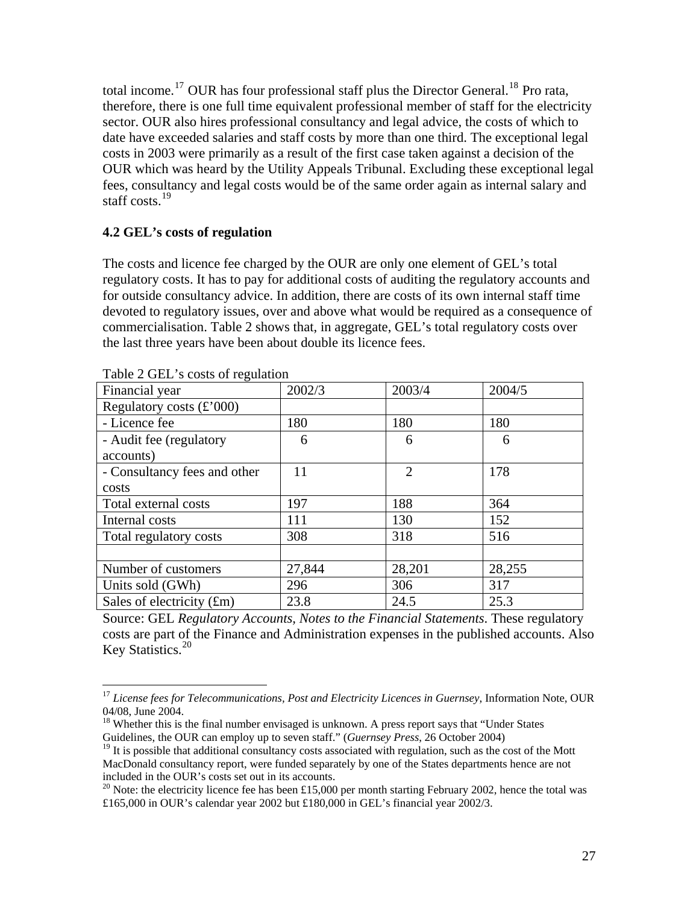total income.[17] OUR has four professional staff plus the Director General.[18] Pro rata, therefore, there is one full time equivalent professional member of staff for the electricity sector. OUR also hires professional consultancy and legal advice, the costs of which to date have exceeded salaries and staff costs by more than one third. The exceptional legal costs in 2003 were primarily as a result of the first case taken against a decision of the OUR which was heard by the Utility Appeals Tribunal. Excluding these exceptional legal fees, consultancy and legal costs would be of the same order again as internal salary and staff costs.[19]

### 4.2 GEL's costs of regulation

The costs and licence fee charged by the OUR are only one element of GEL's total regulatory costs. It has to pay for additional costs of auditing the regulatory accounts and for outside consultancy advice. In addition, there are costs of its own internal staff time devoted to regulatory issues, over and above what would be required as a consequence of commercialisation. Table 2 shows that, in aggregate, GEL's total regulatory costs over the last three years have been about double its licence fees.

Table 2 GEL's costs of regulation

| Financial year | 2002/3 | 2003/4 | 2004/5 |
|---|---|---|---|
| Regulatory costs (£'000) | | | |
| - Licence fee | 180 | 180 | 180 |
| - Audit fee (regulatory accounts) | 6 | 6 | 6 |
| - Consultancy fees and other costs | 11 | 2 | 178 |
| Total external costs | 197 | 188 | 364 |
| Internal costs | 111 | 130 | 152 |
| Total regulatory costs | 308 | 318 | 516 |
| | | | |
| Number of customers | 27,844 | 28,201 | 28,255 |
| Units sold (GWh) | 296 | 306 | 317 |
| Sales of electricity (£m) | 23.8 | 24.5 | 25.3 |

Source: GEL *Regulatory Accounts, Notes to the Financial Statements*. These regulatory costs are part of the Finance and Administration expenses in the published accounts. Also Key Statistics.[20]

---

[17] *License fees for Telecommunications, Post and Electricity Licences in Guernsey*, Information Note, OUR 04/08, June 2004.

[18] Whether this is the final number envisaged is unknown. A press report says that "Under States Guidelines, the OUR can employ up to seven staff." (*Guernsey Press*, 26 October 2004)

[19] It is possible that additional consultancy costs associated with regulation, such as the cost of the Mott MacDonald consultancy report, were funded separately by one of the States departments hence are not included in the OUR's costs set out in its accounts.

[20] Note: the electricity licence fee has been £15,000 per month starting February 2002, hence the total was £165,000 in OUR's calendar year 2002 but £180,000 in GEL's financial year 2002/3.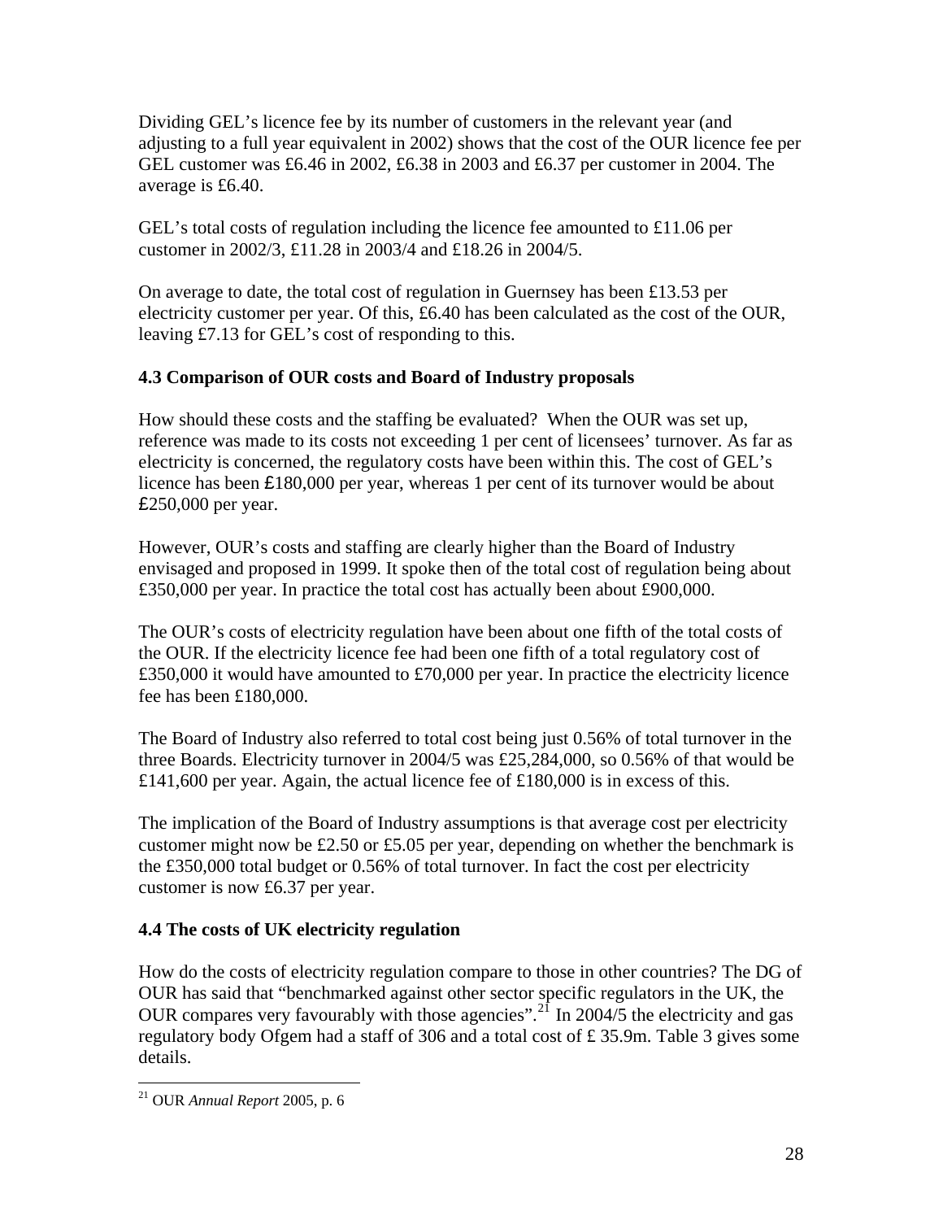Dividing GEL's licence fee by its number of customers in the relevant year (and adjusting to a full year equivalent in 2002) shows that the cost of the OUR licence fee per GEL customer was £6.46 in 2002, £6.38 in 2003 and £6.37 per customer in 2004. The average is £6.40.

GEL's total costs of regulation including the licence fee amounted to £11.06 per customer in 2002/3, £11.28 in 2003/4 and £18.26 in 2004/5.

On average to date, the total cost of regulation in Guernsey has been £13.53 per electricity customer per year. Of this, £6.40 has been calculated as the cost of the OUR, leaving £7.13 for GEL's cost of responding to this.

### 4.3 Comparison of OUR costs and Board of Industry proposals

How should these costs and the staffing be evaluated? When the OUR was set up, reference was made to its costs not exceeding 1 per cent of licensees' turnover. As far as electricity is concerned, the regulatory costs have been within this. The cost of GEL's licence has been £180,000 per year, whereas 1 per cent of its turnover would be about £250,000 per year.

However, OUR's costs and staffing are clearly higher than the Board of Industry envisaged and proposed in 1999. It spoke then of the total cost of regulation being about £350,000 per year. In practice the total cost has actually been about £900,000.

The OUR's costs of electricity regulation have been about one fifth of the total costs of the OUR. If the electricity licence fee had been one fifth of a total regulatory cost of £350,000 it would have amounted to £70,000 per year. In practice the electricity licence fee has been £180,000.

The Board of Industry also referred to total cost being just 0.56% of total turnover in the three Boards. Electricity turnover in 2004/5 was £25,284,000, so 0.56% of that would be £141,600 per year. Again, the actual licence fee of £180,000 is in excess of this.

The implication of the Board of Industry assumptions is that average cost per electricity customer might now be £2.50 or £5.05 per year, depending on whether the benchmark is the £350,000 total budget or 0.56% of total turnover. In fact the cost per electricity customer is now £6.37 per year.

### 4.4 The costs of UK electricity regulation

How do the costs of electricity regulation compare to those in other countries? The DG of OUR has said that "benchmarked against other sector specific regulators in the UK, the OUR compares very favourably with those agencies".[21] In 2004/5 the electricity and gas regulatory body Ofgem had a staff of 306 and a total cost of £ 35.9m. Table 3 gives some details.

[21] OUR *Annual Report* 2005, p. 6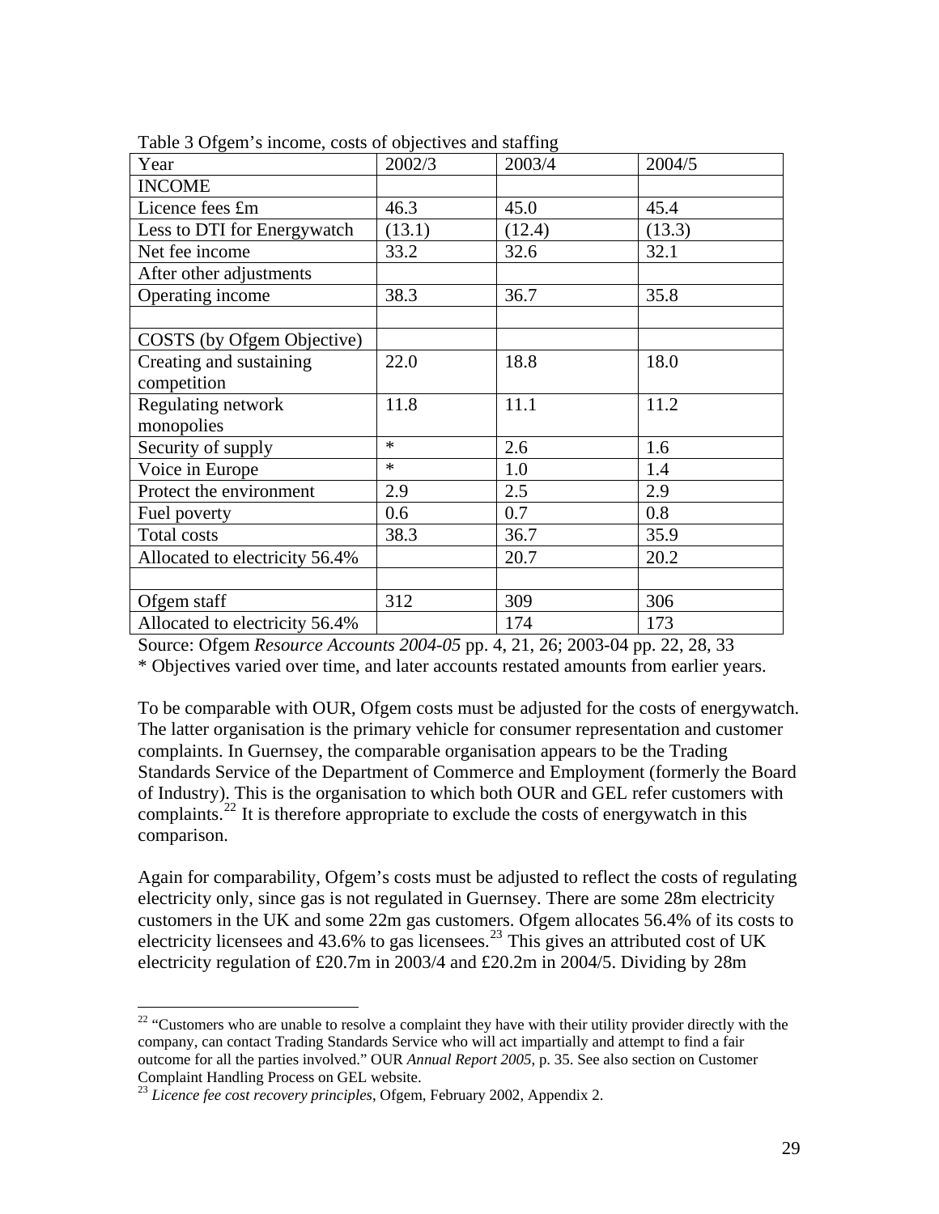Table 3 Ofgem's income, costs of objectives and staffing

| Year | 2002/3 | 2003/4 | 2004/5 |
|---|---|---|---|
| INCOME | | | |
| Licence fees £m | 46.3 | 45.0 | 45.4 |
| Less to DTI for Energywatch | (13.1) | (12.4) | (13.3) |
| Net fee income | 33.2 | 32.6 | 32.1 |
| After other adjustments | | | |
| Operating income | 38.3 | 36.7 | 35.8 |
| | | | |
| COSTS (by Ofgem Objective) | | | |
| Creating and sustaining competition | 22.0 | 18.8 | 18.0 |
| Regulating network monopolies | 11.8 | 11.1 | 11.2 |
| Security of supply | * | 2.6 | 1.6 |
| Voice in Europe | * | 1.0 | 1.4 |
| Protect the environment | 2.9 | 2.5 | 2.9 |
| Fuel poverty | 0.6 | 0.7 | 0.8 |
| Total costs | 38.3 | 36.7 | 35.9 |
| Allocated to electricity 56.4% | | 20.7 | 20.2 |
| | | | |
| Ofgem staff | 312 | 309 | 306 |
| Allocated to electricity 56.4% | | 174 | 173 |

Source: Ofgem *Resource Accounts 2004-05* pp. 4, 21, 26; 2003-04 pp. 22, 28, 33
* Objectives varied over time, and later accounts restated amounts from earlier years.

To be comparable with OUR, Ofgem costs must be adjusted for the costs of energywatch. The latter organisation is the primary vehicle for consumer representation and customer complaints. In Guernsey, the comparable organisation appears to be the Trading Standards Service of the Department of Commerce and Employment (formerly the Board of Industry). This is the organisation to which both OUR and GEL refer customers with complaints.[22] It is therefore appropriate to exclude the costs of energywatch in this comparison.

Again for comparability, Ofgem's costs must be adjusted to reflect the costs of regulating electricity only, since gas is not regulated in Guernsey. There are some 28m electricity customers in the UK and some 22m gas customers. Ofgem allocates 56.4% of its costs to electricity licensees and 43.6% to gas licensees.[23] This gives an attributed cost of UK electricity regulation of £20.7m in 2003/4 and £20.2m in 2004/5. Dividing by 28m

[22] "Customers who are unable to resolve a complaint they have with their utility provider directly with the company, can contact Trading Standards Service who will act impartially and attempt to find a fair outcome for all the parties involved." OUR *Annual Report 2005*, p. 35. See also section on Customer Complaint Handling Process on GEL website.

[23] *Licence fee cost recovery principles*, Ofgem, February 2002, Appendix 2.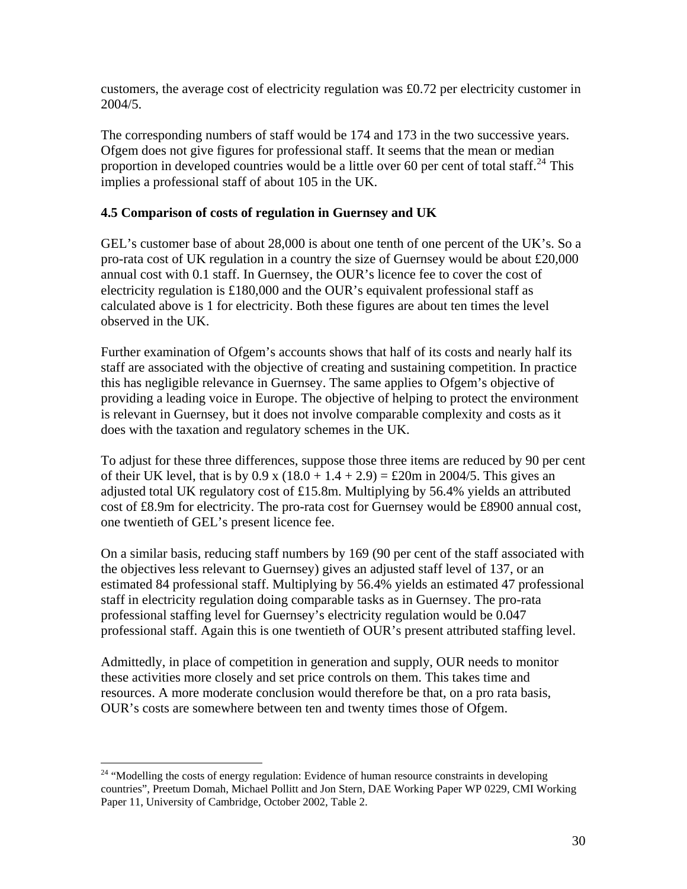customers, the average cost of electricity regulation was £0.72 per electricity customer in 2004/5.

The corresponding numbers of staff would be 174 and 173 in the two successive years. Ofgem does not give figures for professional staff. It seems that the mean or median proportion in developed countries would be a little over 60 per cent of total staff.[24] This implies a professional staff of about 105 in the UK.

### 4.5 Comparison of costs of regulation in Guernsey and UK

GEL's customer base of about 28,000 is about one tenth of one percent of the UK's. So a pro-rata cost of UK regulation in a country the size of Guernsey would be about £20,000 annual cost with 0.1 staff. In Guernsey, the OUR's licence fee to cover the cost of electricity regulation is £180,000 and the OUR's equivalent professional staff as calculated above is 1 for electricity. Both these figures are about ten times the level observed in the UK.

Further examination of Ofgem's accounts shows that half of its costs and nearly half its staff are associated with the objective of creating and sustaining competition. In practice this has negligible relevance in Guernsey. The same applies to Ofgem's objective of providing a leading voice in Europe. The objective of helping to protect the environment is relevant in Guernsey, but it does not involve comparable complexity and costs as it does with the taxation and regulatory schemes in the UK.

To adjust for these three differences, suppose those three items are reduced by 90 per cent of their UK level, that is by 0.9 x (18.0 + 1.4 + 2.9) = £20m in 2004/5. This gives an adjusted total UK regulatory cost of £15.8m. Multiplying by 56.4% yields an attributed cost of £8.9m for electricity. The pro-rata cost for Guernsey would be £8900 annual cost, one twentieth of GEL's present licence fee.

On a similar basis, reducing staff numbers by 169 (90 per cent of the staff associated with the objectives less relevant to Guernsey) gives an adjusted staff level of 137, or an estimated 84 professional staff. Multiplying by 56.4% yields an estimated 47 professional staff in electricity regulation doing comparable tasks as in Guernsey. The pro-rata professional staffing level for Guernsey's electricity regulation would be 0.047 professional staff. Again this is one twentieth of OUR's present attributed staffing level.

Admittedly, in place of competition in generation and supply, OUR needs to monitor these activities more closely and set price controls on them. This takes time and resources. A more moderate conclusion would therefore be that, on a pro rata basis, OUR's costs are somewhere between ten and twenty times those of Ofgem.

[24] "Modelling the costs of energy regulation: Evidence of human resource constraints in developing countries", Preetum Domah, Michael Pollitt and Jon Stern, DAE Working Paper WP 0229, CMI Working Paper 11, University of Cambridge, October 2002, Table 2.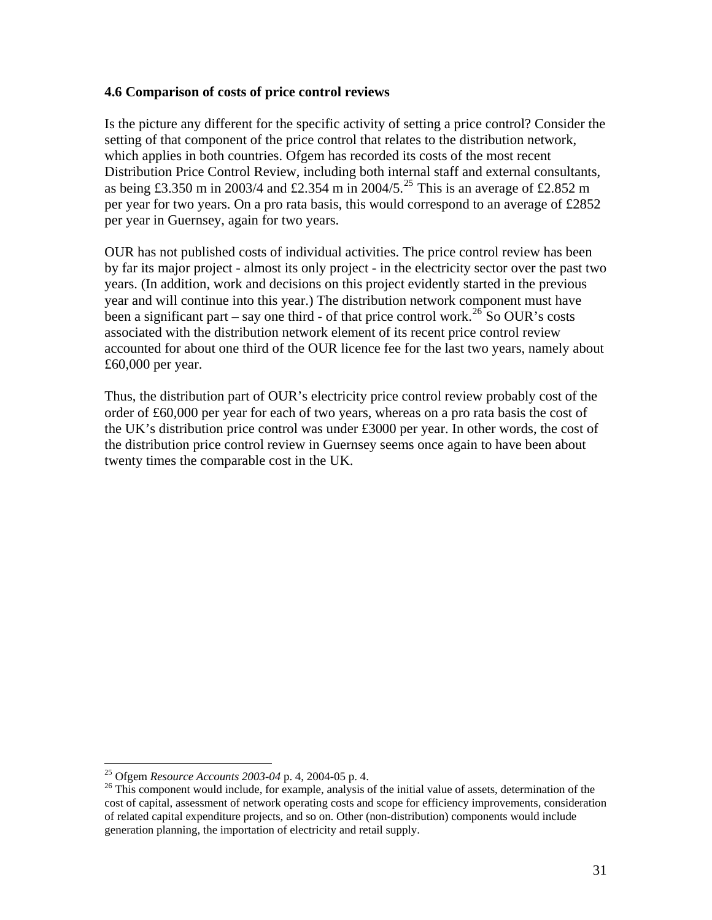### 4.6 Comparison of costs of price control reviews

Is the picture any different for the specific activity of setting a price control? Consider the setting of that component of the price control that relates to the distribution network, which applies in both countries. Ofgem has recorded its costs of the most recent Distribution Price Control Review, including both internal staff and external consultants, as being £3.350 m in 2003/4 and £2.354 m in 2004/5.[25] This is an average of £2.852 m per year for two years. On a pro rata basis, this would correspond to an average of £2852 per year in Guernsey, again for two years.

OUR has not published costs of individual activities. The price control review has been by far its major project - almost its only project - in the electricity sector over the past two years. (In addition, work and decisions on this project evidently started in the previous year and will continue into this year.) The distribution network component must have been a significant part – say one third - of that price control work.[26] So OUR's costs associated with the distribution network element of its recent price control review accounted for about one third of the OUR licence fee for the last two years, namely about £60,000 per year.

Thus, the distribution part of OUR's electricity price control review probably cost of the order of £60,000 per year for each of two years, whereas on a pro rata basis the cost of the UK's distribution price control was under £3000 per year. In other words, the cost of the distribution price control review in Guernsey seems once again to have been about twenty times the comparable cost in the UK.

---

[25] Ofgem *Resource Accounts 2003-04* p. 4, 2004-05 p. 4.

[26] This component would include, for example, analysis of the initial value of assets, determination of the cost of capital, assessment of network operating costs and scope for efficiency improvements, consideration of related capital expenditure projects, and so on. Other (non-distribution) components would include generation planning, the importation of electricity and retail supply.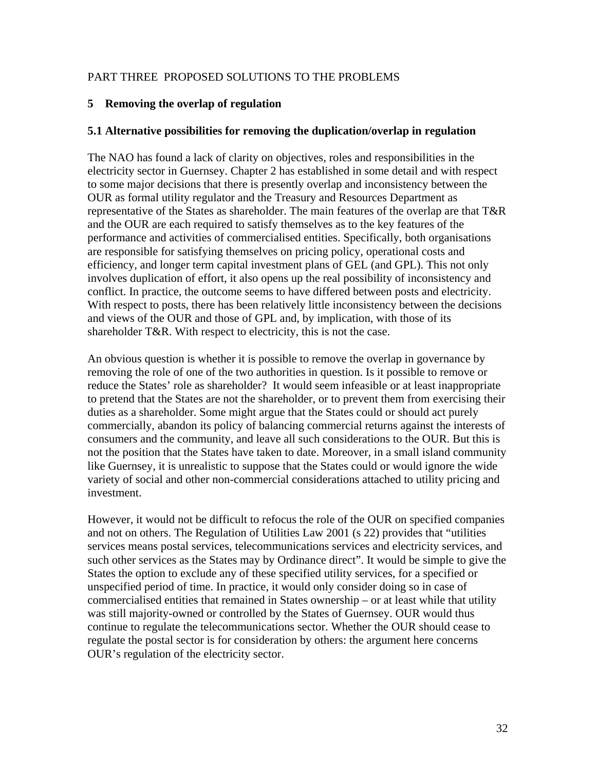PART THREE PROPOSED SOLUTIONS TO THE PROBLEMS

## 5 Removing the overlap of regulation

### 5.1 Alternative possibilities for removing the duplication/overlap in regulation

The NAO has found a lack of clarity on objectives, roles and responsibilities in the electricity sector in Guernsey. Chapter 2 has established in some detail and with respect to some major decisions that there is presently overlap and inconsistency between the OUR as formal utility regulator and the Treasury and Resources Department as representative of the States as shareholder. The main features of the overlap are that T&R and the OUR are each required to satisfy themselves as to the key features of the performance and activities of commercialised entities. Specifically, both organisations are responsible for satisfying themselves on pricing policy, operational costs and efficiency, and longer term capital investment plans of GEL (and GPL). This not only involves duplication of effort, it also opens up the real possibility of inconsistency and conflict. In practice, the outcome seems to have differed between posts and electricity. With respect to posts, there has been relatively little inconsistency between the decisions and views of the OUR and those of GPL and, by implication, with those of its shareholder T&R. With respect to electricity, this is not the case.

An obvious question is whether it is possible to remove the overlap in governance by removing the role of one of the two authorities in question. Is it possible to remove or reduce the States' role as shareholder? It would seem infeasible or at least inappropriate to pretend that the States are not the shareholder, or to prevent them from exercising their duties as a shareholder. Some might argue that the States could or should act purely commercially, abandon its policy of balancing commercial returns against the interests of consumers and the community, and leave all such considerations to the OUR. But this is not the position that the States have taken to date. Moreover, in a small island community like Guernsey, it is unrealistic to suppose that the States could or would ignore the wide variety of social and other non-commercial considerations attached to utility pricing and investment.

However, it would not be difficult to refocus the role of the OUR on specified companies and not on others. The Regulation of Utilities Law 2001 (s 22) provides that "utilities services means postal services, telecommunications services and electricity services, and such other services as the States may by Ordinance direct". It would be simple to give the States the option to exclude any of these specified utility services, for a specified or unspecified period of time. In practice, it would only consider doing so in case of commercialised entities that remained in States ownership – or at least while that utility was still majority-owned or controlled by the States of Guernsey. OUR would thus continue to regulate the telecommunications sector. Whether the OUR should cease to regulate the postal sector is for consideration by others: the argument here concerns OUR's regulation of the electricity sector.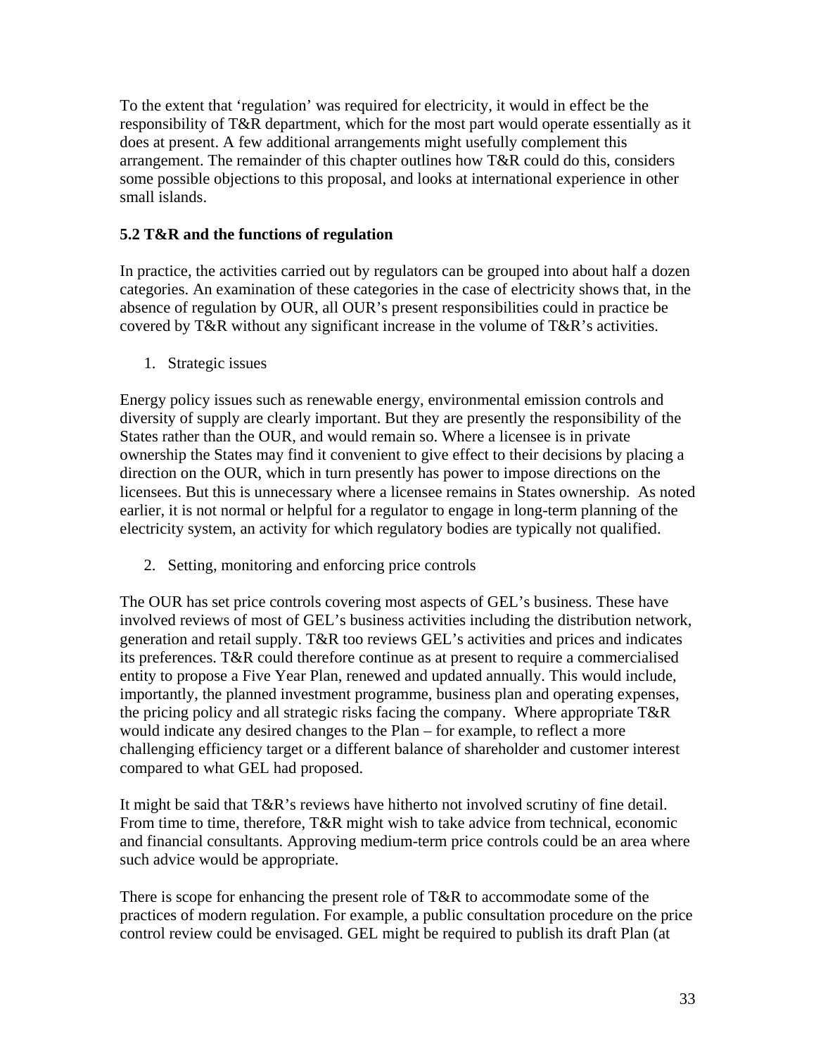To the extent that 'regulation' was required for electricity, it would in effect be the responsibility of T&R department, which for the most part would operate essentially as it does at present. A few additional arrangements might usefully complement this arrangement. The remainder of this chapter outlines how T&R could do this, considers some possible objections to this proposal, and looks at international experience in other small islands.

### 5.2 T&R and the functions of regulation

In practice, the activities carried out by regulators can be grouped into about half a dozen categories. An examination of these categories in the case of electricity shows that, in the absence of regulation by OUR, all OUR's present responsibilities could in practice be covered by T&R without any significant increase in the volume of T&R's activities.

1. Strategic issues

Energy policy issues such as renewable energy, environmental emission controls and diversity of supply are clearly important. But they are presently the responsibility of the States rather than the OUR, and would remain so. Where a licensee is in private ownership the States may find it convenient to give effect to their decisions by placing a direction on the OUR, which in turn presently has power to impose directions on the licensees. But this is unnecessary where a licensee remains in States ownership. As noted earlier, it is not normal or helpful for a regulator to engage in long-term planning of the electricity system, an activity for which regulatory bodies are typically not qualified.

2. Setting, monitoring and enforcing price controls

The OUR has set price controls covering most aspects of GEL's business. These have involved reviews of most of GEL's business activities including the distribution network, generation and retail supply. T&R too reviews GEL's activities and prices and indicates its preferences. T&R could therefore continue as at present to require a commercialised entity to propose a Five Year Plan, renewed and updated annually. This would include, importantly, the planned investment programme, business plan and operating expenses, the pricing policy and all strategic risks facing the company. Where appropriate T&R would indicate any desired changes to the Plan – for example, to reflect a more challenging efficiency target or a different balance of shareholder and customer interest compared to what GEL had proposed.

It might be said that T&R's reviews have hitherto not involved scrutiny of fine detail. From time to time, therefore, T&R might wish to take advice from technical, economic and financial consultants. Approving medium-term price controls could be an area where such advice would be appropriate.

There is scope for enhancing the present role of T&R to accommodate some of the practices of modern regulation. For example, a public consultation procedure on the price control review could be envisaged. GEL might be required to publish its draft Plan (at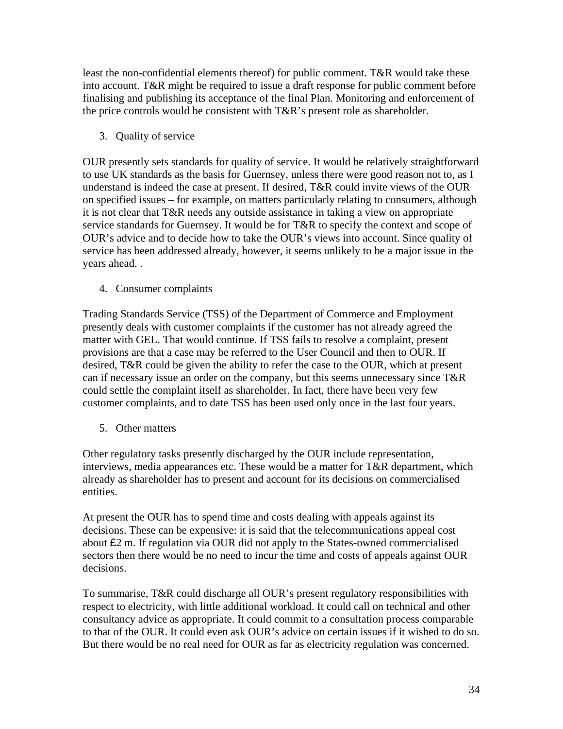least the non-confidential elements thereof) for public comment. T&R would take these into account. T&R might be required to issue a draft response for public comment before finalising and publishing its acceptance of the final Plan. Monitoring and enforcement of the price controls would be consistent with T&R's present role as shareholder.

3. Quality of service

OUR presently sets standards for quality of service. It would be relatively straightforward to use UK standards as the basis for Guernsey, unless there were good reason not to, as I understand is indeed the case at present. If desired, T&R could invite views of the OUR on specified issues – for example, on matters particularly relating to consumers, although it is not clear that T&R needs any outside assistance in taking a view on appropriate service standards for Guernsey. It would be for T&R to specify the context and scope of OUR's advice and to decide how to take the OUR's views into account. Since quality of service has been addressed already, however, it seems unlikely to be a major issue in the years ahead. .

4. Consumer complaints

Trading Standards Service (TSS) of the Department of Commerce and Employment presently deals with customer complaints if the customer has not already agreed the matter with GEL. That would continue. If TSS fails to resolve a complaint, present provisions are that a case may be referred to the User Council and then to OUR. If desired, T&R could be given the ability to refer the case to the OUR, which at present can if necessary issue an order on the company, but this seems unnecessary since T&R could settle the complaint itself as shareholder. In fact, there have been very few customer complaints, and to date TSS has been used only once in the last four years.

5. Other matters

Other regulatory tasks presently discharged by the OUR include representation, interviews, media appearances etc. These would be a matter for T&R department, which already as shareholder has to present and account for its decisions on commercialised entities.

At present the OUR has to spend time and costs dealing with appeals against its decisions. These can be expensive: it is said that the telecommunications appeal cost about £2 m. If regulation via OUR did not apply to the States-owned commercialised sectors then there would be no need to incur the time and costs of appeals against OUR decisions.

To summarise, T&R could discharge all OUR's present regulatory responsibilities with respect to electricity, with little additional workload. It could call on technical and other consultancy advice as appropriate. It could commit to a consultation process comparable to that of the OUR. It could even ask OUR's advice on certain issues if it wished to do so. But there would be no real need for OUR as far as electricity regulation was concerned.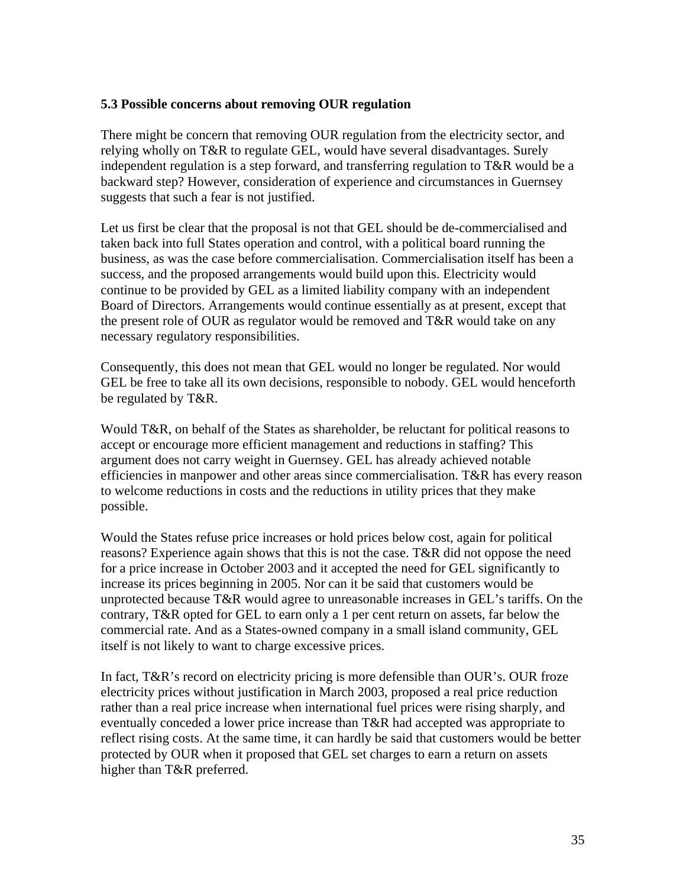### 5.3 Possible concerns about removing OUR regulation

There might be concern that removing OUR regulation from the electricity sector, and relying wholly on T&R to regulate GEL, would have several disadvantages. Surely independent regulation is a step forward, and transferring regulation to T&R would be a backward step? However, consideration of experience and circumstances in Guernsey suggests that such a fear is not justified.

Let us first be clear that the proposal is not that GEL should be de-commercialised and taken back into full States operation and control, with a political board running the business, as was the case before commercialisation. Commercialisation itself has been a success, and the proposed arrangements would build upon this. Electricity would continue to be provided by GEL as a limited liability company with an independent Board of Directors. Arrangements would continue essentially as at present, except that the present role of OUR as regulator would be removed and T&R would take on any necessary regulatory responsibilities.

Consequently, this does not mean that GEL would no longer be regulated. Nor would GEL be free to take all its own decisions, responsible to nobody. GEL would henceforth be regulated by T&R.

Would T&R, on behalf of the States as shareholder, be reluctant for political reasons to accept or encourage more efficient management and reductions in staffing? This argument does not carry weight in Guernsey. GEL has already achieved notable efficiencies in manpower and other areas since commercialisation. T&R has every reason to welcome reductions in costs and the reductions in utility prices that they make possible.

Would the States refuse price increases or hold prices below cost, again for political reasons? Experience again shows that this is not the case. T&R did not oppose the need for a price increase in October 2003 and it accepted the need for GEL significantly to increase its prices beginning in 2005. Nor can it be said that customers would be unprotected because T&R would agree to unreasonable increases in GEL's tariffs. On the contrary, T&R opted for GEL to earn only a 1 per cent return on assets, far below the commercial rate. And as a States-owned company in a small island community, GEL itself is not likely to want to charge excessive prices.

In fact, T&R's record on electricity pricing is more defensible than OUR's. OUR froze electricity prices without justification in March 2003, proposed a real price reduction rather than a real price increase when international fuel prices were rising sharply, and eventually conceded a lower price increase than T&R had accepted was appropriate to reflect rising costs. At the same time, it can hardly be said that customers would be better protected by OUR when it proposed that GEL set charges to earn a return on assets higher than T&R preferred.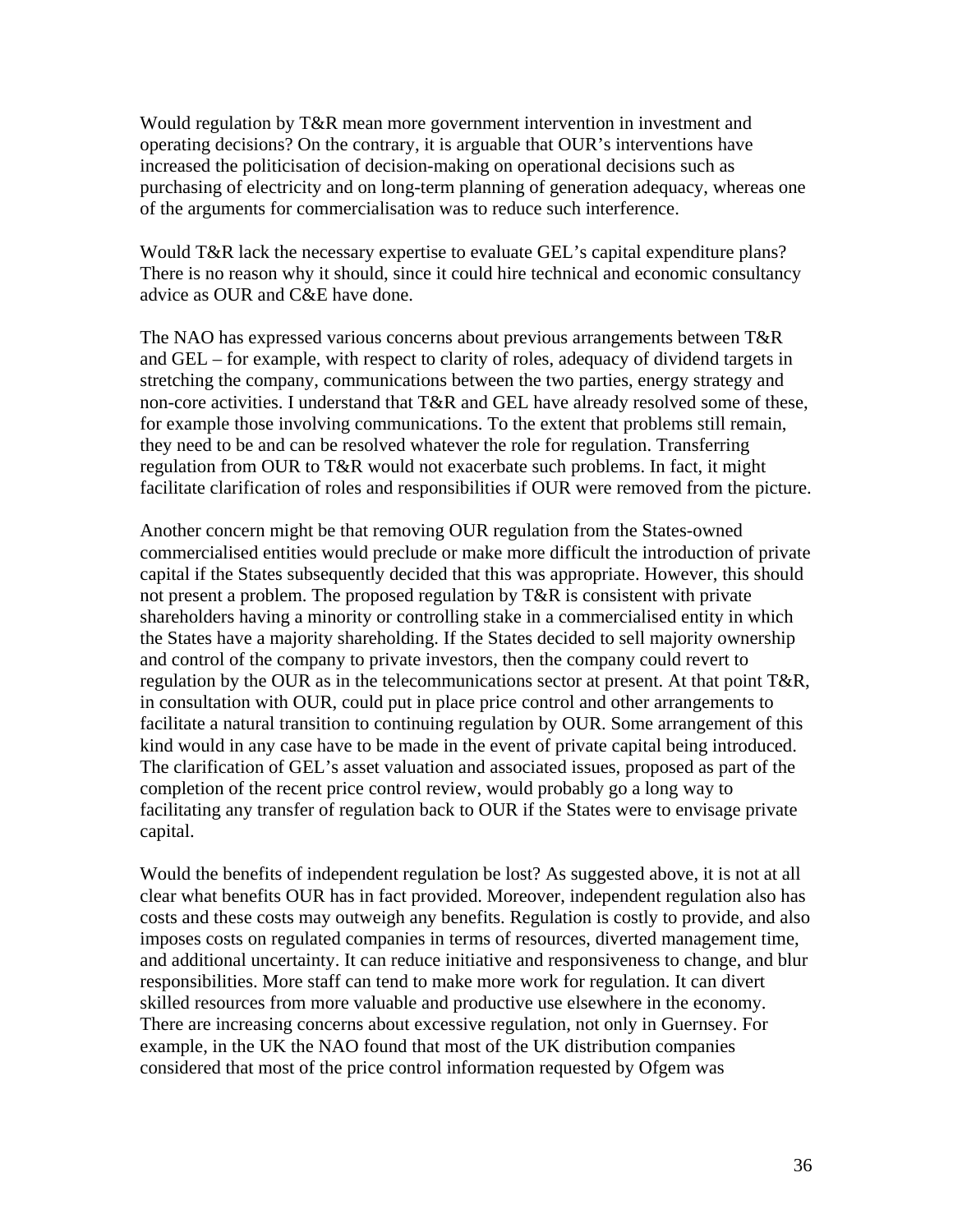Would regulation by T&R mean more government intervention in investment and operating decisions? On the contrary, it is arguable that OUR's interventions have increased the politicisation of decision-making on operational decisions such as purchasing of electricity and on long-term planning of generation adequacy, whereas one of the arguments for commercialisation was to reduce such interference.

Would T&R lack the necessary expertise to evaluate GEL's capital expenditure plans? There is no reason why it should, since it could hire technical and economic consultancy advice as OUR and C&E have done.

The NAO has expressed various concerns about previous arrangements between T&R and GEL – for example, with respect to clarity of roles, adequacy of dividend targets in stretching the company, communications between the two parties, energy strategy and non-core activities. I understand that T&R and GEL have already resolved some of these, for example those involving communications. To the extent that problems still remain, they need to be and can be resolved whatever the role for regulation. Transferring regulation from OUR to T&R would not exacerbate such problems. In fact, it might facilitate clarification of roles and responsibilities if OUR were removed from the picture.

Another concern might be that removing OUR regulation from the States-owned commercialised entities would preclude or make more difficult the introduction of private capital if the States subsequently decided that this was appropriate. However, this should not present a problem. The proposed regulation by T&R is consistent with private shareholders having a minority or controlling stake in a commercialised entity in which the States have a majority shareholding. If the States decided to sell majority ownership and control of the company to private investors, then the company could revert to regulation by the OUR as in the telecommunications sector at present. At that point T&R, in consultation with OUR, could put in place price control and other arrangements to facilitate a natural transition to continuing regulation by OUR. Some arrangement of this kind would in any case have to be made in the event of private capital being introduced. The clarification of GEL's asset valuation and associated issues, proposed as part of the completion of the recent price control review, would probably go a long way to facilitating any transfer of regulation back to OUR if the States were to envisage private capital.

Would the benefits of independent regulation be lost? As suggested above, it is not at all clear what benefits OUR has in fact provided. Moreover, independent regulation also has costs and these costs may outweigh any benefits. Regulation is costly to provide, and also imposes costs on regulated companies in terms of resources, diverted management time, and additional uncertainty. It can reduce initiative and responsiveness to change, and blur responsibilities. More staff can tend to make more work for regulation. It can divert skilled resources from more valuable and productive use elsewhere in the economy. There are increasing concerns about excessive regulation, not only in Guernsey. For example, in the UK the NAO found that most of the UK distribution companies considered that most of the price control information requested by Ofgem was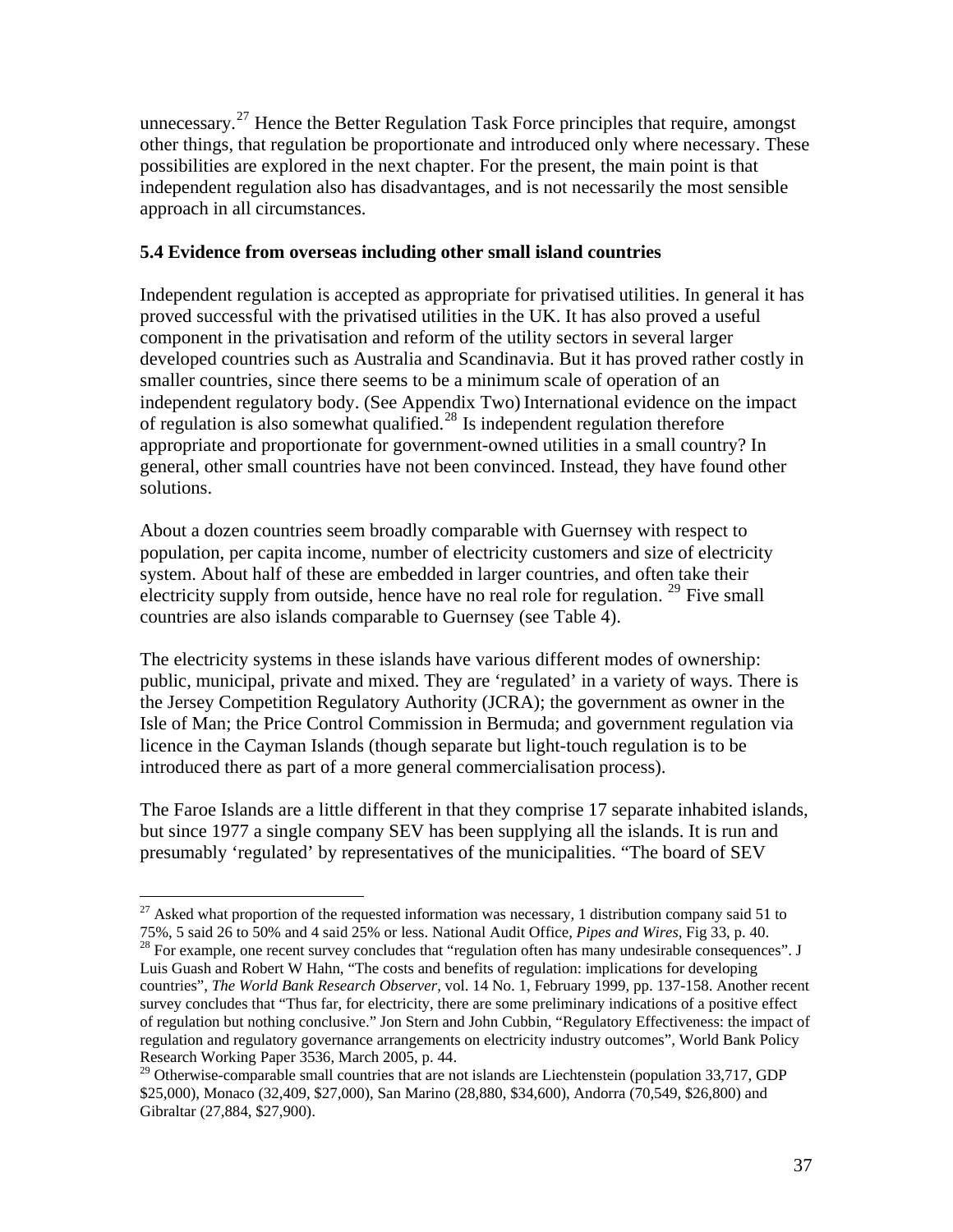unnecessary.[27] Hence the Better Regulation Task Force principles that require, amongst other things, that regulation be proportionate and introduced only where necessary. These possibilities are explored in the next chapter. For the present, the main point is that independent regulation also has disadvantages, and is not necessarily the most sensible approach in all circumstances.

### 5.4 Evidence from overseas including other small island countries

Independent regulation is accepted as appropriate for privatised utilities. In general it has proved successful with the privatised utilities in the UK. It has also proved a useful component in the privatisation and reform of the utility sectors in several larger developed countries such as Australia and Scandinavia. But it has proved rather costly in smaller countries, since there seems to be a minimum scale of operation of an independent regulatory body. (See Appendix Two) International evidence on the impact of regulation is also somewhat qualified.[28] Is independent regulation therefore appropriate and proportionate for government-owned utilities in a small country? In general, other small countries have not been convinced. Instead, they have found other solutions.

About a dozen countries seem broadly comparable with Guernsey with respect to population, per capita income, number of electricity customers and size of electricity system. About half of these are embedded in larger countries, and often take their electricity supply from outside, hence have no real role for regulation.[29] Five small countries are also islands comparable to Guernsey (see Table 4).

The electricity systems in these islands have various different modes of ownership: public, municipal, private and mixed. They are 'regulated' in a variety of ways. There is the Jersey Competition Regulatory Authority (JCRA); the government as owner in the Isle of Man; the Price Control Commission in Bermuda; and government regulation via licence in the Cayman Islands (though separate but light-touch regulation is to be introduced there as part of a more general commercialisation process).

The Faroe Islands are a little different in that they comprise 17 separate inhabited islands, but since 1977 a single company SEV has been supplying all the islands. It is run and presumably 'regulated' by representatives of the municipalities. "The board of SEV

---

[27] Asked what proportion of the requested information was necessary, 1 distribution company said 51 to 75%, 5 said 26 to 50% and 4 said 25% or less. National Audit Office, *Pipes and Wires,* Fig 33, p. 40.

[28] For example, one recent survey concludes that "regulation often has many undesirable consequences". J Luis Guash and Robert W Hahn, "The costs and benefits of regulation: implications for developing countries", *The World Bank Research Observer,* vol. 14 No. 1, February 1999, pp. 137-158. Another recent survey concludes that "Thus far, for electricity, there are some preliminary indications of a positive effect of regulation but nothing conclusive." Jon Stern and John Cubbin, "Regulatory Effectiveness: the impact of regulation and regulatory governance arrangements on electricity industry outcomes", World Bank Policy Research Working Paper 3536, March 2005, p. 44.

[29] Otherwise-comparable small countries that are not islands are Liechtenstein (population 33,717, GDP $25,000), Monaco (32,409, $27,000), San Marino (28,880, $34,600), Andorra (70,549, $26,800) and Gibraltar (27,884, $27,900).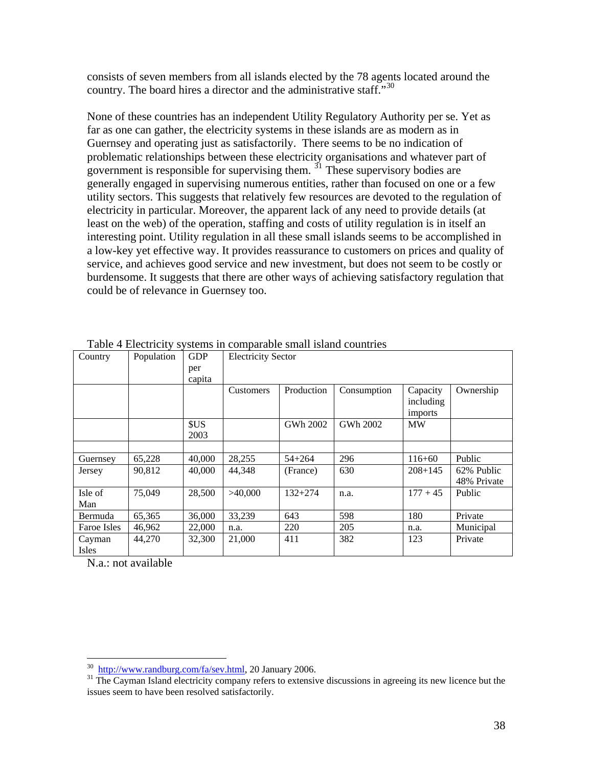consists of seven members from all islands elected by the 78 agents located around the country. The board hires a director and the administrative staff."[30]

None of these countries has an independent Utility Regulatory Authority per se. Yet as far as one can gather, the electricity systems in these islands are as modern as in Guernsey and operating just as satisfactorily. There seems to be no indication of problematic relationships between these electricity organisations and whatever part of government is responsible for supervising them. [31] These supervisory bodies are generally engaged in supervising numerous entities, rather than focused on one or a few utility sectors. This suggests that relatively few resources are devoted to the regulation of electricity in particular. Moreover, the apparent lack of any need to provide details (at least on the web) of the operation, staffing and costs of utility regulation is in itself an interesting point. Utility regulation in all these small islands seems to be accomplished in a low-key yet effective way. It provides reassurance to customers on prices and quality of service, and achieves good service and new investment, but does not seem to be costly or burdensome. It suggests that there are other ways of achieving satisfactory regulation that could be of relevance in Guernsey too.

Table 4 Electricity systems in comparable small island countries

| Country | Population | GDP per capita | Electricity Sector | | | | |
|---|---|---|---|---|---|---|---|
| | | | Customers | Production | Consumption | Capacity including imports | Ownership |
| | | $US 2003 | | GWh 2002 | GWh 2002 | MW | |
| | | | | | | | |
| Guernsey | 65,228 | 40,000 | 28,255 | 54+264 | 296 | 116+60 | Public |
| Jersey | 90,812 | 40,000 | 44,348 | (France) | 630 | 208+145 | 62% Public 48% Private |
| Isle of Man | 75,049 | 28,500 | >40,000 | 132+274 | n.a. | 177 + 45 | Public |
| Bermuda | 65,365 | 36,000 | 33,239 | 643 | 598 | 180 | Private |
| Faroe Isles | 46,962 | 22,000 | n.a. | 220 | 205 | n.a. | Municipal |
| Cayman Isles | 44,270 | 32,300 | 21,000 | 411 | 382 | 123 | Private |

N.a.: not available

[30] http://www.randburg.com/fa/sev.html, 20 January 2006.

[31] The Cayman Island electricity company refers to extensive discussions in agreeing its new licence but the issues seem to have been resolved satisfactorily.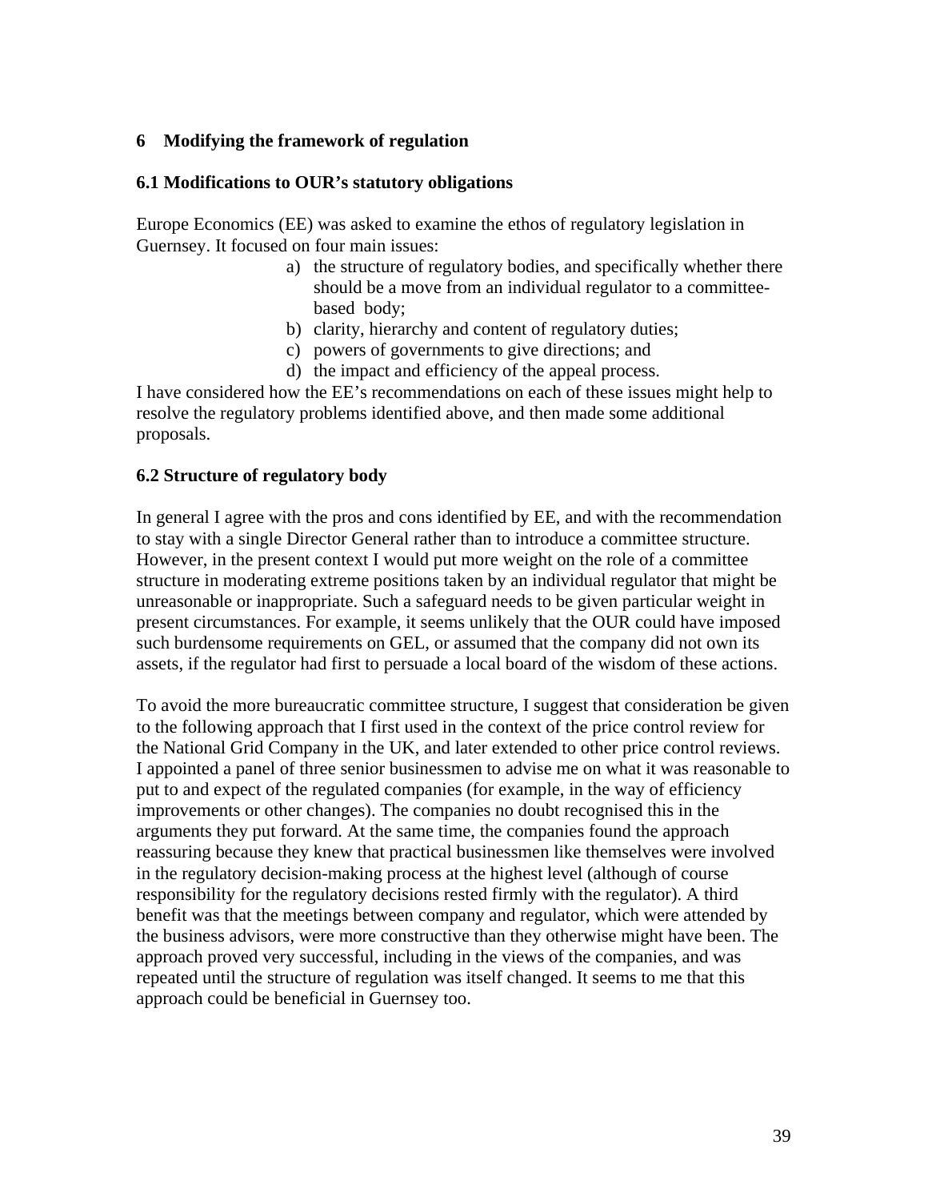# 6 Modifying the framework of regulation

## 6.1 Modifications to OUR's statutory obligations

Europe Economics (EE) was asked to examine the ethos of regulatory legislation in Guernsey. It focused on four main issues:

a) the structure of regulatory bodies, and specifically whether there should be a move from an individual regulator to a committee-based body;
b) clarity, hierarchy and content of regulatory duties;
c) powers of governments to give directions; and
d) the impact and efficiency of the appeal process.

I have considered how the EE's recommendations on each of these issues might help to resolve the regulatory problems identified above, and then made some additional proposals.

## 6.2 Structure of regulatory body

In general I agree with the pros and cons identified by EE, and with the recommendation to stay with a single Director General rather than to introduce a committee structure. However, in the present context I would put more weight on the role of a committee structure in moderating extreme positions taken by an individual regulator that might be unreasonable or inappropriate. Such a safeguard needs to be given particular weight in present circumstances. For example, it seems unlikely that the OUR could have imposed such burdensome requirements on GEL, or assumed that the company did not own its assets, if the regulator had first to persuade a local board of the wisdom of these actions.

To avoid the more bureaucratic committee structure, I suggest that consideration be given to the following approach that I first used in the context of the price control review for the National Grid Company in the UK, and later extended to other price control reviews. I appointed a panel of three senior businessmen to advise me on what it was reasonable to put to and expect of the regulated companies (for example, in the way of efficiency improvements or other changes). The companies no doubt recognised this in the arguments they put forward. At the same time, the companies found the approach reassuring because they knew that practical businessmen like themselves were involved in the regulatory decision-making process at the highest level (although of course responsibility for the regulatory decisions rested firmly with the regulator). A third benefit was that the meetings between company and regulator, which were attended by the business advisors, were more constructive than they otherwise might have been. The approach proved very successful, including in the views of the companies, and was repeated until the structure of regulation was itself changed. It seems to me that this approach could be beneficial in Guernsey too.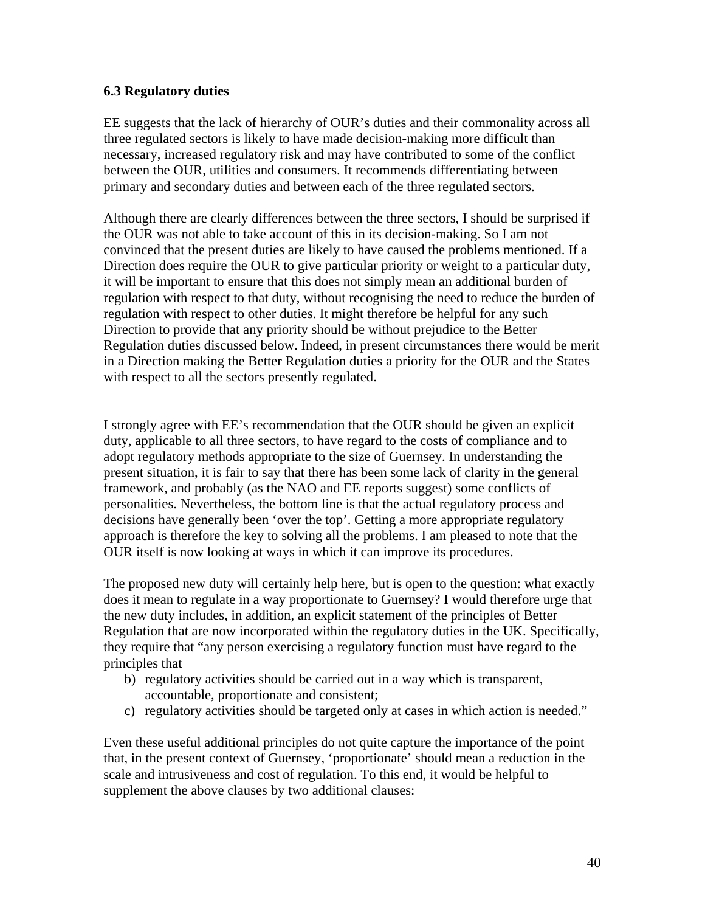### 6.3 Regulatory duties

EE suggests that the lack of hierarchy of OUR's duties and their commonality across all three regulated sectors is likely to have made decision-making more difficult than necessary, increased regulatory risk and may have contributed to some of the conflict between the OUR, utilities and consumers. It recommends differentiating between primary and secondary duties and between each of the three regulated sectors.

Although there are clearly differences between the three sectors, I should be surprised if the OUR was not able to take account of this in its decision-making. So I am not convinced that the present duties are likely to have caused the problems mentioned. If a Direction does require the OUR to give particular priority or weight to a particular duty, it will be important to ensure that this does not simply mean an additional burden of regulation with respect to that duty, without recognising the need to reduce the burden of regulation with respect to other duties. It might therefore be helpful for any such Direction to provide that any priority should be without prejudice to the Better Regulation duties discussed below. Indeed, in present circumstances there would be merit in a Direction making the Better Regulation duties a priority for the OUR and the States with respect to all the sectors presently regulated.

I strongly agree with EE's recommendation that the OUR should be given an explicit duty, applicable to all three sectors, to have regard to the costs of compliance and to adopt regulatory methods appropriate to the size of Guernsey. In understanding the present situation, it is fair to say that there has been some lack of clarity in the general framework, and probably (as the NAO and EE reports suggest) some conflicts of personalities. Nevertheless, the bottom line is that the actual regulatory process and decisions have generally been 'over the top'. Getting a more appropriate regulatory approach is therefore the key to solving all the problems. I am pleased to note that the OUR itself is now looking at ways in which it can improve its procedures.

The proposed new duty will certainly help here, but is open to the question: what exactly does it mean to regulate in a way proportionate to Guernsey? I would therefore urge that the new duty includes, in addition, an explicit statement of the principles of Better Regulation that are now incorporated within the regulatory duties in the UK. Specifically, they require that "any person exercising a regulatory function must have regard to the principles that

b) regulatory activities should be carried out in a way which is transparent, accountable, proportionate and consistent;
c) regulatory activities should be targeted only at cases in which action is needed."

Even these useful additional principles do not quite capture the importance of the point that, in the present context of Guernsey, 'proportionate' should mean a reduction in the scale and intrusiveness and cost of regulation. To this end, it would be helpful to supplement the above clauses by two additional clauses: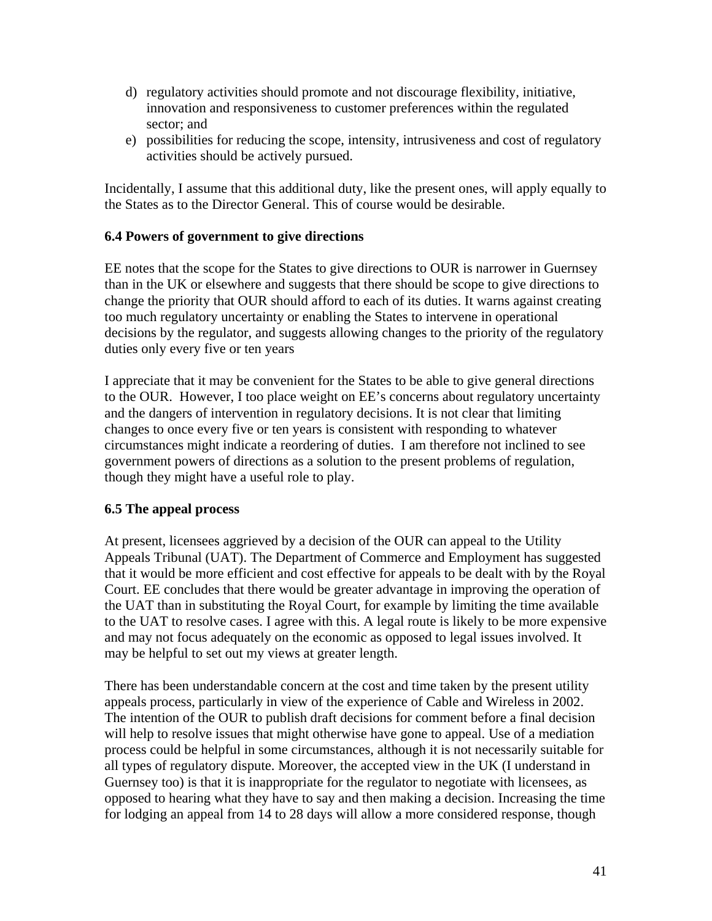d) regulatory activities should promote and not discourage flexibility, initiative, innovation and responsiveness to customer preferences within the regulated sector; and
e) possibilities for reducing the scope, intensity, intrusiveness and cost of regulatory activities should be actively pursued.

Incidentally, I assume that this additional duty, like the present ones, will apply equally to the States as to the Director General. This of course would be desirable.

### 6.4 Powers of government to give directions

EE notes that the scope for the States to give directions to OUR is narrower in Guernsey than in the UK or elsewhere and suggests that there should be scope to give directions to change the priority that OUR should afford to each of its duties. It warns against creating too much regulatory uncertainty or enabling the States to intervene in operational decisions by the regulator, and suggests allowing changes to the priority of the regulatory duties only every five or ten years

I appreciate that it may be convenient for the States to be able to give general directions to the OUR. However, I too place weight on EE's concerns about regulatory uncertainty and the dangers of intervention in regulatory decisions. It is not clear that limiting changes to once every five or ten years is consistent with responding to whatever circumstances might indicate a reordering of duties. I am therefore not inclined to see government powers of directions as a solution to the present problems of regulation, though they might have a useful role to play.

### 6.5 The appeal process

At present, licensees aggrieved by a decision of the OUR can appeal to the Utility Appeals Tribunal (UAT). The Department of Commerce and Employment has suggested that it would be more efficient and cost effective for appeals to be dealt with by the Royal Court. EE concludes that there would be greater advantage in improving the operation of the UAT than in substituting the Royal Court, for example by limiting the time available to the UAT to resolve cases. I agree with this. A legal route is likely to be more expensive and may not focus adequately on the economic as opposed to legal issues involved. It may be helpful to set out my views at greater length.

There has been understandable concern at the cost and time taken by the present utility appeals process, particularly in view of the experience of Cable and Wireless in 2002. The intention of the OUR to publish draft decisions for comment before a final decision will help to resolve issues that might otherwise have gone to appeal. Use of a mediation process could be helpful in some circumstances, although it is not necessarily suitable for all types of regulatory dispute. Moreover, the accepted view in the UK (I understand in Guernsey too) is that it is inappropriate for the regulator to negotiate with licensees, as opposed to hearing what they have to say and then making a decision. Increasing the time for lodging an appeal from 14 to 28 days will allow a more considered response, though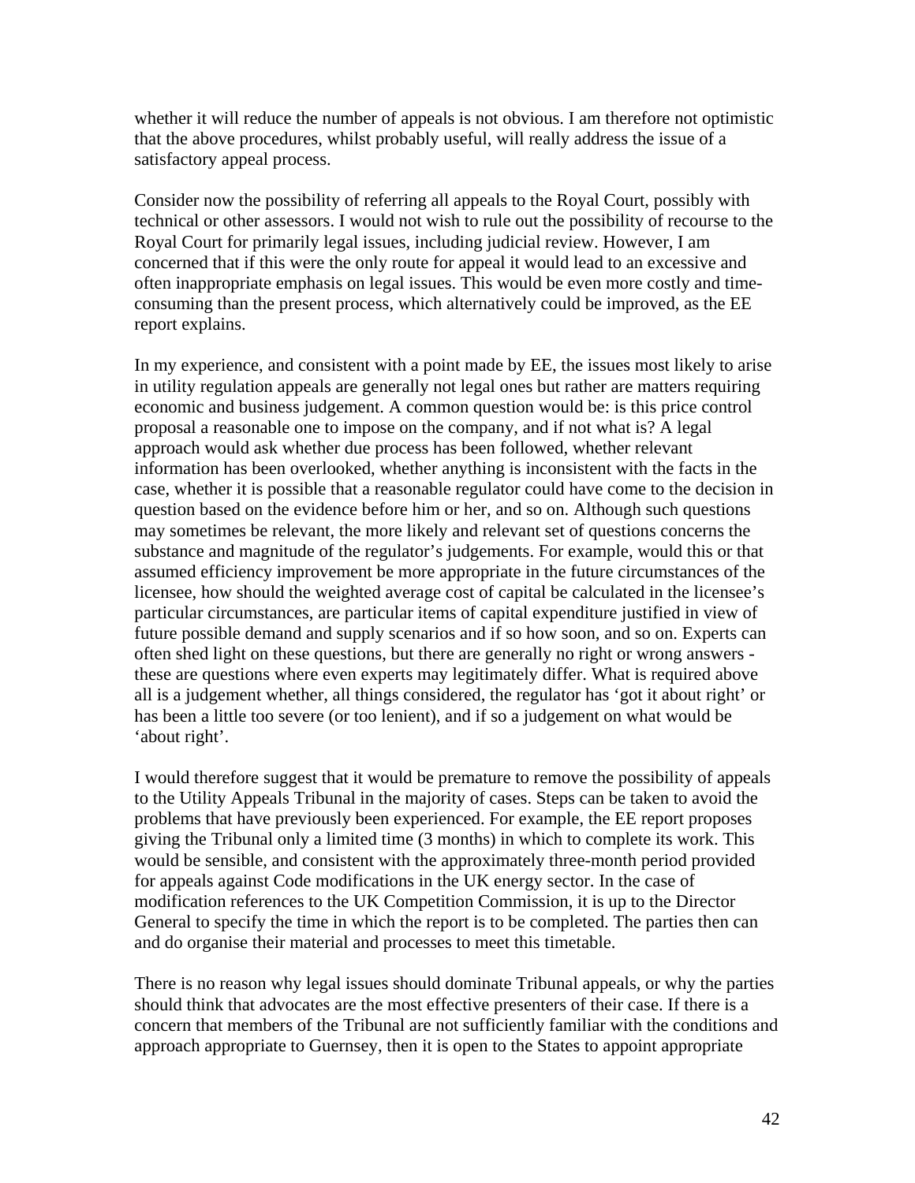whether it will reduce the number of appeals is not obvious. I am therefore not optimistic that the above procedures, whilst probably useful, will really address the issue of a satisfactory appeal process.

Consider now the possibility of referring all appeals to the Royal Court, possibly with technical or other assessors. I would not wish to rule out the possibility of recourse to the Royal Court for primarily legal issues, including judicial review. However, I am concerned that if this were the only route for appeal it would lead to an excessive and often inappropriate emphasis on legal issues. This would be even more costly and time-consuming than the present process, which alternatively could be improved, as the EE report explains.

In my experience, and consistent with a point made by EE, the issues most likely to arise in utility regulation appeals are generally not legal ones but rather are matters requiring economic and business judgement. A common question would be: is this price control proposal a reasonable one to impose on the company, and if not what is? A legal approach would ask whether due process has been followed, whether relevant information has been overlooked, whether anything is inconsistent with the facts in the case, whether it is possible that a reasonable regulator could have come to the decision in question based on the evidence before him or her, and so on. Although such questions may sometimes be relevant, the more likely and relevant set of questions concerns the substance and magnitude of the regulator's judgements. For example, would this or that assumed efficiency improvement be more appropriate in the future circumstances of the licensee, how should the weighted average cost of capital be calculated in the licensee's particular circumstances, are particular items of capital expenditure justified in view of future possible demand and supply scenarios and if so how soon, and so on. Experts can often shed light on these questions, but there are generally no right or wrong answers - these are questions where even experts may legitimately differ. What is required above all is a judgement whether, all things considered, the regulator has 'got it about right' or has been a little too severe (or too lenient), and if so a judgement on what would be 'about right'.

I would therefore suggest that it would be premature to remove the possibility of appeals to the Utility Appeals Tribunal in the majority of cases. Steps can be taken to avoid the problems that have previously been experienced. For example, the EE report proposes giving the Tribunal only a limited time (3 months) in which to complete its work. This would be sensible, and consistent with the approximately three-month period provided for appeals against Code modifications in the UK energy sector. In the case of modification references to the UK Competition Commission, it is up to the Director General to specify the time in which the report is to be completed. The parties then can and do organise their material and processes to meet this timetable.

There is no reason why legal issues should dominate Tribunal appeals, or why the parties should think that advocates are the most effective presenters of their case. If there is a concern that members of the Tribunal are not sufficiently familiar with the conditions and approach appropriate to Guernsey, then it is open to the States to appoint appropriate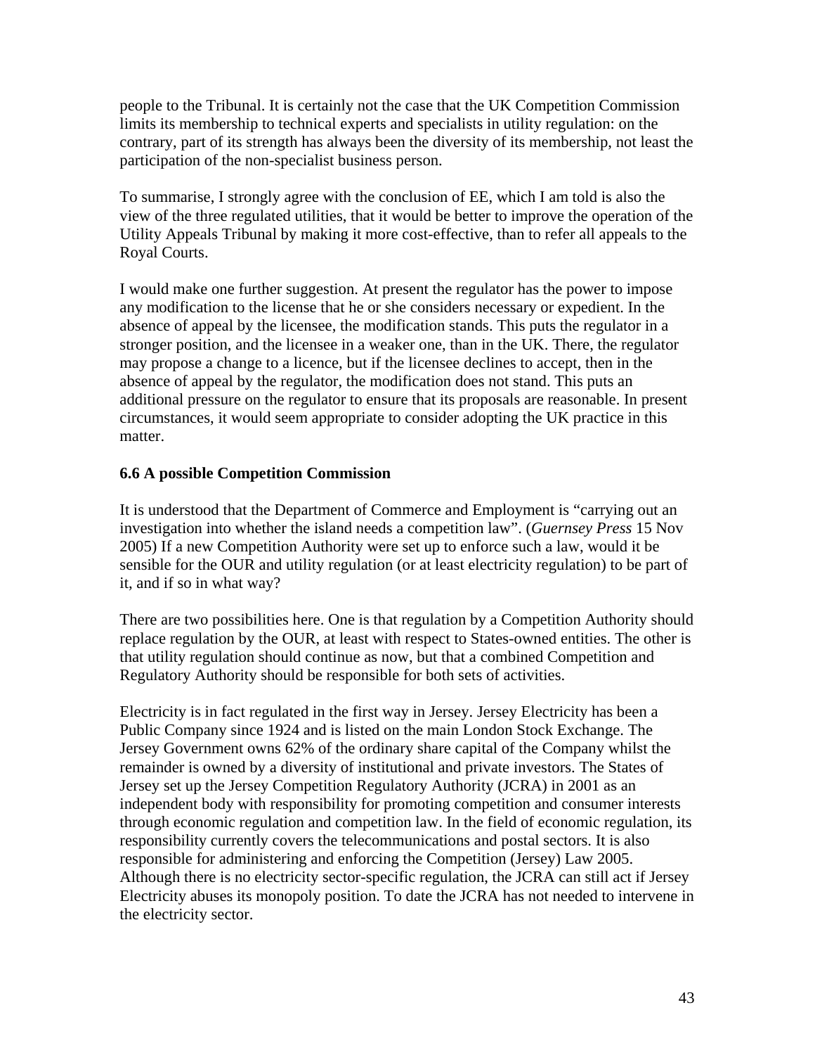people to the Tribunal. It is certainly not the case that the UK Competition Commission limits its membership to technical experts and specialists in utility regulation: on the contrary, part of its strength has always been the diversity of its membership, not least the participation of the non-specialist business person.

To summarise, I strongly agree with the conclusion of EE, which I am told is also the view of the three regulated utilities, that it would be better to improve the operation of the Utility Appeals Tribunal by making it more cost-effective, than to refer all appeals to the Royal Courts.

I would make one further suggestion. At present the regulator has the power to impose any modification to the license that he or she considers necessary or expedient. In the absence of appeal by the licensee, the modification stands. This puts the regulator in a stronger position, and the licensee in a weaker one, than in the UK. There, the regulator may propose a change to a licence, but if the licensee declines to accept, then in the absence of appeal by the regulator, the modification does not stand. This puts an additional pressure on the regulator to ensure that its proposals are reasonable. In present circumstances, it would seem appropriate to consider adopting the UK practice in this matter.

**6.6 A possible Competition Commission**

It is understood that the Department of Commerce and Employment is "carrying out an investigation into whether the island needs a competition law". (*Guernsey Press* 15 Nov 2005) If a new Competition Authority were set up to enforce such a law, would it be sensible for the OUR and utility regulation (or at least electricity regulation) to be part of it, and if so in what way?

There are two possibilities here. One is that regulation by a Competition Authority should replace regulation by the OUR, at least with respect to States-owned entities. The other is that utility regulation should continue as now, but that a combined Competition and Regulatory Authority should be responsible for both sets of activities.

Electricity is in fact regulated in the first way in Jersey. Jersey Electricity has been a Public Company since 1924 and is listed on the main London Stock Exchange. The Jersey Government owns 62% of the ordinary share capital of the Company whilst the remainder is owned by a diversity of institutional and private investors. The States of Jersey set up the Jersey Competition Regulatory Authority (JCRA) in 2001 as an independent body with responsibility for promoting competition and consumer interests through economic regulation and competition law. In the field of economic regulation, its responsibility currently covers the telecommunications and postal sectors. It is also responsible for administering and enforcing the Competition (Jersey) Law 2005. Although there is no electricity sector-specific regulation, the JCRA can still act if Jersey Electricity abuses its monopoly position. To date the JCRA has not needed to intervene in the electricity sector.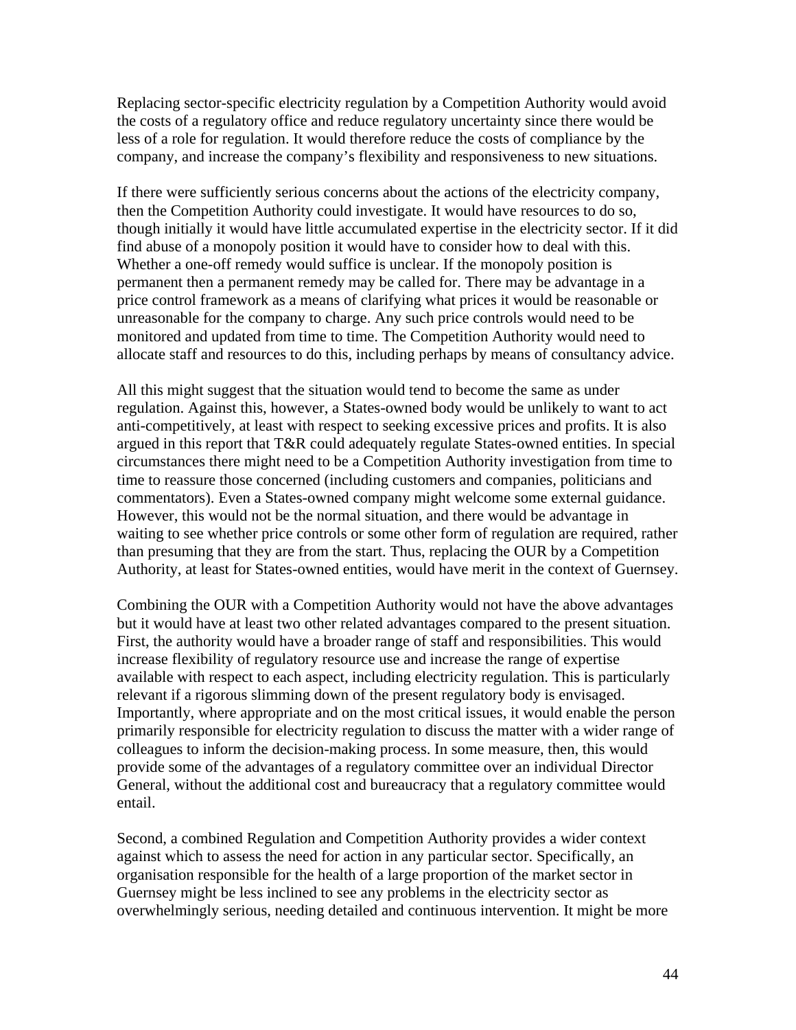Replacing sector-specific electricity regulation by a Competition Authority would avoid the costs of a regulatory office and reduce regulatory uncertainty since there would be less of a role for regulation. It would therefore reduce the costs of compliance by the company, and increase the company's flexibility and responsiveness to new situations.

If there were sufficiently serious concerns about the actions of the electricity company, then the Competition Authority could investigate. It would have resources to do so, though initially it would have little accumulated expertise in the electricity sector. If it did find abuse of a monopoly position it would have to consider how to deal with this. Whether a one-off remedy would suffice is unclear. If the monopoly position is permanent then a permanent remedy may be called for. There may be advantage in a price control framework as a means of clarifying what prices it would be reasonable or unreasonable for the company to charge. Any such price controls would need to be monitored and updated from time to time. The Competition Authority would need to allocate staff and resources to do this, including perhaps by means of consultancy advice.

All this might suggest that the situation would tend to become the same as under regulation. Against this, however, a States-owned body would be unlikely to want to act anti-competitively, at least with respect to seeking excessive prices and profits. It is also argued in this report that T&R could adequately regulate States-owned entities. In special circumstances there might need to be a Competition Authority investigation from time to time to reassure those concerned (including customers and companies, politicians and commentators). Even a States-owned company might welcome some external guidance. However, this would not be the normal situation, and there would be advantage in waiting to see whether price controls or some other form of regulation are required, rather than presuming that they are from the start. Thus, replacing the OUR by a Competition Authority, at least for States-owned entities, would have merit in the context of Guernsey.

Combining the OUR with a Competition Authority would not have the above advantages but it would have at least two other related advantages compared to the present situation. First, the authority would have a broader range of staff and responsibilities. This would increase flexibility of regulatory resource use and increase the range of expertise available with respect to each aspect, including electricity regulation. This is particularly relevant if a rigorous slimming down of the present regulatory body is envisaged. Importantly, where appropriate and on the most critical issues, it would enable the person primarily responsible for electricity regulation to discuss the matter with a wider range of colleagues to inform the decision-making process. In some measure, then, this would provide some of the advantages of a regulatory committee over an individual Director General, without the additional cost and bureaucracy that a regulatory committee would entail.

Second, a combined Regulation and Competition Authority provides a wider context against which to assess the need for action in any particular sector. Specifically, an organisation responsible for the health of a large proportion of the market sector in Guernsey might be less inclined to see any problems in the electricity sector as overwhelmingly serious, needing detailed and continuous intervention. It might be more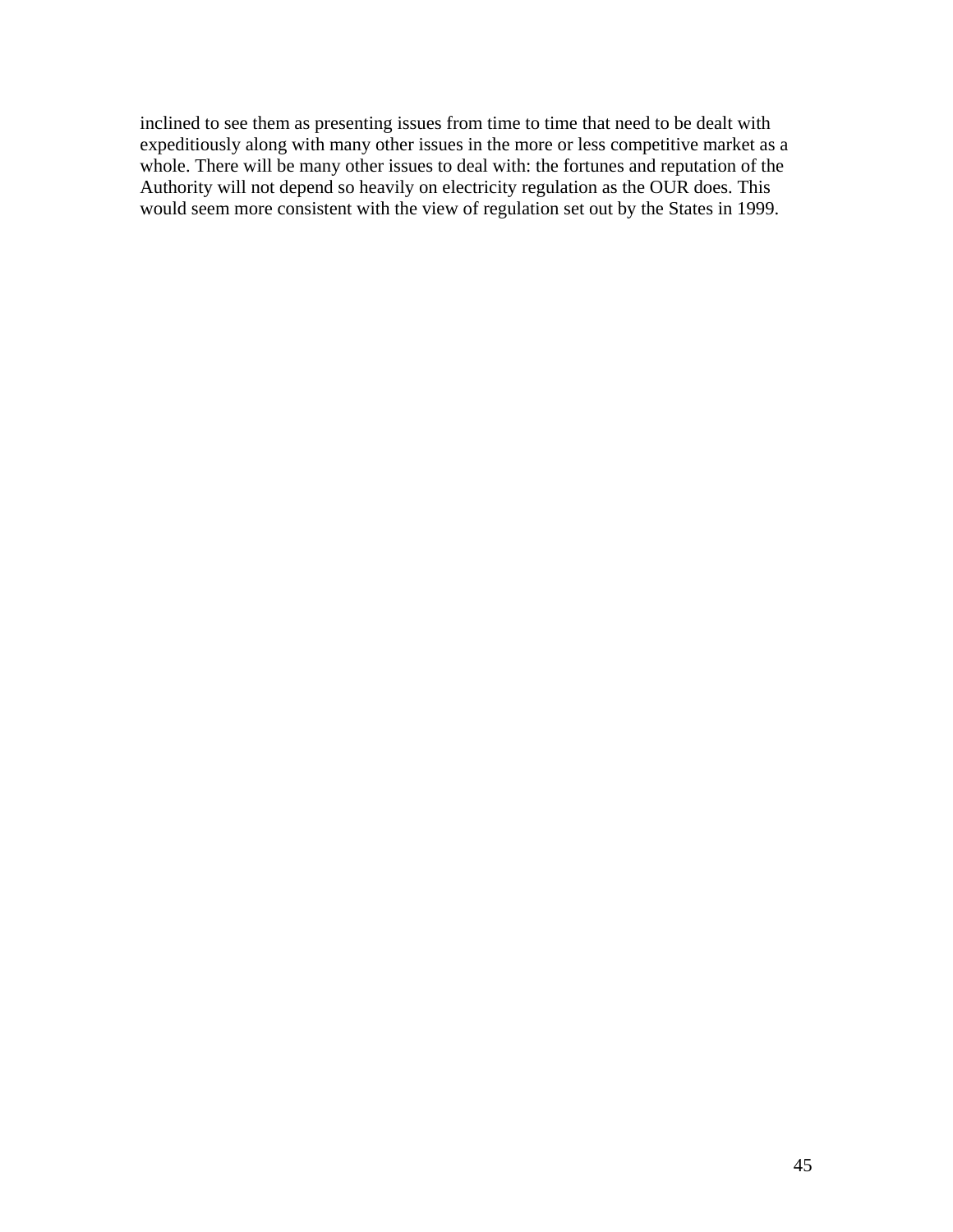inclined to see them as presenting issues from time to time that need to be dealt with expeditiously along with many other issues in the more or less competitive market as a whole. There will be many other issues to deal with: the fortunes and reputation of the Authority will not depend so heavily on electricity regulation as the OUR does. This would seem more consistent with the view of regulation set out by the States in 1999.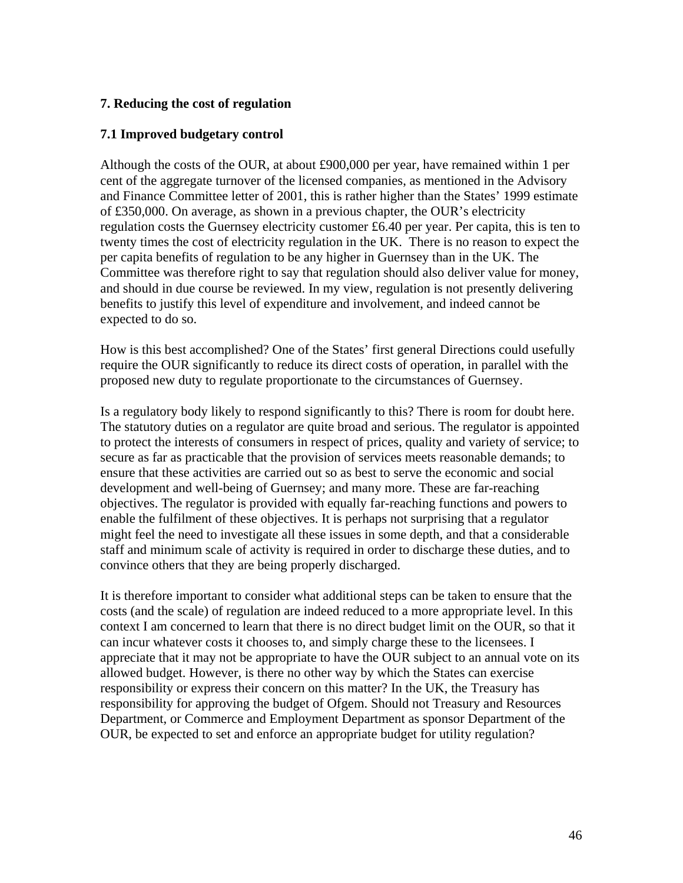## 7. Reducing the cost of regulation

### 7.1 Improved budgetary control

Although the costs of the OUR, at about £900,000 per year, have remained within 1 per cent of the aggregate turnover of the licensed companies, as mentioned in the Advisory and Finance Committee letter of 2001, this is rather higher than the States' 1999 estimate of £350,000. On average, as shown in a previous chapter, the OUR's electricity regulation costs the Guernsey electricity customer £6.40 per year. Per capita, this is ten to twenty times the cost of electricity regulation in the UK. There is no reason to expect the per capita benefits of regulation to be any higher in Guernsey than in the UK. The Committee was therefore right to say that regulation should also deliver value for money, and should in due course be reviewed. In my view, regulation is not presently delivering benefits to justify this level of expenditure and involvement, and indeed cannot be expected to do so.

How is this best accomplished? One of the States' first general Directions could usefully require the OUR significantly to reduce its direct costs of operation, in parallel with the proposed new duty to regulate proportionate to the circumstances of Guernsey.

Is a regulatory body likely to respond significantly to this? There is room for doubt here. The statutory duties on a regulator are quite broad and serious. The regulator is appointed to protect the interests of consumers in respect of prices, quality and variety of service; to secure as far as practicable that the provision of services meets reasonable demands; to ensure that these activities are carried out so as best to serve the economic and social development and well-being of Guernsey; and many more. These are far-reaching objectives. The regulator is provided with equally far-reaching functions and powers to enable the fulfilment of these objectives. It is perhaps not surprising that a regulator might feel the need to investigate all these issues in some depth, and that a considerable staff and minimum scale of activity is required in order to discharge these duties, and to convince others that they are being properly discharged.

It is therefore important to consider what additional steps can be taken to ensure that the costs (and the scale) of regulation are indeed reduced to a more appropriate level. In this context I am concerned to learn that there is no direct budget limit on the OUR, so that it can incur whatever costs it chooses to, and simply charge these to the licensees. I appreciate that it may not be appropriate to have the OUR subject to an annual vote on its allowed budget. However, is there no other way by which the States can exercise responsibility or express their concern on this matter? In the UK, the Treasury has responsibility for approving the budget of Ofgem. Should not Treasury and Resources Department, or Commerce and Employment Department as sponsor Department of the OUR, be expected to set and enforce an appropriate budget for utility regulation?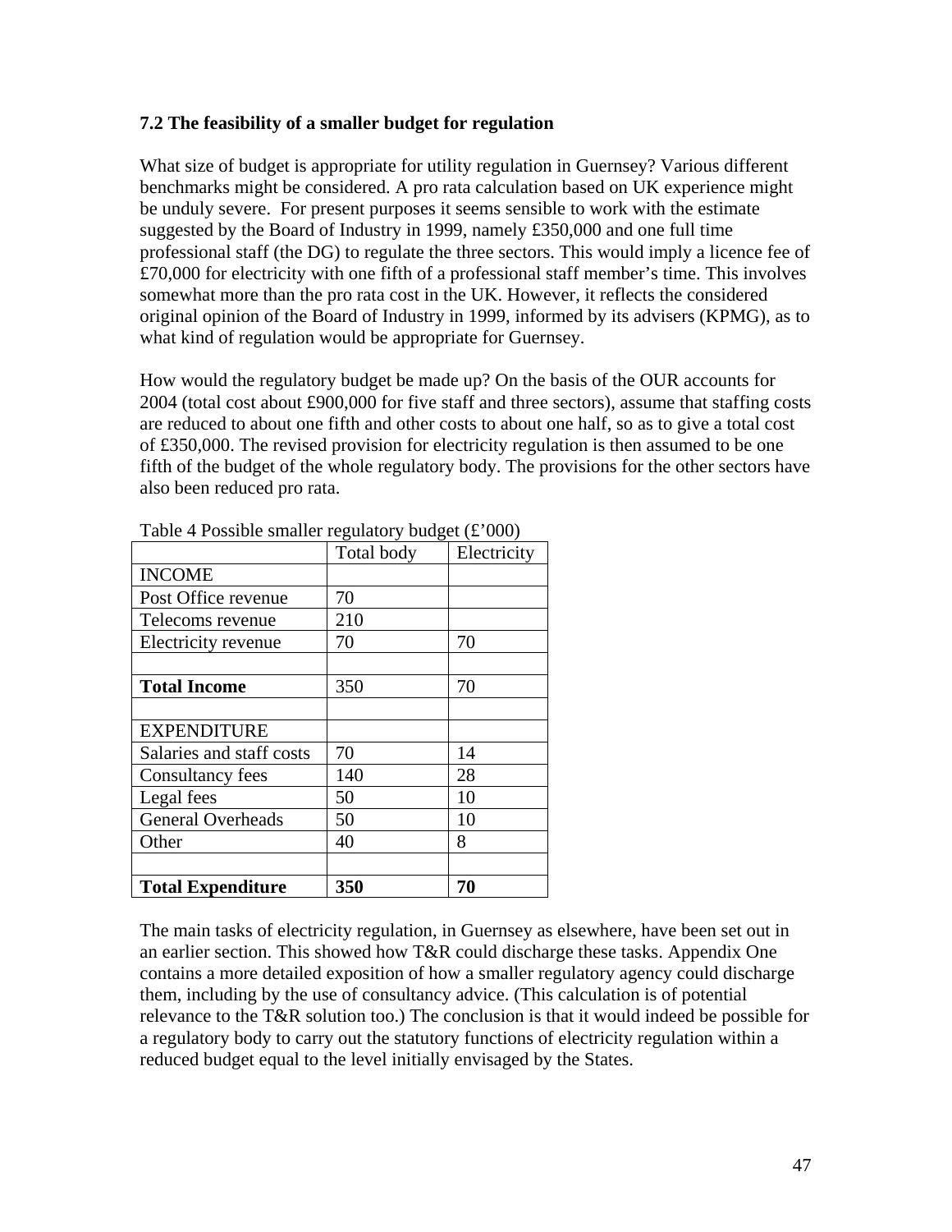### 7.2 The feasibility of a smaller budget for regulation

What size of budget is appropriate for utility regulation in Guernsey? Various different benchmarks might be considered. A pro rata calculation based on UK experience might be unduly severe. For present purposes it seems sensible to work with the estimate suggested by the Board of Industry in 1999, namely £350,000 and one full time professional staff (the DG) to regulate the three sectors. This would imply a licence fee of £70,000 for electricity with one fifth of a professional staff member's time. This involves somewhat more than the pro rata cost in the UK. However, it reflects the considered original opinion of the Board of Industry in 1999, informed by its advisers (KPMG), as to what kind of regulation would be appropriate for Guernsey.

How would the regulatory budget be made up? On the basis of the OUR accounts for 2004 (total cost about £900,000 for five staff and three sectors), assume that staffing costs are reduced to about one fifth and other costs to about one half, so as to give a total cost of £350,000. The revised provision for electricity regulation is then assumed to be one fifth of the budget of the whole regulatory body. The provisions for the other sectors have also been reduced pro rata.

Table 4 Possible smaller regulatory budget (£'000)

| | Total body | Electricity |
|---|---|---|
| INCOME | | |
| Post Office revenue | 70 | |
| Telecoms revenue | 210 | |
| Electricity revenue | 70 | 70 |
| | | |
| **Total Income** | 350 | 70 |
| | | |
| EXPENDITURE | | |
| Salaries and staff costs | 70 | 14 |
| Consultancy fees | 140 | 28 |
| Legal fees | 50 | 10 |
| General Overheads | 50 | 10 |
| Other | 40 | 8 |
| | | |
| **Total Expenditure** | **350** | **70** |

The main tasks of electricity regulation, in Guernsey as elsewhere, have been set out in an earlier section. This showed how T&R could discharge these tasks. Appendix One contains a more detailed exposition of how a smaller regulatory agency could discharge them, including by the use of consultancy advice. (This calculation is of potential relevance to the T&R solution too.) The conclusion is that it would indeed be possible for a regulatory body to carry out the statutory functions of electricity regulation within a reduced budget equal to the level initially envisaged by the States.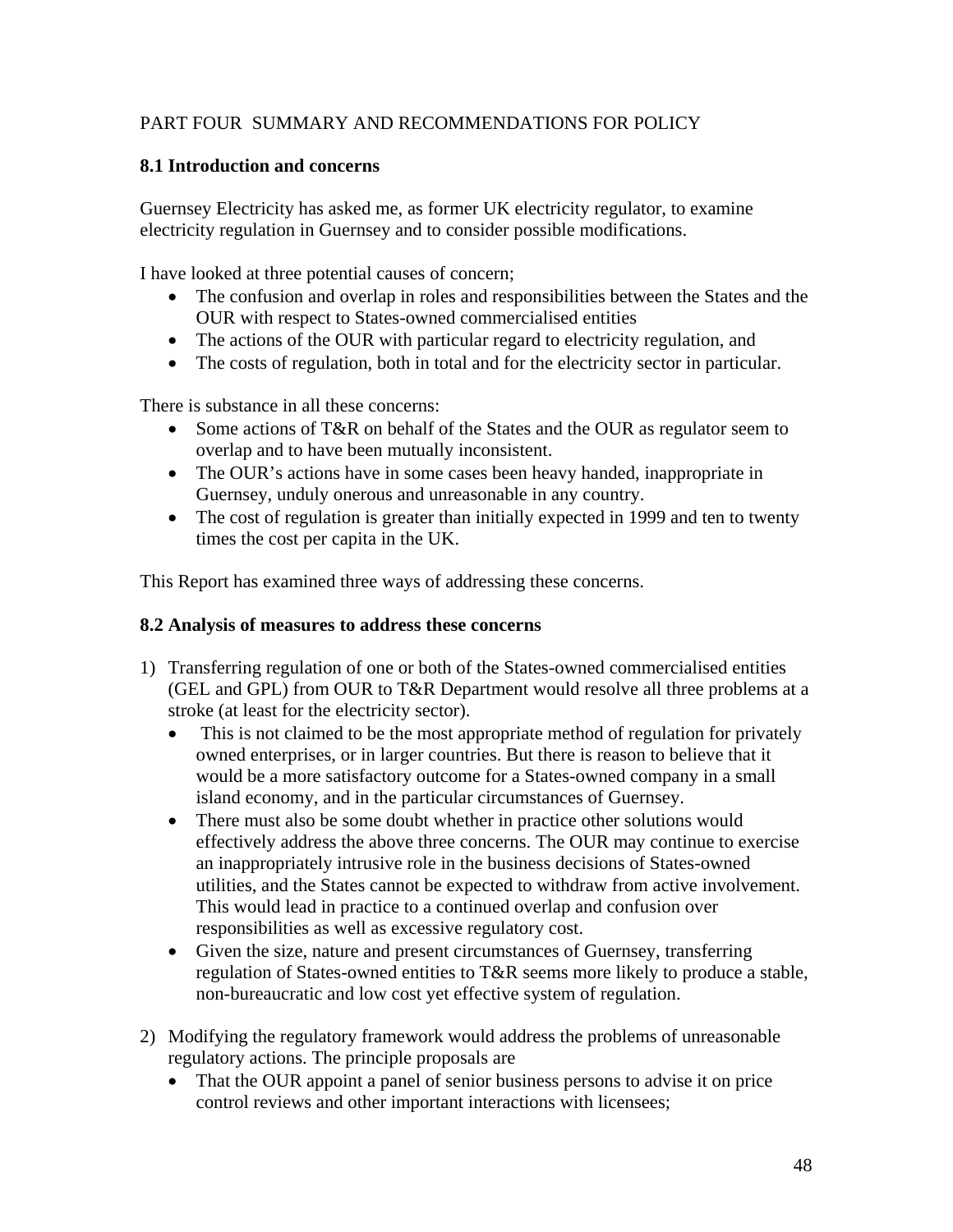PART FOUR SUMMARY AND RECOMMENDATIONS FOR POLICY

### 8.1 Introduction and concerns

Guernsey Electricity has asked me, as former UK electricity regulator, to examine electricity regulation in Guernsey and to consider possible modifications.

I have looked at three potential causes of concern;

- The confusion and overlap in roles and responsibilities between the States and the OUR with respect to States-owned commercialised entities
- The actions of the OUR with particular regard to electricity regulation, and
- The costs of regulation, both in total and for the electricity sector in particular.

There is substance in all these concerns:

- Some actions of T&R on behalf of the States and the OUR as regulator seem to overlap and to have been mutually inconsistent.
- The OUR's actions have in some cases been heavy handed, inappropriate in Guernsey, unduly onerous and unreasonable in any country.
- The cost of regulation is greater than initially expected in 1999 and ten to twenty times the cost per capita in the UK.

This Report has examined three ways of addressing these concerns.

### 8.2 Analysis of measures to address these concerns

1) Transferring regulation of one or both of the States-owned commercialised entities (GEL and GPL) from OUR to T&R Department would resolve all three problems at a stroke (at least for the electricity sector).
   - This is not claimed to be the most appropriate method of regulation for privately owned enterprises, or in larger countries. But there is reason to believe that it would be a more satisfactory outcome for a States-owned company in a small island economy, and in the particular circumstances of Guernsey.
   - There must also be some doubt whether in practice other solutions would effectively address the above three concerns. The OUR may continue to exercise an inappropriately intrusive role in the business decisions of States-owned utilities, and the States cannot be expected to withdraw from active involvement. This would lead in practice to a continued overlap and confusion over responsibilities as well as excessive regulatory cost.
   - Given the size, nature and present circumstances of Guernsey, transferring regulation of States-owned entities to T&R seems more likely to produce a stable, non-bureaucratic and low cost yet effective system of regulation.

2) Modifying the regulatory framework would address the problems of unreasonable regulatory actions. The principle proposals are
   - That the OUR appoint a panel of senior business persons to advise it on price control reviews and other important interactions with licensees;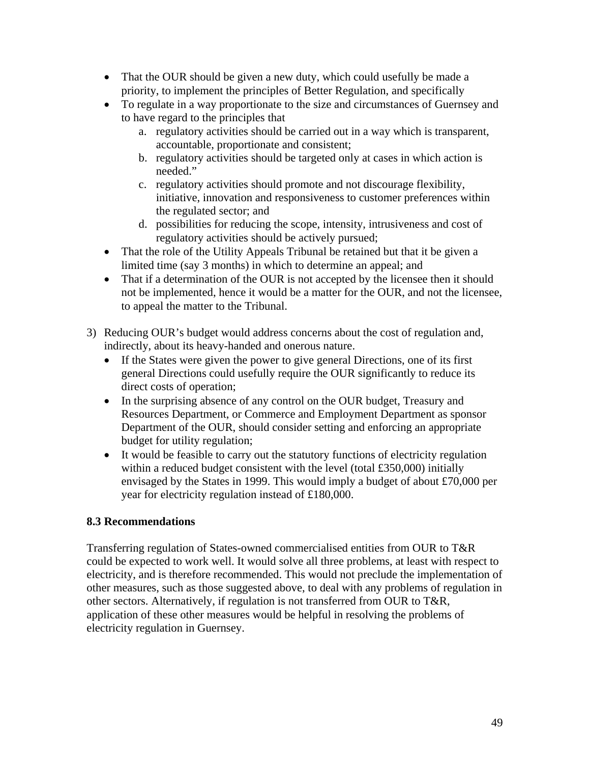- That the OUR should be given a new duty, which could usefully be made a priority, to implement the principles of Better Regulation, and specifically
- To regulate in a way proportionate to the size and circumstances of Guernsey and to have regard to the principles that
  a. regulatory activities should be carried out in a way which is transparent, accountable, proportionate and consistent;
  b. regulatory activities should be targeted only at cases in which action is needed."
  c. regulatory activities should promote and not discourage flexibility, initiative, innovation and responsiveness to customer preferences within the regulated sector; and
  d. possibilities for reducing the scope, intensity, intrusiveness and cost of regulatory activities should be actively pursued;
- That the role of the Utility Appeals Tribunal be retained but that it be given a limited time (say 3 months) in which to determine an appeal; and
- That if a determination of the OUR is not accepted by the licensee then it should not be implemented, hence it would be a matter for the OUR, and not the licensee, to appeal the matter to the Tribunal.

3) Reducing OUR's budget would address concerns about the cost of regulation and, indirectly, about its heavy-handed and onerous nature.
   - If the States were given the power to give general Directions, one of its first general Directions could usefully require the OUR significantly to reduce its direct costs of operation;
   - In the surprising absence of any control on the OUR budget, Treasury and Resources Department, or Commerce and Employment Department as sponsor Department of the OUR, should consider setting and enforcing an appropriate budget for utility regulation;
   - It would be feasible to carry out the statutory functions of electricity regulation within a reduced budget consistent with the level (total £350,000) initially envisaged by the States in 1999. This would imply a budget of about £70,000 per year for electricity regulation instead of £180,000.

### 8.3 Recommendations

Transferring regulation of States-owned commercialised entities from OUR to T&R could be expected to work well. It would solve all three problems, at least with respect to electricity, and is therefore recommended. This would not preclude the implementation of other measures, such as those suggested above, to deal with any problems of regulation in other sectors. Alternatively, if regulation is not transferred from OUR to T&R, application of these other measures would be helpful in resolving the problems of electricity regulation in Guernsey.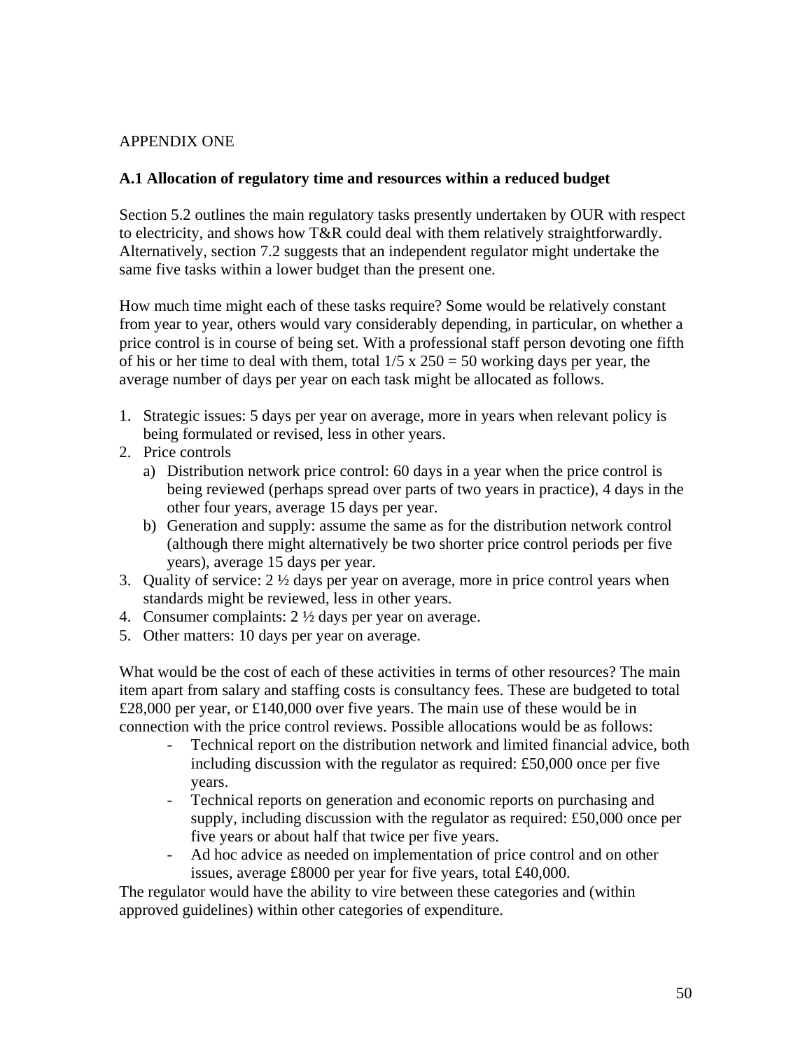APPENDIX ONE

### A.1 Allocation of regulatory time and resources within a reduced budget

Section 5.2 outlines the main regulatory tasks presently undertaken by OUR with respect to electricity, and shows how T&R could deal with them relatively straightforwardly. Alternatively, section 7.2 suggests that an independent regulator might undertake the same five tasks within a lower budget than the present one.

How much time might each of these tasks require? Some would be relatively constant from year to year, others would vary considerably depending, in particular, on whether a price control is in course of being set. With a professional staff person devoting one fifth of his or her time to deal with them, total 1/5 x 250 = 50 working days per year, the average number of days per year on each task might be allocated as follows.

1. Strategic issues: 5 days per year on average, more in years when relevant policy is being formulated or revised, less in other years.
2. Price controls
   a) Distribution network price control: 60 days in a year when the price control is being reviewed (perhaps spread over parts of two years in practice), 4 days in the other four years, average 15 days per year.
   b) Generation and supply: assume the same as for the distribution network control (although there might alternatively be two shorter price control periods per five years), average 15 days per year.
3. Quality of service: 2 ½ days per year on average, more in price control years when standards might be reviewed, less in other years.
4. Consumer complaints: 2 ½ days per year on average.
5. Other matters: 10 days per year on average.

What would be the cost of each of these activities in terms of other resources? The main item apart from salary and staffing costs is consultancy fees. These are budgeted to total £28,000 per year, or £140,000 over five years. The main use of these would be in connection with the price control reviews. Possible allocations would be as follows:

- Technical report on the distribution network and limited financial advice, both including discussion with the regulator as required: £50,000 once per five years.
- Technical reports on generation and economic reports on purchasing and supply, including discussion with the regulator as required: £50,000 once per five years or about half that twice per five years.
- Ad hoc advice as needed on implementation of price control and on other issues, average £8000 per year for five years, total £40,000.

The regulator would have the ability to vire between these categories and (within approved guidelines) within other categories of expenditure.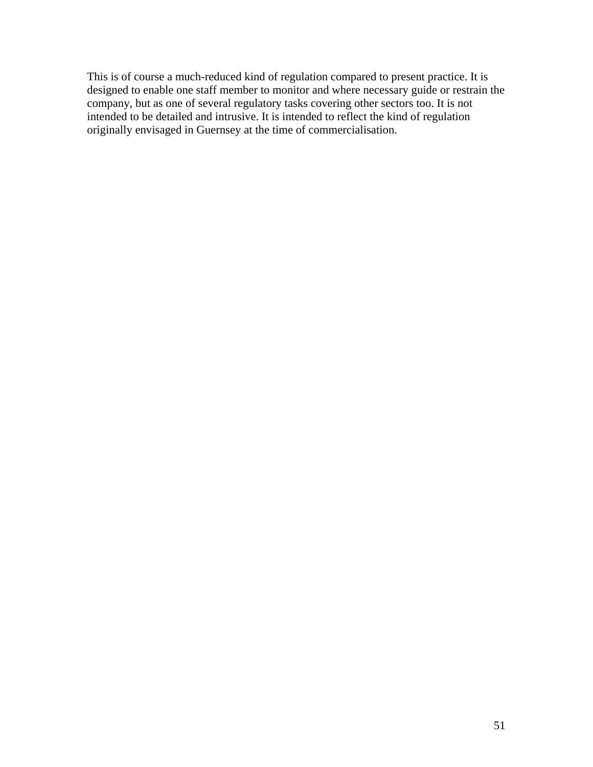This is of course a much-reduced kind of regulation compared to present practice. It is designed to enable one staff member to monitor and where necessary guide or restrain the company, but as one of several regulatory tasks covering other sectors too. It is not intended to be detailed and intrusive. It is intended to reflect the kind of regulation originally envisaged in Guernsey at the time of commercialisation.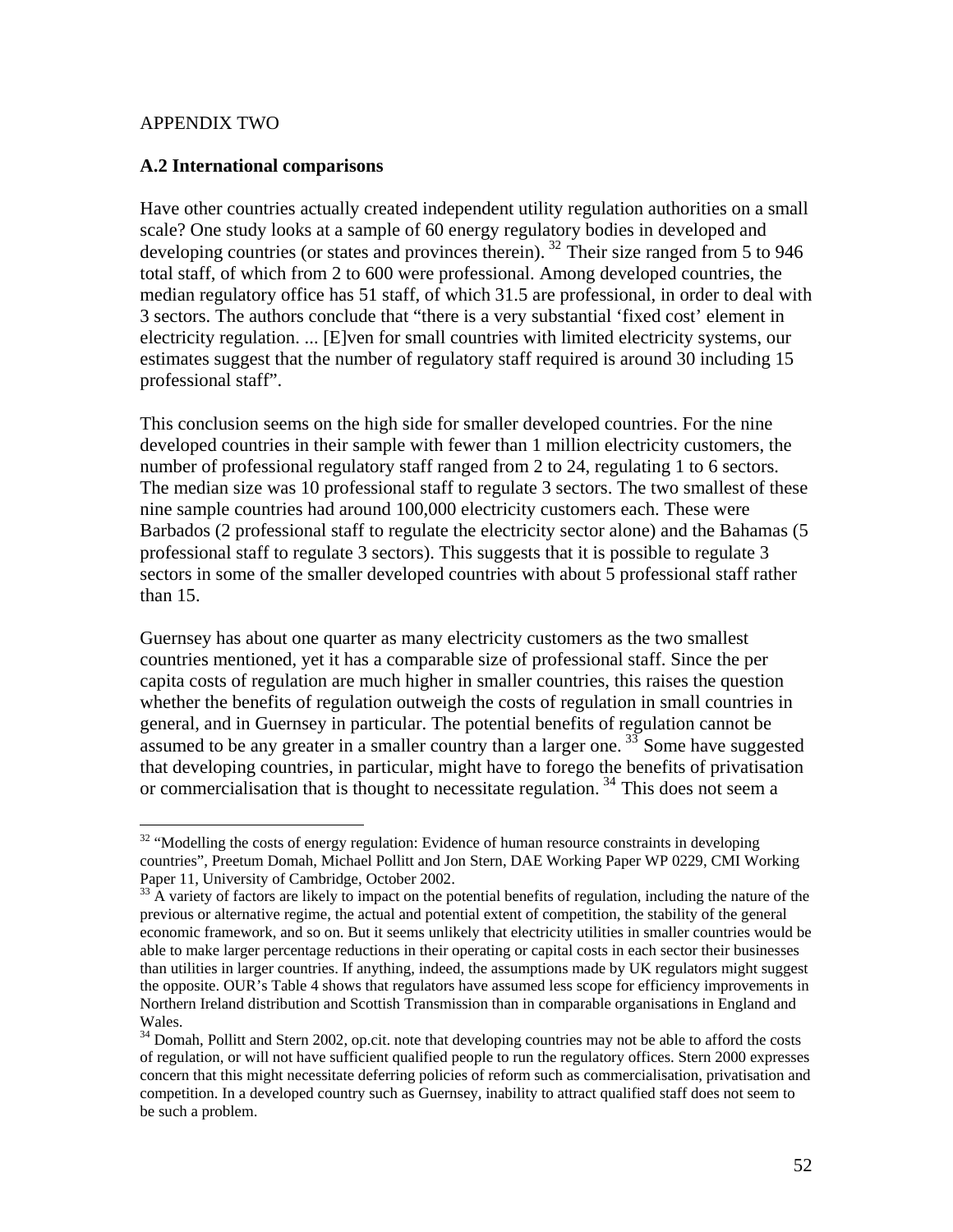APPENDIX TWO

## A.2 International comparisons

Have other countries actually created independent utility regulation authorities on a small scale? One study looks at a sample of 60 energy regulatory bodies in developed and developing countries (or states and provinces therein). [32] Their size ranged from 5 to 946 total staff, of which from 2 to 600 were professional. Among developed countries, the median regulatory office has 51 staff, of which 31.5 are professional, in order to deal with 3 sectors. The authors conclude that "there is a very substantial 'fixed cost' element in electricity regulation. ... [E]ven for small countries with limited electricity systems, our estimates suggest that the number of regulatory staff required is around 30 including 15 professional staff".

This conclusion seems on the high side for smaller developed countries. For the nine developed countries in their sample with fewer than 1 million electricity customers, the number of professional regulatory staff ranged from 2 to 24, regulating 1 to 6 sectors. The median size was 10 professional staff to regulate 3 sectors. The two smallest of these nine sample countries had around 100,000 electricity customers each. These were Barbados (2 professional staff to regulate the electricity sector alone) and the Bahamas (5 professional staff to regulate 3 sectors). This suggests that it is possible to regulate 3 sectors in some of the smaller developed countries with about 5 professional staff rather than 15.

Guernsey has about one quarter as many electricity customers as the two smallest countries mentioned, yet it has a comparable size of professional staff. Since the per capita costs of regulation are much higher in smaller countries, this raises the question whether the benefits of regulation outweigh the costs of regulation in small countries in general, and in Guernsey in particular. The potential benefits of regulation cannot be assumed to be any greater in a smaller country than a larger one. [33] Some have suggested that developing countries, in particular, might have to forego the benefits of privatisation or commercialisation that is thought to necessitate regulation. [34] This does not seem a

---

[32] "Modelling the costs of energy regulation: Evidence of human resource constraints in developing countries", Preetum Domah, Michael Pollitt and Jon Stern, DAE Working Paper WP 0229, CMI Working Paper 11, University of Cambridge, October 2002.

[33] A variety of factors are likely to impact on the potential benefits of regulation, including the nature of the previous or alternative regime, the actual and potential extent of competition, the stability of the general economic framework, and so on. But it seems unlikely that electricity utilities in smaller countries would be able to make larger percentage reductions in their operating or capital costs in each sector their businesses than utilities in larger countries. If anything, indeed, the assumptions made by UK regulators might suggest the opposite. OUR's Table 4 shows that regulators have assumed less scope for efficiency improvements in Northern Ireland distribution and Scottish Transmission than in comparable organisations in England and Wales.

[34] Domah, Pollitt and Stern 2002, op.cit. note that developing countries may not be able to afford the costs of regulation, or will not have sufficient qualified people to run the regulatory offices. Stern 2000 expresses concern that this might necessitate deferring policies of reform such as commercialisation, privatisation and competition. In a developed country such as Guernsey, inability to attract qualified staff does not seem to be such a problem.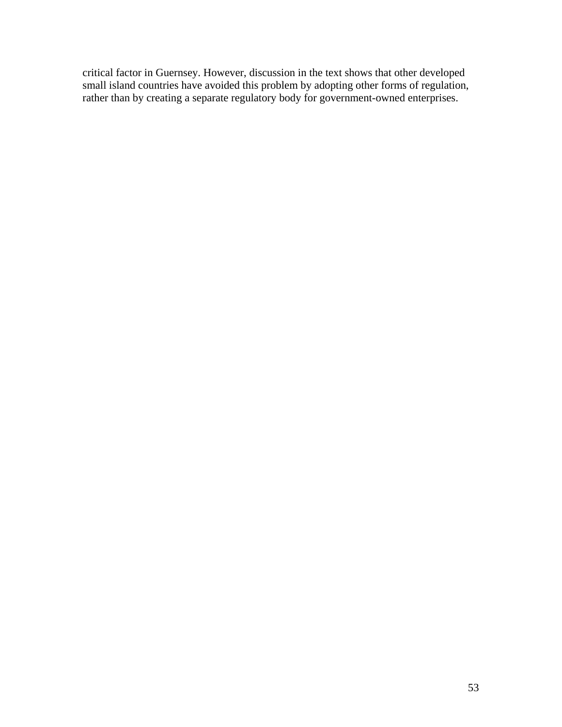critical factor in Guernsey. However, discussion in the text shows that other developed small island countries have avoided this problem by adopting other forms of regulation, rather than by creating a separate regulatory body for government-owned enterprises.